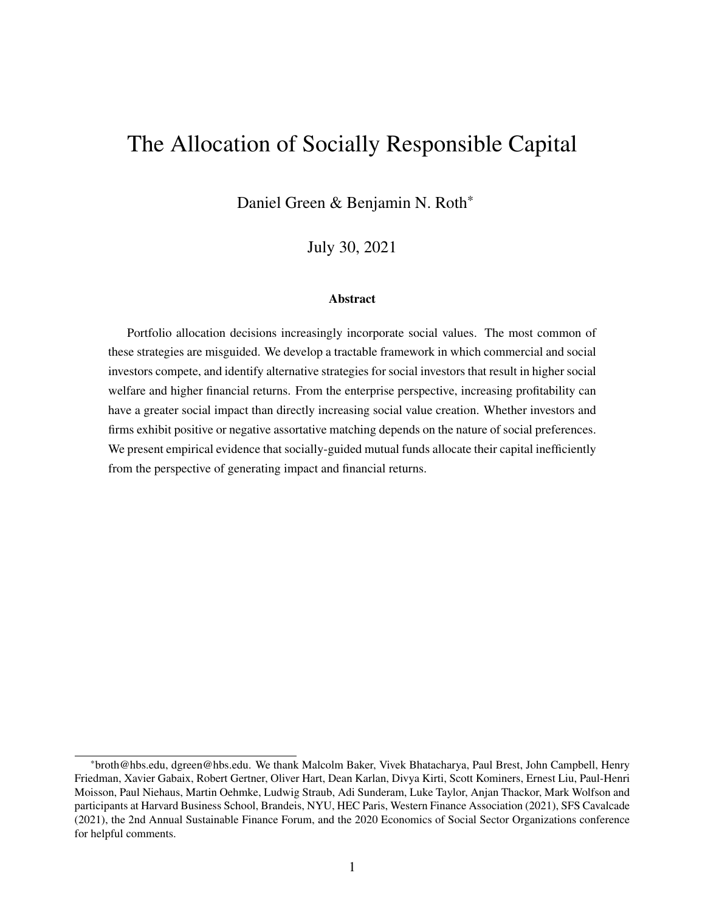# The Allocation of Socially Responsible Capital

Daniel Green & Benjamin N. Roth*

July 30, 2021

### Abstract

Portfolio allocation decisions increasingly incorporate social values. The most common of these strategies are misguided. We develop a tractable framework in which commercial and social investors compete, and identify alternative strategies for social investors that result in higher social welfare and higher financial returns. From the enterprise perspective, increasing profitability can have a greater social impact than directly increasing social value creation. Whether investors and firms exhibit positive or negative assortative matching depends on the nature of social preferences. We present empirical evidence that socially-guided mutual funds allocate their capital inefficiently from the perspective of generating impact and financial returns.

---

*broth@hbs.edu, dgreen@hbs.edu. We thank Malcolm Baker, Vivek Bhatacharya, Paul Brest, John Campbell, Henry Friedman, Xavier Gabaix, Robert Gertner, Oliver Hart, Dean Karlan, Divya Kirti, Scott Kominers, Ernest Liu, Paul-Henri Moisson, Paul Niehaus, Martin Oehmke, Ludwig Straub, Adi Sunderam, Luke Taylor, Anjan Thackor, Mark Wolfson and participants at Harvard Business School, Brandeis, NYU, HEC Paris, Western Finance Association (2021), SFS Cavalcade (2021), the 2nd Annual Sustainable Finance Forum, and the 2020 Economics of Social Sector Organizations conference for helpful comments.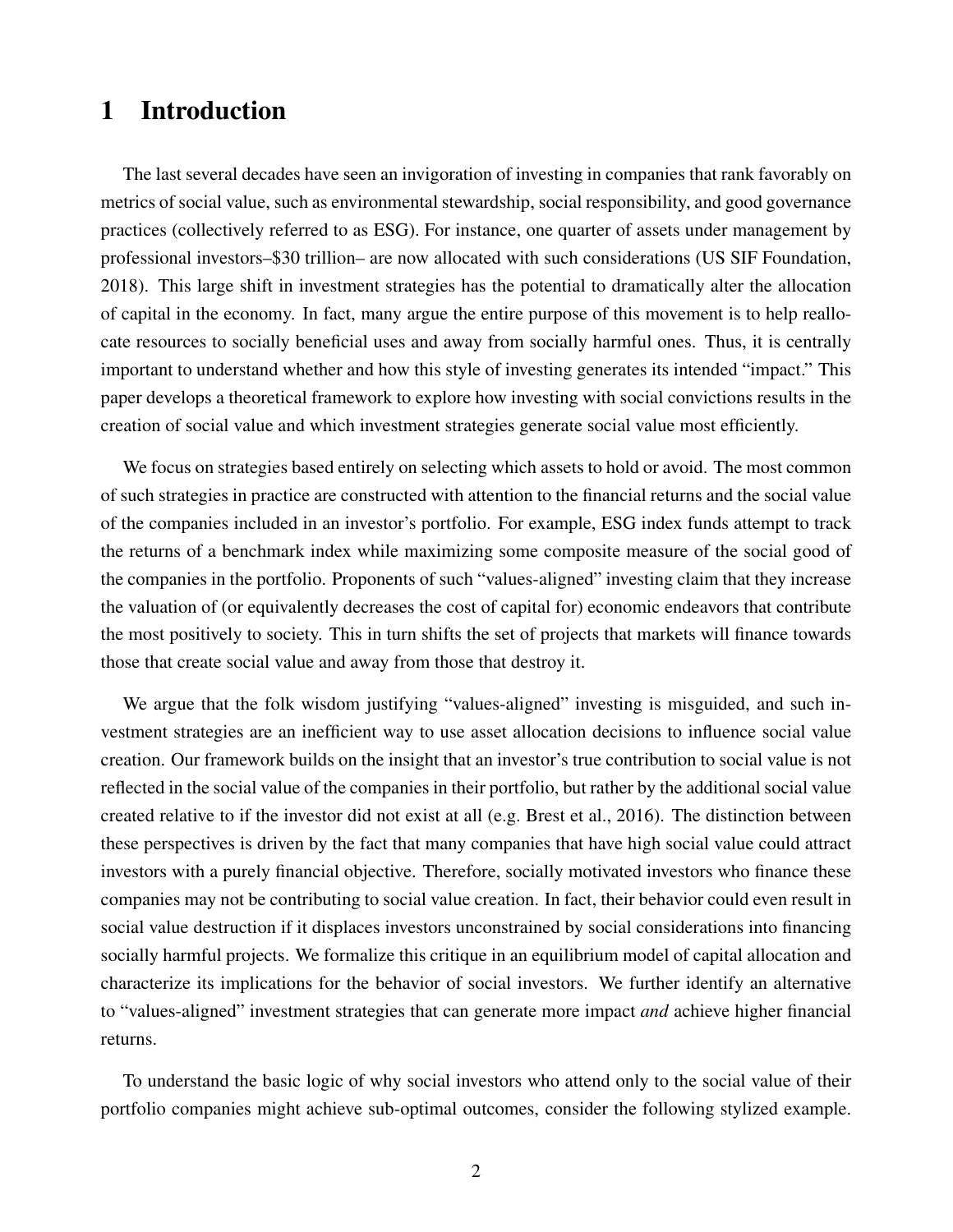# 1 Introduction

The last several decades have seen an invigoration of investing in companies that rank favorably on metrics of social value, such as environmental stewardship, social responsibility, and good governance practices (collectively referred to as ESG). For instance, one quarter of assets under management by professional investors–$30 trillion– are now allocated with such considerations (US SIF Foundation, 2018). This large shift in investment strategies has the potential to dramatically alter the allocation of capital in the economy. In fact, many argue the entire purpose of this movement is to help reallocate resources to socially beneficial uses and away from socially harmful ones. Thus, it is centrally important to understand whether and how this style of investing generates its intended "impact." This paper develops a theoretical framework to explore how investing with social convictions results in the creation of social value and which investment strategies generate social value most efficiently.

We focus on strategies based entirely on selecting which assets to hold or avoid. The most common of such strategies in practice are constructed with attention to the financial returns and the social value of the companies included in an investor's portfolio. For example, ESG index funds attempt to track the returns of a benchmark index while maximizing some composite measure of the social good of the companies in the portfolio. Proponents of such "values-aligned" investing claim that they increase the valuation of (or equivalently decreases the cost of capital for) economic endeavors that contribute the most positively to society. This in turn shifts the set of projects that markets will finance towards those that create social value and away from those that destroy it.

We argue that the folk wisdom justifying "values-aligned" investing is misguided, and such investment strategies are an inefficient way to use asset allocation decisions to influence social value creation. Our framework builds on the insight that an investor's true contribution to social value is not reflected in the social value of the companies in their portfolio, but rather by the additional social value created relative to if the investor did not exist at all (e.g. Brest et al., 2016). The distinction between these perspectives is driven by the fact that many companies that have high social value could attract investors with a purely financial objective. Therefore, socially motivated investors who finance these companies may not be contributing to social value creation. In fact, their behavior could even result in social value destruction if it displaces investors unconstrained by social considerations into financing socially harmful projects. We formalize this critique in an equilibrium model of capital allocation and characterize its implications for the behavior of social investors. We further identify an alternative to "values-aligned" investment strategies that can generate more impact *and* achieve higher financial returns.

To understand the basic logic of why social investors who attend only to the social value of their portfolio companies might achieve sub-optimal outcomes, consider the following stylized example.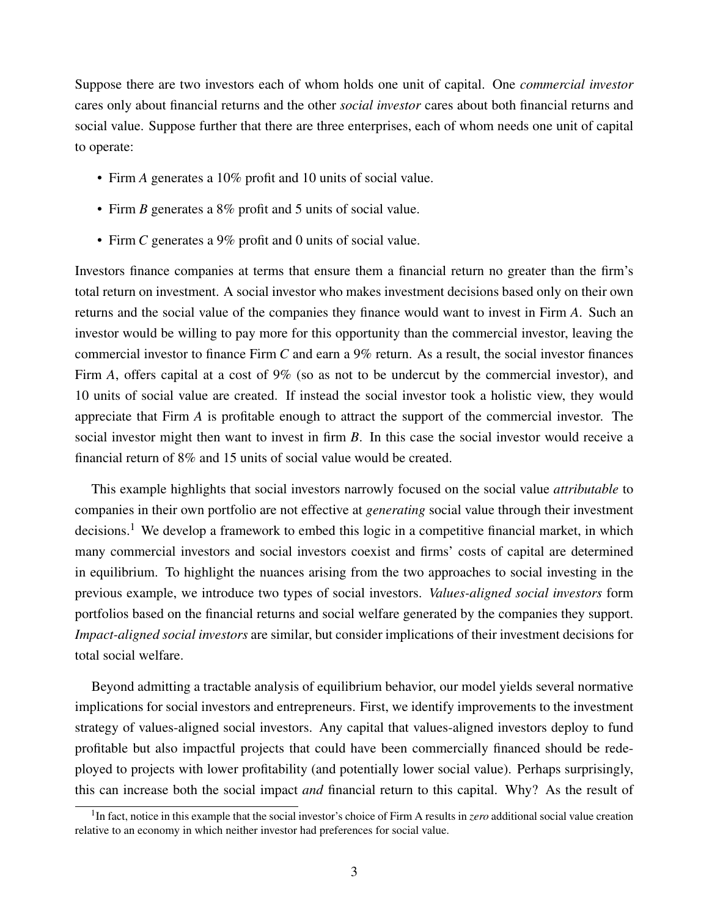Suppose there are two investors each of whom holds one unit of capital. One *commercial investor* cares only about financial returns and the other *social investor* cares about both financial returns and social value. Suppose further that there are three enterprises, each of whom needs one unit of capital to operate:

- Firm *A* generates a 10% profit and 10 units of social value.
- Firm *B* generates a 8% profit and 5 units of social value.
- Firm *C* generates a 9% profit and 0 units of social value.

Investors finance companies at terms that ensure them a financial return no greater than the firm's total return on investment. A social investor who makes investment decisions based only on their own returns and the social value of the companies they finance would want to invest in Firm *A*. Such an investor would be willing to pay more for this opportunity than the commercial investor, leaving the commercial investor to finance Firm *C* and earn a 9% return. As a result, the social investor finances Firm *A*, offers capital at a cost of 9% (so as not to be undercut by the commercial investor), and 10 units of social value are created. If instead the social investor took a holistic view, they would appreciate that Firm *A* is profitable enough to attract the support of the commercial investor. The social investor might then want to invest in firm *B*. In this case the social investor would receive a financial return of 8% and 15 units of social value would be created.

This example highlights that social investors narrowly focused on the social value *attributable* to companies in their own portfolio are not effective at *generating* social value through their investment decisions.[1] We develop a framework to embed this logic in a competitive financial market, in which many commercial investors and social investors coexist and firms' costs of capital are determined in equilibrium. To highlight the nuances arising from the two approaches to social investing in the previous example, we introduce two types of social investors. *Values-aligned social investors* form portfolios based on the financial returns and social welfare generated by the companies they support. *Impact-aligned social investors* are similar, but consider implications of their investment decisions for total social welfare.

Beyond admitting a tractable analysis of equilibrium behavior, our model yields several normative implications for social investors and entrepreneurs. First, we identify improvements to the investment strategy of values-aligned social investors. Any capital that values-aligned investors deploy to fund profitable but also impactful projects that could have been commercially financed should be redeployed to projects with lower profitability (and potentially lower social value). Perhaps surprisingly, this can increase both the social impact *and* financial return to this capital. Why? As the result of

[1] In fact, notice in this example that the social investor's choice of Firm A results in *zero* additional social value creation relative to an economy in which neither investor had preferences for social value.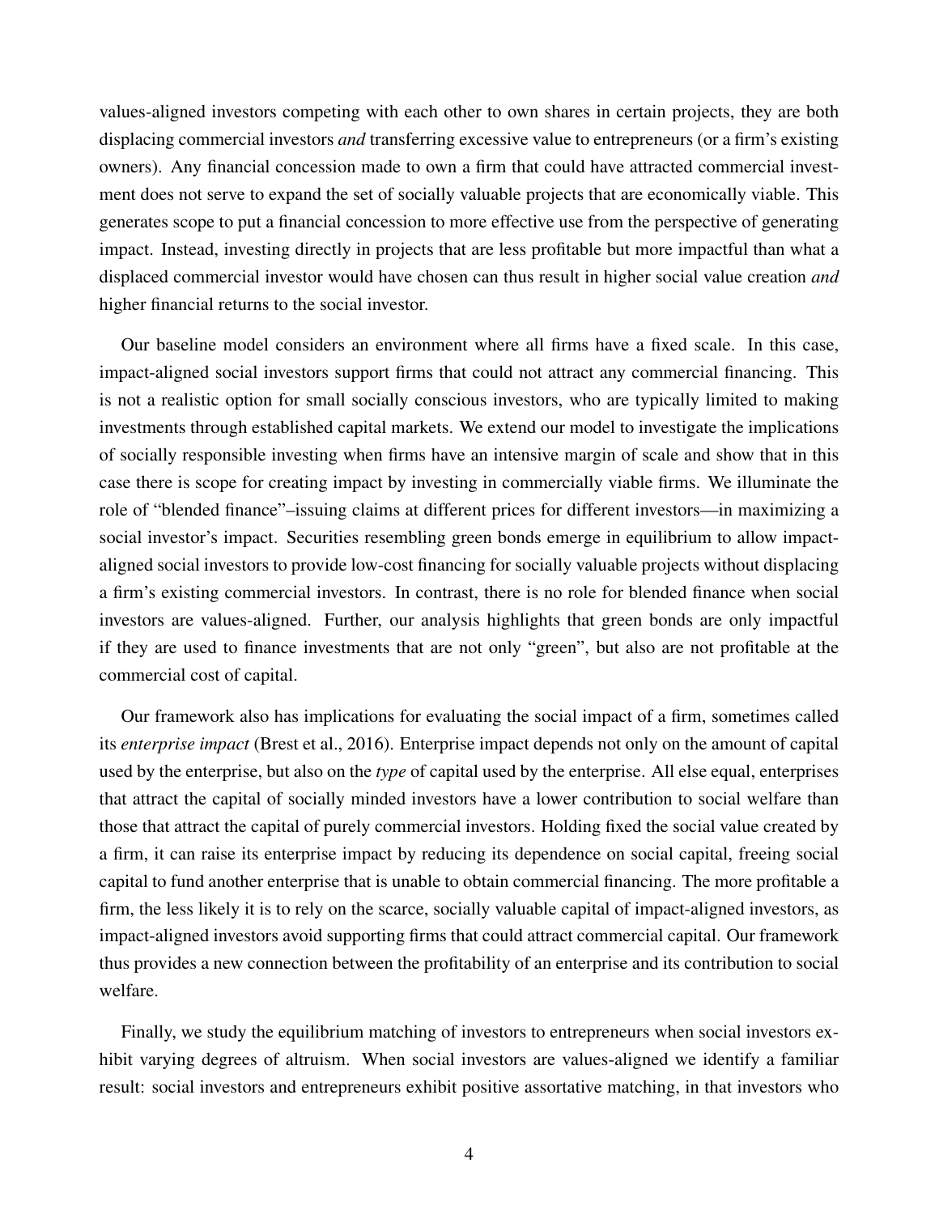values-aligned investors competing with each other to own shares in certain projects, they are both displacing commercial investors *and* transferring excessive value to entrepreneurs (or a firm's existing owners). Any financial concession made to own a firm that could have attracted commercial investment does not serve to expand the set of socially valuable projects that are economically viable. This generates scope to put a financial concession to more effective use from the perspective of generating impact. Instead, investing directly in projects that are less profitable but more impactful than what a displaced commercial investor would have chosen can thus result in higher social value creation *and* higher financial returns to the social investor.

Our baseline model considers an environment where all firms have a fixed scale. In this case, impact-aligned social investors support firms that could not attract any commercial financing. This is not a realistic option for small socially conscious investors, who are typically limited to making investments through established capital markets. We extend our model to investigate the implications of socially responsible investing when firms have an intensive margin of scale and show that in this case there is scope for creating impact by investing in commercially viable firms. We illuminate the role of "blended finance"–issuing claims at different prices for different investors—in maximizing a social investor's impact. Securities resembling green bonds emerge in equilibrium to allow impact-aligned social investors to provide low-cost financing for socially valuable projects without displacing a firm's existing commercial investors. In contrast, there is no role for blended finance when social investors are values-aligned. Further, our analysis highlights that green bonds are only impactful if they are used to finance investments that are not only "green", but also are not profitable at the commercial cost of capital.

Our framework also has implications for evaluating the social impact of a firm, sometimes called its *enterprise impact* (Brest et al., 2016). Enterprise impact depends not only on the amount of capital used by the enterprise, but also on the *type* of capital used by the enterprise. All else equal, enterprises that attract the capital of socially minded investors have a lower contribution to social welfare than those that attract the capital of purely commercial investors. Holding fixed the social value created by a firm, it can raise its enterprise impact by reducing its dependence on social capital, freeing social capital to fund another enterprise that is unable to obtain commercial financing. The more profitable a firm, the less likely it is to rely on the scarce, socially valuable capital of impact-aligned investors, as impact-aligned investors avoid supporting firms that could attract commercial capital. Our framework thus provides a new connection between the profitability of an enterprise and its contribution to social welfare.

Finally, we study the equilibrium matching of investors to entrepreneurs when social investors exhibit varying degrees of altruism. When social investors are values-aligned we identify a familiar result: social investors and entrepreneurs exhibit positive assortative matching, in that investors who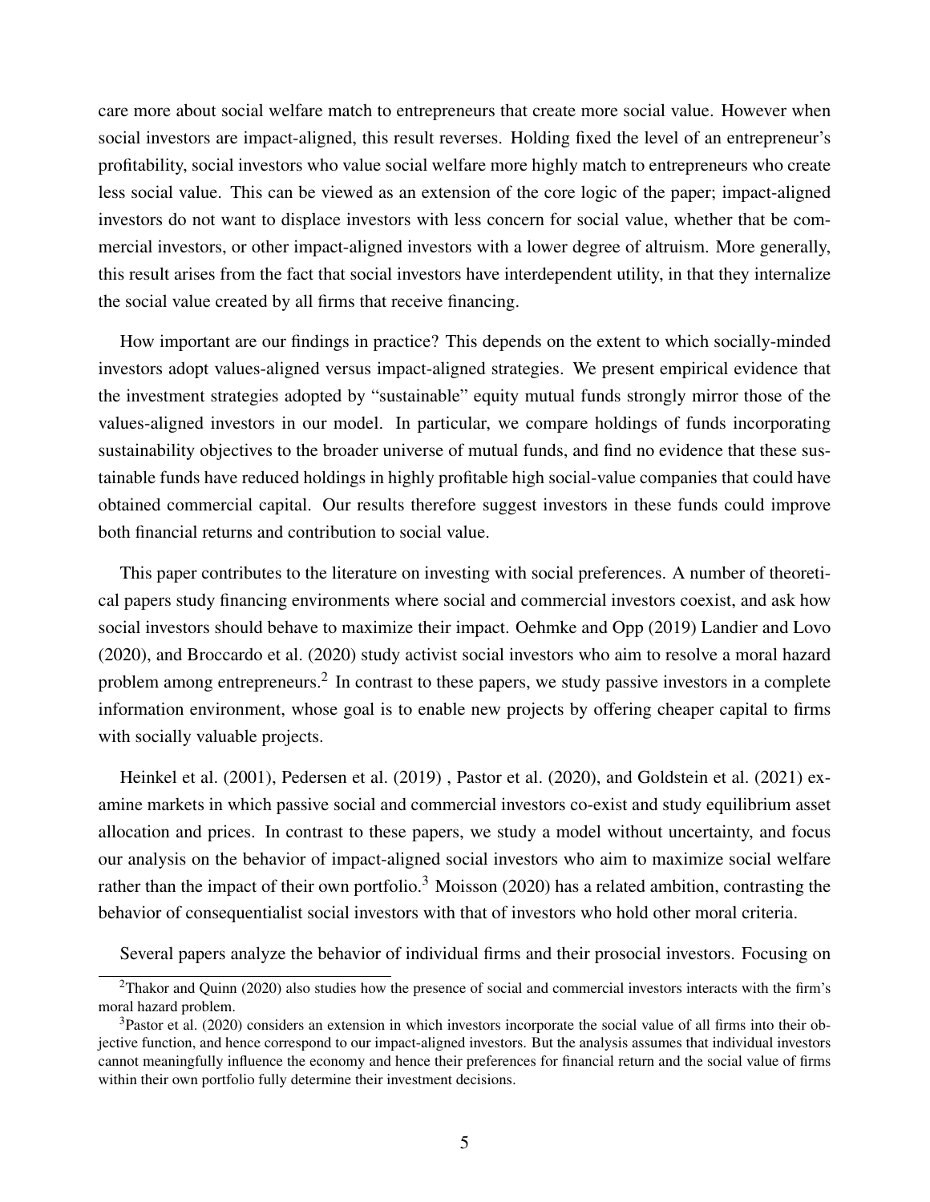care more about social welfare match to entrepreneurs that create more social value. However when social investors are impact-aligned, this result reverses. Holding fixed the level of an entrepreneur's profitability, social investors who value social welfare more highly match to entrepreneurs who create less social value. This can be viewed as an extension of the core logic of the paper; impact-aligned investors do not want to displace investors with less concern for social value, whether that be commercial investors, or other impact-aligned investors with a lower degree of altruism. More generally, this result arises from the fact that social investors have interdependent utility, in that they internalize the social value created by all firms that receive financing.

How important are our findings in practice? This depends on the extent to which socially-minded investors adopt values-aligned versus impact-aligned strategies. We present empirical evidence that the investment strategies adopted by "sustainable" equity mutual funds strongly mirror those of the values-aligned investors in our model. In particular, we compare holdings of funds incorporating sustainability objectives to the broader universe of mutual funds, and find no evidence that these sustainable funds have reduced holdings in highly profitable high social-value companies that could have obtained commercial capital. Our results therefore suggest investors in these funds could improve both financial returns and contribution to social value.

This paper contributes to the literature on investing with social preferences. A number of theoretical papers study financing environments where social and commercial investors coexist, and ask how social investors should behave to maximize their impact. Oehmke and Opp (2019) Landier and Lovo (2020), and Broccardo et al. (2020) study activist social investors who aim to resolve a moral hazard problem among entrepreneurs.[2] In contrast to these papers, we study passive investors in a complete information environment, whose goal is to enable new projects by offering cheaper capital to firms with socially valuable projects.

Heinkel et al. (2001), Pedersen et al. (2019) , Pastor et al. (2020), and Goldstein et al. (2021) examine markets in which passive social and commercial investors co-exist and study equilibrium asset allocation and prices. In contrast to these papers, we study a model without uncertainty, and focus our analysis on the behavior of impact-aligned social investors who aim to maximize social welfare rather than the impact of their own portfolio.[3] Moisson (2020) has a related ambition, contrasting the behavior of consequentialist social investors with that of investors who hold other moral criteria.

Several papers analyze the behavior of individual firms and their prosocial investors. Focusing on

[2] Thakor and Quinn (2020) also studies how the presence of social and commercial investors interacts with the firm's moral hazard problem.

[3] Pastor et al. (2020) considers an extension in which investors incorporate the social value of all firms into their objective function, and hence correspond to our impact-aligned investors. But the analysis assumes that individual investors cannot meaningfully influence the economy and hence their preferences for financial return and the social value of firms within their own portfolio fully determine their investment decisions.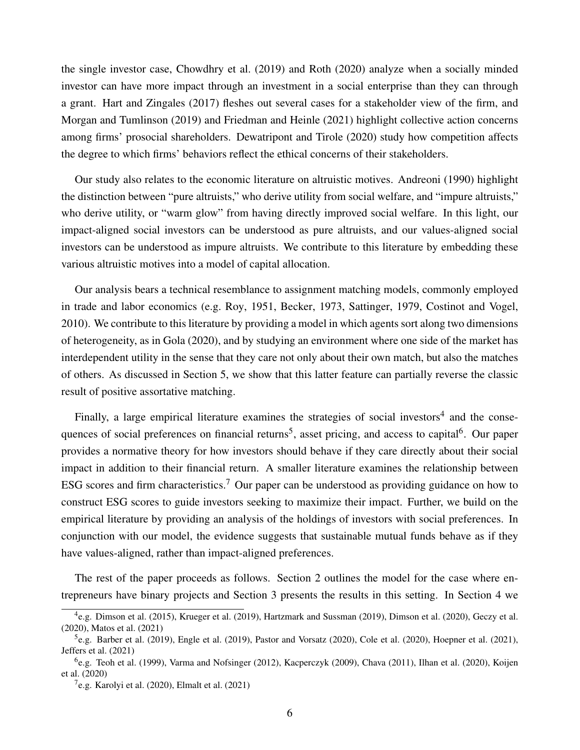the single investor case, Chowdhry et al. (2019) and Roth (2020) analyze when a socially minded investor can have more impact through an investment in a social enterprise than they can through a grant. Hart and Zingales (2017) fleshes out several cases for a stakeholder view of the firm, and Morgan and Tumlinson (2019) and Friedman and Heinle (2021) highlight collective action concerns among firms' prosocial shareholders. Dewatripont and Tirole (2020) study how competition affects the degree to which firms' behaviors reflect the ethical concerns of their stakeholders.

Our study also relates to the economic literature on altruistic motives. Andreoni (1990) highlight the distinction between "pure altruists," who derive utility from social welfare, and "impure altruists," who derive utility, or "warm glow" from having directly improved social welfare. In this light, our impact-aligned social investors can be understood as pure altruists, and our values-aligned social investors can be understood as impure altruists. We contribute to this literature by embedding these various altruistic motives into a model of capital allocation.

Our analysis bears a technical resemblance to assignment matching models, commonly employed in trade and labor economics (e.g. Roy, 1951, Becker, 1973, Sattinger, 1979, Costinot and Vogel, 2010). We contribute to this literature by providing a model in which agents sort along two dimensions of heterogeneity, as in Gola (2020), and by studying an environment where one side of the market has interdependent utility in the sense that they care not only about their own match, but also the matches of others. As discussed in Section 5, we show that this latter feature can partially reverse the classic result of positive assortative matching.

Finally, a large empirical literature examines the strategies of social investors[4] and the consequences of social preferences on financial returns[5], asset pricing, and access to capital[6]. Our paper provides a normative theory for how investors should behave if they care directly about their social impact in addition to their financial return. A smaller literature examines the relationship between ESG scores and firm characteristics.[7] Our paper can be understood as providing guidance on how to construct ESG scores to guide investors seeking to maximize their impact. Further, we build on the empirical literature by providing an analysis of the holdings of investors with social preferences. In conjunction with our model, the evidence suggests that sustainable mutual funds behave as if they have values-aligned, rather than impact-aligned preferences.

The rest of the paper proceeds as follows. Section 2 outlines the model for the case where entrepreneurs have binary projects and Section 3 presents the results in this setting. In Section 4 we

[4] e.g. Dimson et al. (2015), Krueger et al. (2019), Hartzmark and Sussman (2019), Dimson et al. (2020), Geczy et al. (2020), Matos et al. (2021)

[5] e.g. Barber et al. (2019), Engle et al. (2019), Pastor and Vorsatz (2020), Cole et al. (2020), Hoepner et al. (2021), Jeffers et al. (2021)

[6] e.g. Teoh et al. (1999), Varma and Nofsinger (2012), Kacperczyk (2009), Chava (2011), Ilhan et al. (2020), Koijen et al. (2020)

[7] e.g. Karolyi et al. (2020), Elmalt et al. (2021)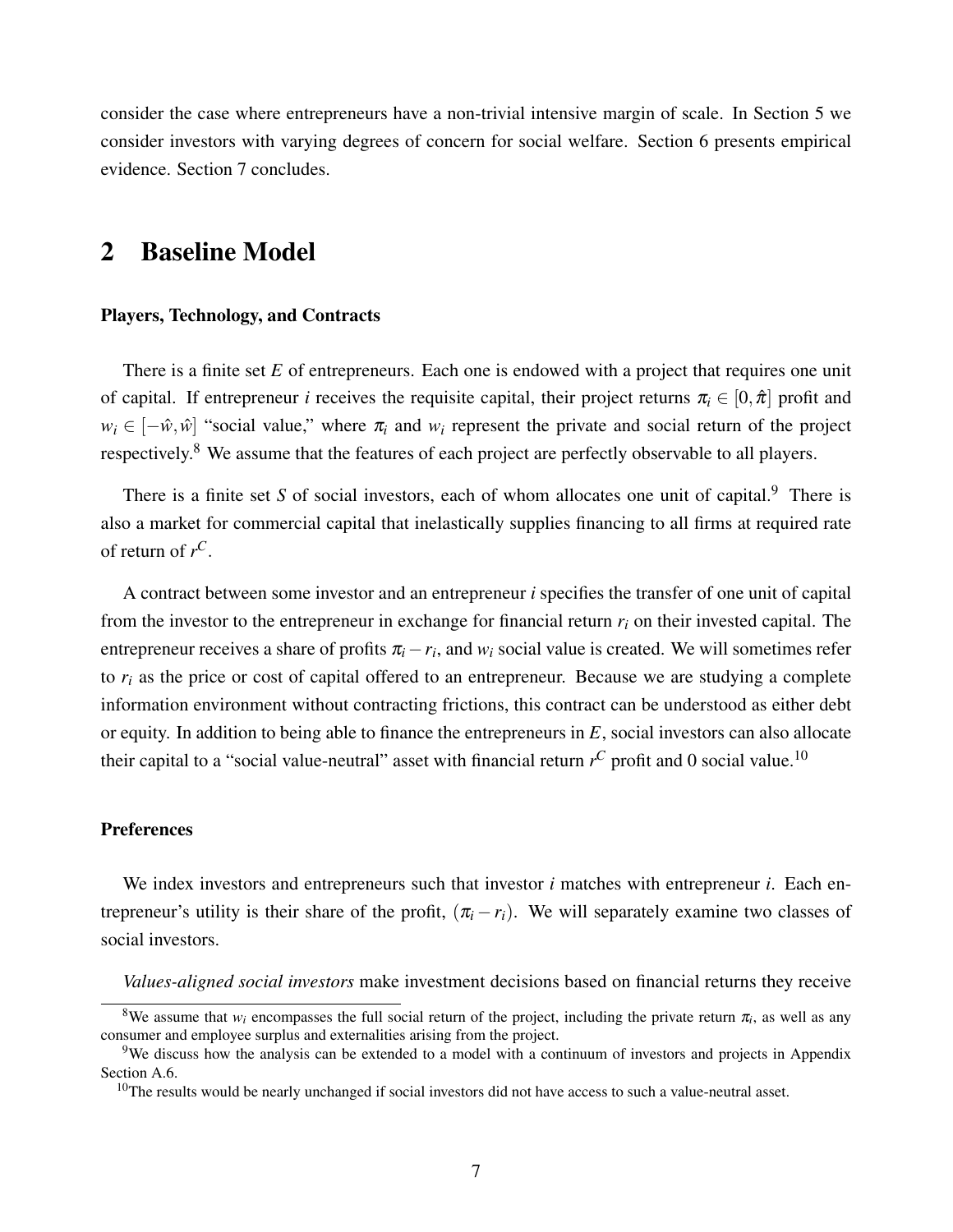consider the case where entrepreneurs have a non-trivial intensive margin of scale. In Section 5 we consider investors with varying degrees of concern for social welfare. Section 6 presents empirical evidence. Section 7 concludes.

# 2 Baseline Model

### Players, Technology, and Contracts

There is a finite set $E$ of entrepreneurs. Each one is endowed with a project that requires one unit of capital. If entrepreneur $i$ receives the requisite capital, their project returns $\pi_i \in [0, \hat{\pi}]$ profit and $w_i \in [-\hat{w}, \hat{w}]$ "social value," where $\pi_i$ and $w_i$ represent the private and social return of the project respectively.[8] We assume that the features of each project are perfectly observable to all players.

There is a finite set $S$ of social investors, each of whom allocates one unit of capital.[9] There is also a market for commercial capital that inelastically supplies financing to all firms at required rate of return of $r^C$.

A contract between some investor and an entrepreneur $i$ specifies the transfer of one unit of capital from the investor to the entrepreneur in exchange for financial return $r_i$ on their invested capital. The entrepreneur receives a share of profits $\pi_i - r_i$, and $w_i$ social value is created. We will sometimes refer to $r_i$ as the price or cost of capital offered to an entrepreneur. Because we are studying a complete information environment without contracting frictions, this contract can be understood as either debt or equity. In addition to being able to finance the entrepreneurs in $E$, social investors can also allocate their capital to a "social value-neutral" asset with financial return $r^C$ profit and 0 social value.[10]

### Preferences

We index investors and entrepreneurs such that investor $i$ matches with entrepreneur $i$. Each entrepreneur's utility is their share of the profit, $(\pi_i - r_i)$. We will separately examine two classes of social investors.

*Values-aligned social investors* make investment decisions based on financial returns they receive

[8] We assume that $w_i$ encompasses the full social return of the project, including the private return $\pi_i$, as well as any consumer and employee surplus and externalities arising from the project.

[9] We discuss how the analysis can be extended to a model with a continuum of investors and projects in Appendix Section A.6.

[10] The results would be nearly unchanged if social investors did not have access to such a value-neutral asset.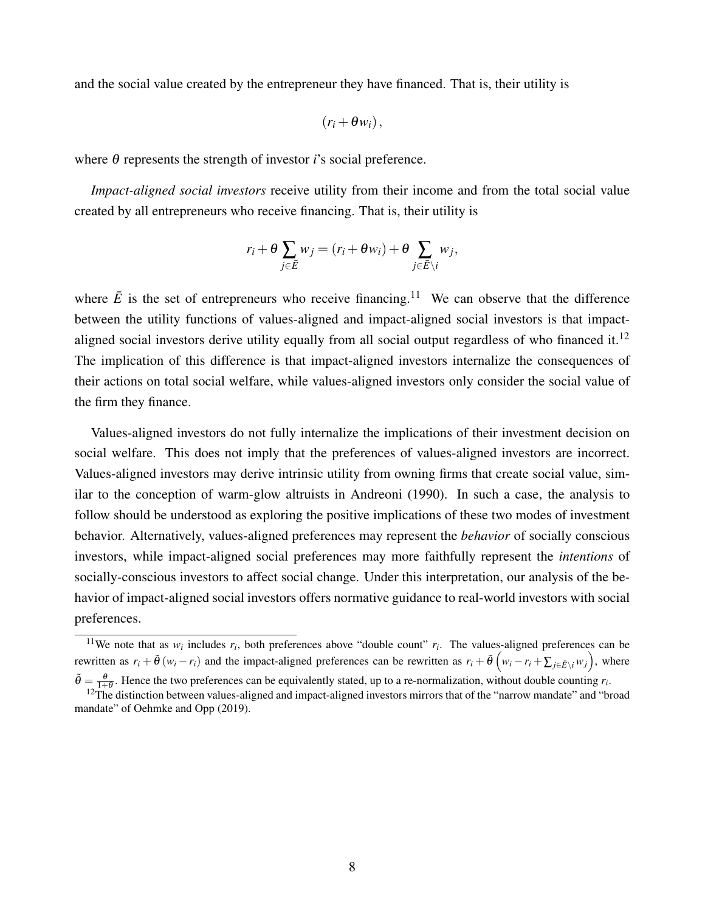and the social value created by the entrepreneur they have financed. That is, their utility is

$$(r_i + \theta w_i),$$

where $\theta$ represents the strength of investor $i$'s social preference.

*Impact-aligned social investors* receive utility from their income and from the total social value created by all entrepreneurs who receive financing. That is, their utility is

$$r_i + \theta \sum_{j \in \bar{E}} w_j = (r_i + \theta w_i) + \theta \sum_{j \in \bar{E} \setminus i} w_j,$$

where $\bar{E}$ is the set of entrepreneurs who receive financing.[11] We can observe that the difference between the utility functions of values-aligned and impact-aligned social investors is that impact-aligned social investors derive utility equally from all social output regardless of who financed it.[12] The implication of this difference is that impact-aligned investors internalize the consequences of their actions on total social welfare, while values-aligned investors only consider the social value of the firm they finance.

Values-aligned investors do not fully internalize the implications of their investment decision on social welfare. This does not imply that the preferences of values-aligned investors are incorrect. Values-aligned investors may derive intrinsic utility from owning firms that create social value, similar to the conception of warm-glow altruists in Andreoni (1990). In such a case, the analysis to follow should be understood as exploring the positive implications of these two modes of investment behavior. Alternatively, values-aligned preferences may represent the *behavior* of socially conscious investors, while impact-aligned social preferences may more faithfully represent the *intentions* of socially-conscious investors to affect social change. Under this interpretation, our analysis of the behavior of impact-aligned social investors offers normative guidance to real-world investors with social preferences.

---

[11] We note that as $w_i$ includes $r_i$, both preferences above "double count" $r_i$. The values-aligned preferences can be rewritten as $r_i + \tilde{\theta}(w_i - r_i)$ and the impact-aligned preferences can be rewritten as $r_i + \tilde{\theta}\left(w_i - r_i + \sum_{j \in \bar{E} \setminus i} w_j\right)$, where $\tilde{\theta} = \frac{\theta}{1+\theta}$. Hence the two preferences can be equivalently stated, up to a re-normalization, without double counting $r_i$.

[12] The distinction between values-aligned and impact-aligned investors mirrors that of the "narrow mandate" and "broad mandate" of Oehmke and Opp (2019).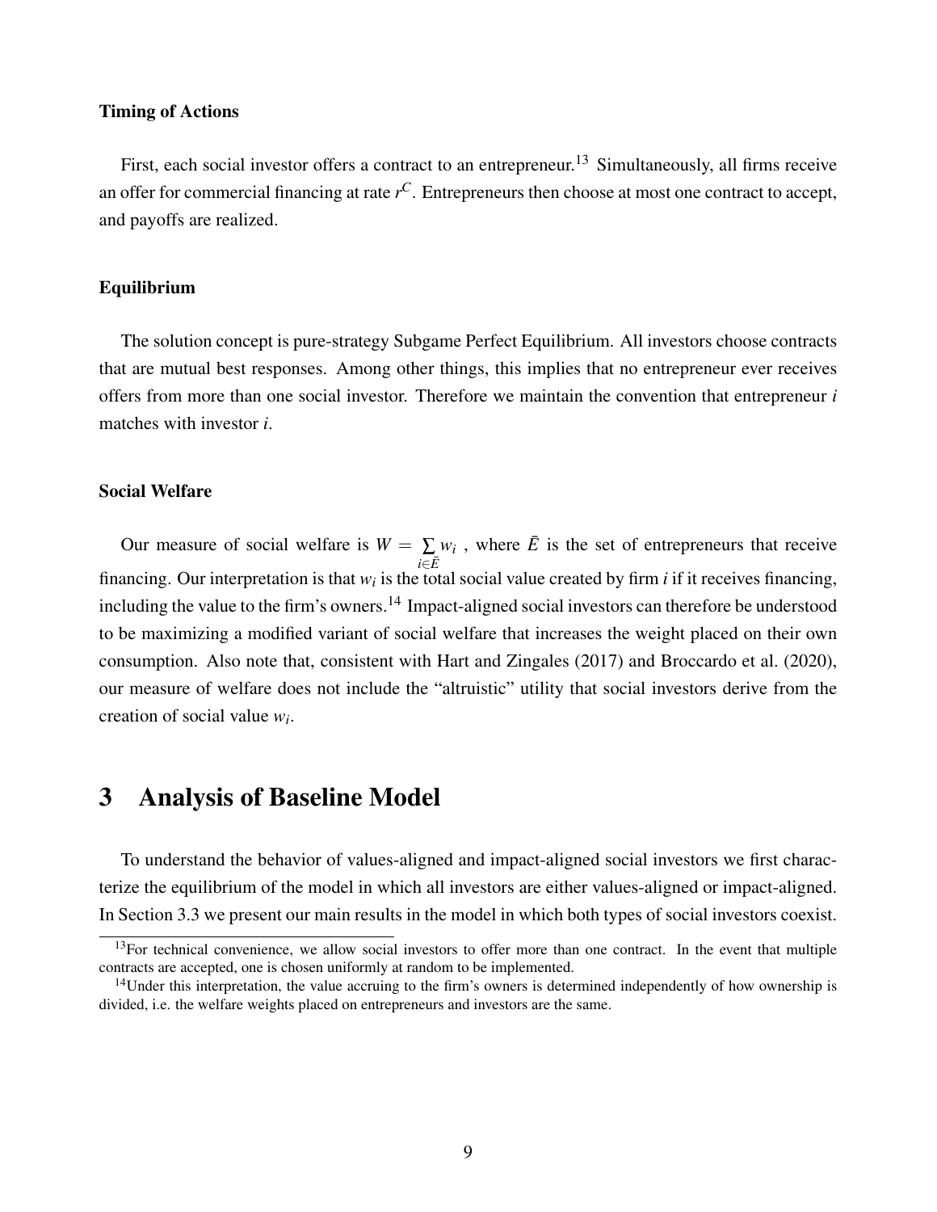#### Timing of Actions

First, each social investor offers a contract to an entrepreneur.[13] Simultaneously, all firms receive an offer for commercial financing at rate $r^C$. Entrepreneurs then choose at most one contract to accept, and payoffs are realized.

#### Equilibrium

The solution concept is pure-strategy Subgame Perfect Equilibrium. All investors choose contracts that are mutual best responses. Among other things, this implies that no entrepreneur ever receives offers from more than one social investor. Therefore we maintain the convention that entrepreneur $i$ matches with investor $i$.

#### Social Welfare

Our measure of social welfare is $W = \sum_{i \in \bar{E}} w_i$ , where $\bar{E}$ is the set of entrepreneurs that receive financing. Our interpretation is that $w_i$ is the total social value created by firm $i$ if it receives financing, including the value to the firm's owners.[14] Impact-aligned social investors can therefore be understood to be maximizing a modified variant of social welfare that increases the weight placed on their own consumption. Also note that, consistent with Hart and Zingales (2017) and Broccardo et al. (2020), our measure of welfare does not include the "altruistic" utility that social investors derive from the creation of social value $w_i$.

## 3 Analysis of Baseline Model

To understand the behavior of values-aligned and impact-aligned social investors we first characterize the equilibrium of the model in which all investors are either values-aligned or impact-aligned. In Section 3.3 we present our main results in the model in which both types of social investors coexist.

[13] For technical convenience, we allow social investors to offer more than one contract. In the event that multiple contracts are accepted, one is chosen uniformly at random to be implemented.

[14] Under this interpretation, the value accruing to the firm's owners is determined independently of how ownership is divided, i.e. the welfare weights placed on entrepreneurs and investors are the same.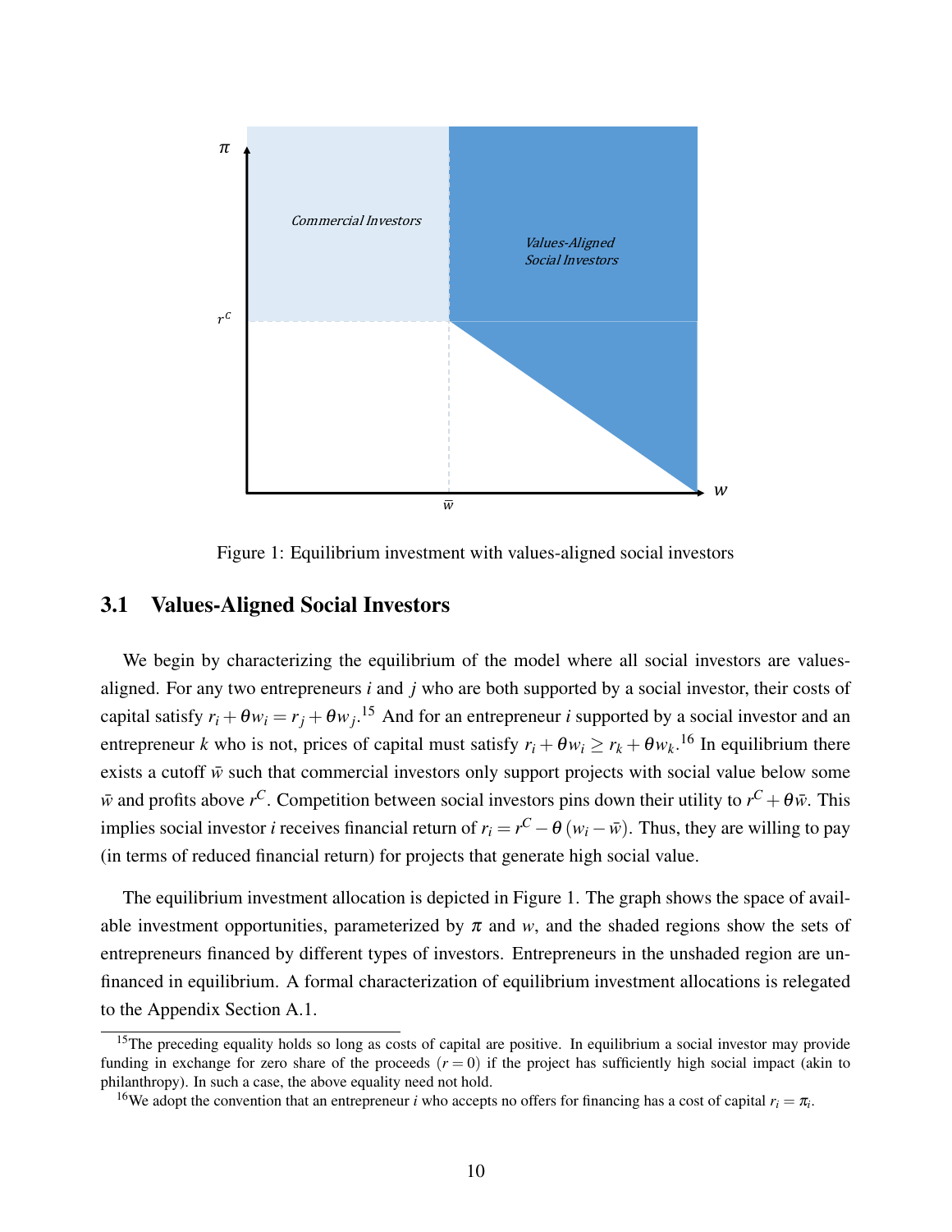Figure 1: Equilibrium investment with values-aligned social investors

## 3.1 Values-Aligned Social Investors

We begin by characterizing the equilibrium of the model where all social investors are values-aligned. For any two entrepreneurs $i$ and $j$ who are both supported by a social investor, their costs of capital satisfy $r_i + \theta w_i = r_j + \theta w_j$.[15] And for an entrepreneur $i$ supported by a social investor and an entrepreneur $k$ who is not, prices of capital must satisfy $r_i + \theta w_i \geq r_k + \theta w_k$.[16] In equilibrium there exists a cutoff $\bar{w}$ such that commercial investors only support projects with social value below some $\bar{w}$ and profits above $r^C$. Competition between social investors pins down their utility to $r^C + \theta \bar{w}$. This implies social investor $i$ receives financial return of $r_i = r^C - \theta (w_i - \bar{w})$. Thus, they are willing to pay (in terms of reduced financial return) for projects that generate high social value.

The equilibrium investment allocation is depicted in Figure 1. The graph shows the space of available investment opportunities, parameterized by $\pi$ and $w$, and the shaded regions show the sets of entrepreneurs financed by different types of investors. Entrepreneurs in the unshaded region are unfinanced in equilibrium. A formal characterization of equilibrium investment allocations is relegated to the Appendix Section A.1.

[15] The preceding equality holds so long as costs of capital are positive. In equilibrium a social investor may provide funding in exchange for zero share of the proceeds ($r = 0$) if the project has sufficiently high social impact (akin to philanthropy). In such a case, the above equality need not hold.

[16] We adopt the convention that an entrepreneur $i$ who accepts no offers for financing has a cost of capital $r_i = \pi_i$.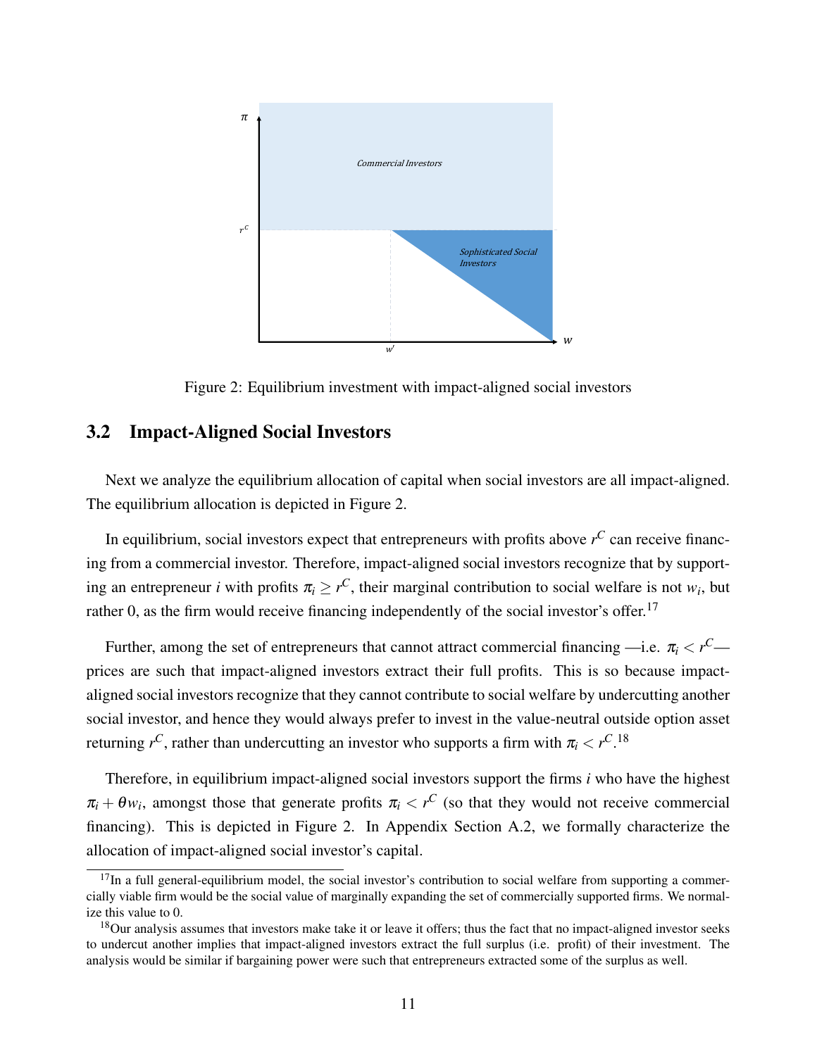Figure 2: Equilibrium investment with impact-aligned social investors

## 3.2 Impact-Aligned Social Investors

Next we analyze the equilibrium allocation of capital when social investors are all impact-aligned. The equilibrium allocation is depicted in Figure 2.

In equilibrium, social investors expect that entrepreneurs with profits above $r^C$ can receive financing from a commercial investor. Therefore, impact-aligned social investors recognize that by supporting an entrepreneur $i$ with profits $\pi_i \geq r^C$, their marginal contribution to social welfare is not $w_i$, but rather 0, as the firm would receive financing independently of the social investor's offer.[17]

Further, among the set of entrepreneurs that cannot attract commercial financing —i.e. $\pi_i < r^C$— prices are such that impact-aligned investors extract their full profits. This is so because impact-aligned social investors recognize that they cannot contribute to social welfare by undercutting another social investor, and hence they would always prefer to invest in the value-neutral outside option asset returning $r^C$, rather than undercutting an investor who supports a firm with $\pi_i < r^C$.[18]

Therefore, in equilibrium impact-aligned social investors support the firms $i$ who have the highest $\pi_i + \theta w_i$, amongst those that generate profits $\pi_i < r^C$ (so that they would not receive commercial financing). This is depicted in Figure 2. In Appendix Section A.2, we formally characterize the allocation of impact-aligned social investor's capital.

[17] In a full general-equilibrium model, the social investor's contribution to social welfare from supporting a commercially viable firm would be the social value of marginally expanding the set of commercially supported firms. We normalize this value to 0.

[18] Our analysis assumes that investors make take it or leave it offers; thus the fact that no impact-aligned investor seeks to undercut another implies that impact-aligned investors extract the full surplus (i.e. profit) of their investment. The analysis would be similar if bargaining power were such that entrepreneurs extracted some of the surplus as well.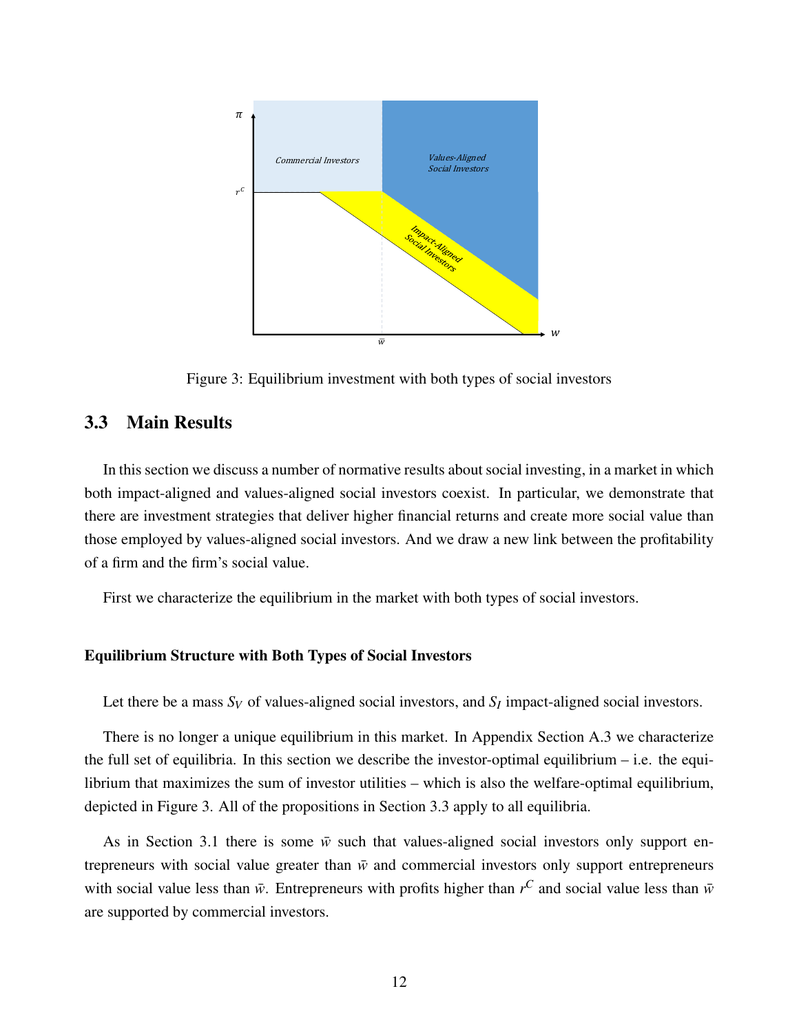Figure 3: Equilibrium investment with both types of social investors

## 3.3 Main Results

In this section we discuss a number of normative results about social investing, in a market in which both impact-aligned and values-aligned social investors coexist. In particular, we demonstrate that there are investment strategies that deliver higher financial returns and create more social value than those employed by values-aligned social investors. And we draw a new link between the profitability of a firm and the firm's social value.

First we characterize the equilibrium in the market with both types of social investors.

**Equilibrium Structure with Both Types of Social Investors**

Let there be a mass $S_V$ of values-aligned social investors, and $S_I$ impact-aligned social investors.

There is no longer a unique equilibrium in this market. In Appendix Section A.3 we characterize the full set of equilibria. In this section we describe the investor-optimal equilibrium – i.e. the equilibrium that maximizes the sum of investor utilities – which is also the welfare-optimal equilibrium, depicted in Figure 3. All of the propositions in Section 3.3 apply to all equilibria.

As in Section 3.1 there is some $\bar{w}$ such that values-aligned social investors only support entrepreneurs with social value greater than $\bar{w}$ and commercial investors only support entrepreneurs with social value less than $\bar{w}$. Entrepreneurs with profits higher than $r^C$ and social value less than $\bar{w}$ are supported by commercial investors.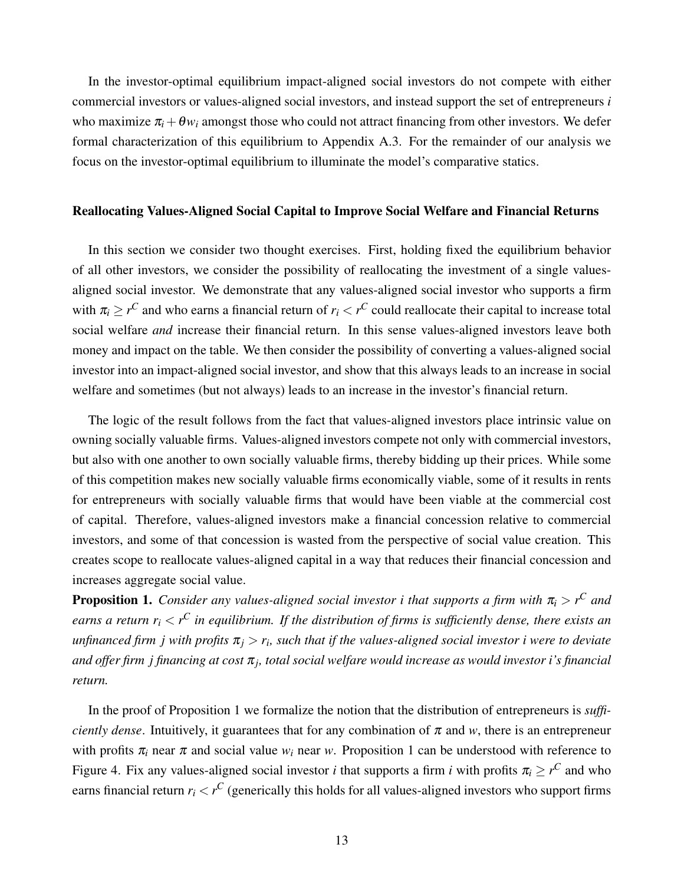In the investor-optimal equilibrium impact-aligned social investors do not compete with either commercial investors or values-aligned social investors, and instead support the set of entrepreneurs $i$ who maximize $\pi_i + \theta w_i$ amongst those who could not attract financing from other investors. We defer formal characterization of this equilibrium to Appendix A.3. For the remainder of our analysis we focus on the investor-optimal equilibrium to illuminate the model's comparative statics.

### Reallocating Values-Aligned Social Capital to Improve Social Welfare and Financial Returns

In this section we consider two thought exercises. First, holding fixed the equilibrium behavior of all other investors, we consider the possibility of reallocating the investment of a single values-aligned social investor. We demonstrate that any values-aligned social investor who supports a firm with $\pi_i \geq r^C$ and who earns a financial return of $r_i < r^C$ could reallocate their capital to increase total social welfare *and* increase their financial return. In this sense values-aligned investors leave both money and impact on the table. We then consider the possibility of converting a values-aligned social investor into an impact-aligned social investor, and show that this always leads to an increase in social welfare and sometimes (but not always) leads to an increase in the investor's financial return.

The logic of the result follows from the fact that values-aligned investors place intrinsic value on owning socially valuable firms. Values-aligned investors compete not only with commercial investors, but also with one another to own socially valuable firms, thereby bidding up their prices. While some of this competition makes new socially valuable firms economically viable, some of it results in rents for entrepreneurs with socially valuable firms that would have been viable at the commercial cost of capital. Therefore, values-aligned investors make a financial concession relative to commercial investors, and some of that concession is wasted from the perspective of social value creation. This creates scope to reallocate values-aligned capital in a way that reduces their financial concession and increases aggregate social value.

**Proposition 1.** *Consider any values-aligned social investor $i$ that supports a firm with $\pi_i > r^C$ and earns a return $r_i < r^C$ in equilibrium. If the distribution of firms is sufficiently dense, there exists an unfinanced firm $j$ with profits $\pi_j > r_i$, such that if the values-aligned social investor $i$ were to deviate and offer firm $j$ financing at cost $\pi_j$, total social welfare would increase as would investor $i$'s financial return.*

In the proof of Proposition 1 we formalize the notion that the distribution of entrepreneurs is *sufficiently dense*. Intuitively, it guarantees that for any combination of $\pi$ and $w$, there is an entrepreneur with profits $\pi_i$ near $\pi$ and social value $w_i$ near $w$. Proposition 1 can be understood with reference to Figure 4. Fix any values-aligned social investor $i$ that supports a firm $i$ with profits $\pi_i \geq r^C$ and who earns financial return $r_i < r^C$ (generically this holds for all values-aligned investors who support firms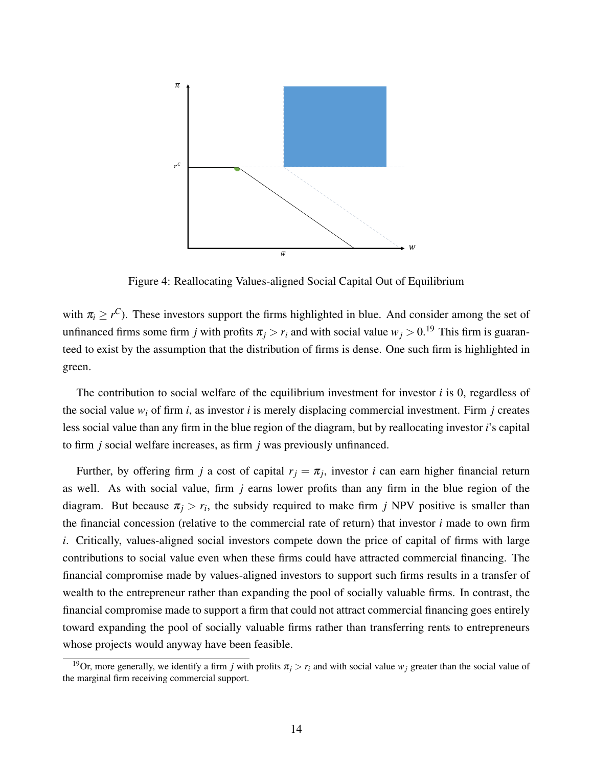Figure 4: Reallocating Values-aligned Social Capital Out of Equilibrium

with $\pi_i \geq r^C$). These investors support the firms highlighted in blue. And consider among the set of unfinanced firms some firm $j$ with profits $\pi_j > r_i$ and with social value $w_j > 0$.[19] This firm is guaranteed to exist by the assumption that the distribution of firms is dense. One such firm is highlighted in green.

The contribution to social welfare of the equilibrium investment for investor $i$ is 0, regardless of the social value $w_i$ of firm $i$, as investor $i$ is merely displacing commercial investment. Firm $j$ creates less social value than any firm in the blue region of the diagram, but by reallocating investor $i$'s capital to firm $j$ social welfare increases, as firm $j$ was previously unfinanced.

Further, by offering firm $j$ a cost of capital $r_j = \pi_j$, investor $i$ can earn higher financial return as well. As with social value, firm $j$ earns lower profits than any firm in the blue region of the diagram. But because $\pi_j > r_i$, the subsidy required to make firm $j$ NPV positive is smaller than the financial concession (relative to the commercial rate of return) that investor $i$ made to own firm $i$. Critically, values-aligned social investors compete down the price of capital of firms with large contributions to social value even when these firms could have attracted commercial financing. The financial compromise made by values-aligned investors to support such firms results in a transfer of wealth to the entrepreneur rather than expanding the pool of socially valuable firms. In contrast, the financial compromise made to support a firm that could not attract commercial financing goes entirely toward expanding the pool of socially valuable firms rather than transferring rents to entrepreneurs whose projects would anyway have been feasible.

[19] Or, more generally, we identify a firm $j$ with profits $\pi_j > r_i$ and with social value $w_j$ greater than the social value of the marginal firm receiving commercial support.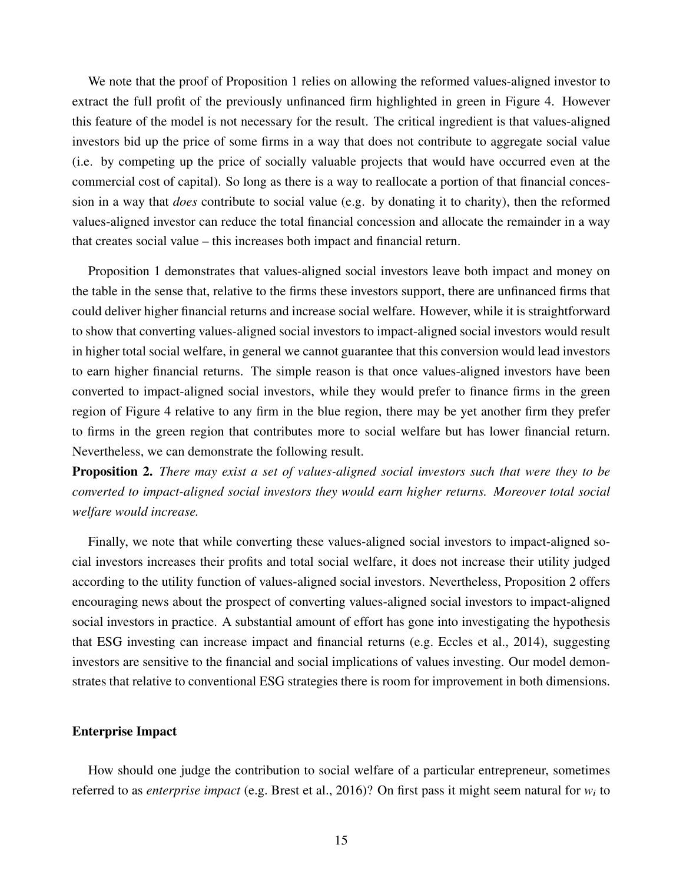We note that the proof of Proposition 1 relies on allowing the reformed values-aligned investor to extract the full profit of the previously unfinanced firm highlighted in green in Figure 4. However this feature of the model is not necessary for the result. The critical ingredient is that values-aligned investors bid up the price of some firms in a way that does not contribute to aggregate social value (i.e. by competing up the price of socially valuable projects that would have occurred even at the commercial cost of capital). So long as there is a way to reallocate a portion of that financial concession in a way that *does* contribute to social value (e.g. by donating it to charity), then the reformed values-aligned investor can reduce the total financial concession and allocate the remainder in a way that creates social value – this increases both impact and financial return.

Proposition 1 demonstrates that values-aligned social investors leave both impact and money on the table in the sense that, relative to the firms these investors support, there are unfinanced firms that could deliver higher financial returns and increase social welfare. However, while it is straightforward to show that converting values-aligned social investors to impact-aligned social investors would result in higher total social welfare, in general we cannot guarantee that this conversion would lead investors to earn higher financial returns. The simple reason is that once values-aligned investors have been converted to impact-aligned social investors, while they would prefer to finance firms in the green region of Figure 4 relative to any firm in the blue region, there may be yet another firm they prefer to firms in the green region that contributes more to social welfare but has lower financial return. Nevertheless, we can demonstrate the following result.

**Proposition 2.** *There may exist a set of values-aligned social investors such that were they to be converted to impact-aligned social investors they would earn higher returns. Moreover total social welfare would increase.*

Finally, we note that while converting these values-aligned social investors to impact-aligned social investors increases their profits and total social welfare, it does not increase their utility judged according to the utility function of values-aligned social investors. Nevertheless, Proposition 2 offers encouraging news about the prospect of converting values-aligned social investors to impact-aligned social investors in practice. A substantial amount of effort has gone into investigating the hypothesis that ESG investing can increase impact and financial returns (e.g. Eccles et al., 2014), suggesting investors are sensitive to the financial and social implications of values investing. Our model demonstrates that relative to conventional ESG strategies there is room for improvement in both dimensions.

**Enterprise Impact**

How should one judge the contribution to social welfare of a particular entrepreneur, sometimes referred to as *enterprise impact* (e.g. Brest et al., 2016)? On first pass it might seem natural for $w_i$ to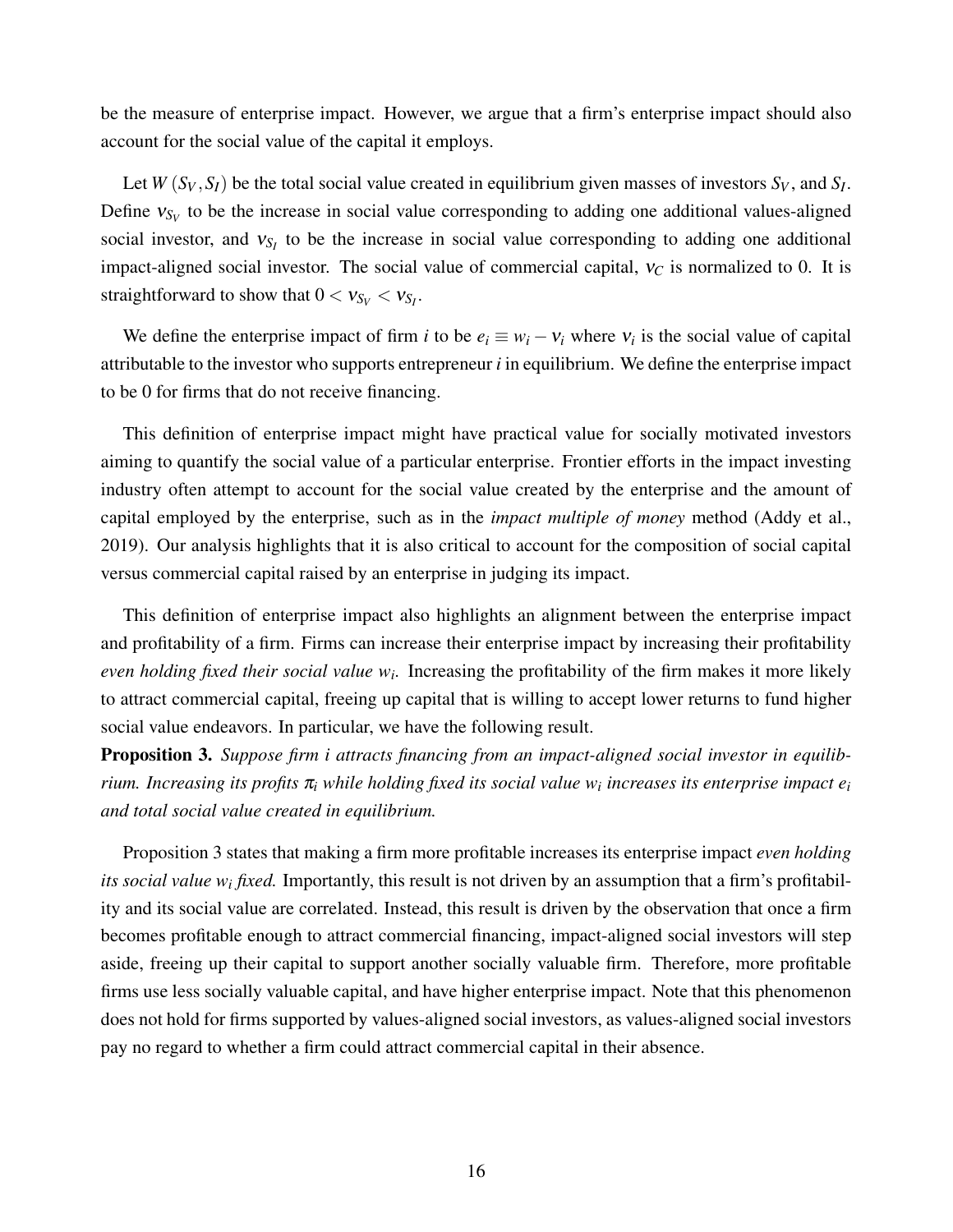be the measure of enterprise impact. However, we argue that a firm's enterprise impact should also account for the social value of the capital it employs.

Let $W(S_V, S_I)$ be the total social value created in equilibrium given masses of investors $S_V$, and $S_I$. Define $v_{S_V}$ to be the increase in social value corresponding to adding one additional values-aligned social investor, and $v_{S_I}$ to be the increase in social value corresponding to adding one additional impact-aligned social investor. The social value of commercial capital, $v_C$ is normalized to 0. It is straightforward to show that $0 < v_{S_V} < v_{S_I}$.

We define the enterprise impact of firm $i$ to be $e_i \equiv w_i - v_i$ where $v_i$ is the social value of capital attributable to the investor who supports entrepreneur $i$ in equilibrium. We define the enterprise impact to be 0 for firms that do not receive financing.

This definition of enterprise impact might have practical value for socially motivated investors aiming to quantify the social value of a particular enterprise. Frontier efforts in the impact investing industry often attempt to account for the social value created by the enterprise and the amount of capital employed by the enterprise, such as in the *impact multiple of money* method (Addy et al., 2019). Our analysis highlights that it is also critical to account for the composition of social capital versus commercial capital raised by an enterprise in judging its impact.

This definition of enterprise impact also highlights an alignment between the enterprise impact and profitability of a firm. Firms can increase their enterprise impact by increasing their profitability *even holding fixed their social value $w_i$.* Increasing the profitability of the firm makes it more likely to attract commercial capital, freeing up capital that is willing to accept lower returns to fund higher social value endeavors. In particular, we have the following result.

**Proposition 3.** *Suppose firm i attracts financing from an impact-aligned social investor in equilibrium. Increasing its profits $\pi_i$ while holding fixed its social value $w_i$ increases its enterprise impact $e_i$ and total social value created in equilibrium.*

Proposition 3 states that making a firm more profitable increases its enterprise impact *even holding its social value $w_i$ fixed.* Importantly, this result is not driven by an assumption that a firm's profitability and its social value are correlated. Instead, this result is driven by the observation that once a firm becomes profitable enough to attract commercial financing, impact-aligned social investors will step aside, freeing up their capital to support another socially valuable firm. Therefore, more profitable firms use less socially valuable capital, and have higher enterprise impact. Note that this phenomenon does not hold for firms supported by values-aligned social investors, as values-aligned social investors pay no regard to whether a firm could attract commercial capital in their absence.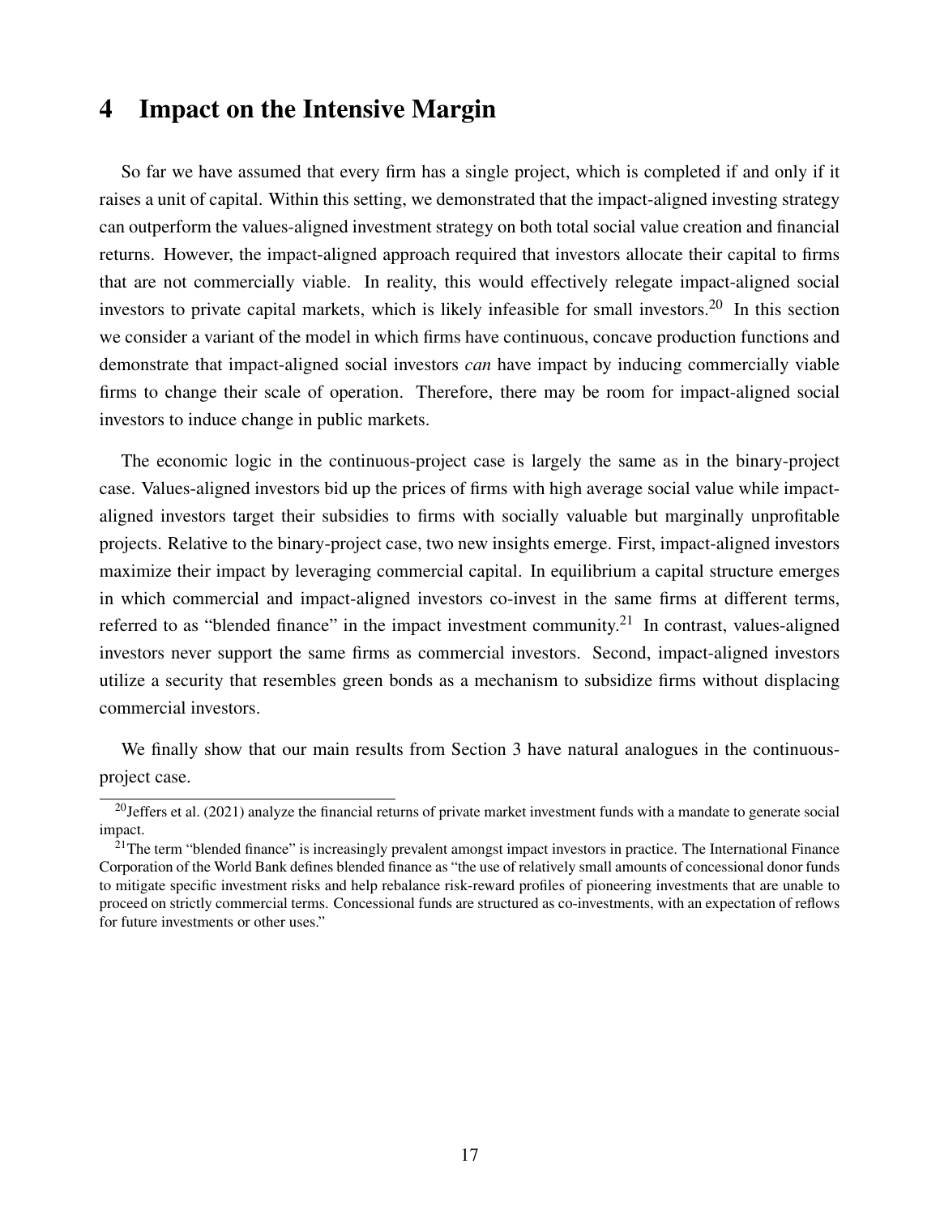# 4 Impact on the Intensive Margin

So far we have assumed that every firm has a single project, which is completed if and only if it raises a unit of capital. Within this setting, we demonstrated that the impact-aligned investing strategy can outperform the values-aligned investment strategy on both total social value creation and financial returns. However, the impact-aligned approach required that investors allocate their capital to firms that are not commercially viable. In reality, this would effectively relegate impact-aligned social investors to private capital markets, which is likely infeasible for small investors.[20] In this section we consider a variant of the model in which firms have continuous, concave production functions and demonstrate that impact-aligned social investors *can* have impact by inducing commercially viable firms to change their scale of operation. Therefore, there may be room for impact-aligned social investors to induce change in public markets.

The economic logic in the continuous-project case is largely the same as in the binary-project case. Values-aligned investors bid up the prices of firms with high average social value while impact-aligned investors target their subsidies to firms with socially valuable but marginally unprofitable projects. Relative to the binary-project case, two new insights emerge. First, impact-aligned investors maximize their impact by leveraging commercial capital. In equilibrium a capital structure emerges in which commercial and impact-aligned investors co-invest in the same firms at different terms, referred to as "blended finance" in the impact investment community.[21] In contrast, values-aligned investors never support the same firms as commercial investors. Second, impact-aligned investors utilize a security that resembles green bonds as a mechanism to subsidize firms without displacing commercial investors.

We finally show that our main results from Section 3 have natural analogues in the continuous-project case.

[20] Jeffers et al. (2021) analyze the financial returns of private market investment funds with a mandate to generate social impact.

[21] The term "blended finance" is increasingly prevalent amongst impact investors in practice. The International Finance Corporation of the World Bank defines blended finance as "the use of relatively small amounts of concessional donor funds to mitigate specific investment risks and help rebalance risk-reward profiles of pioneering investments that are unable to proceed on strictly commercial terms. Concessional funds are structured as co-investments, with an expectation of reflows for future investments or other uses."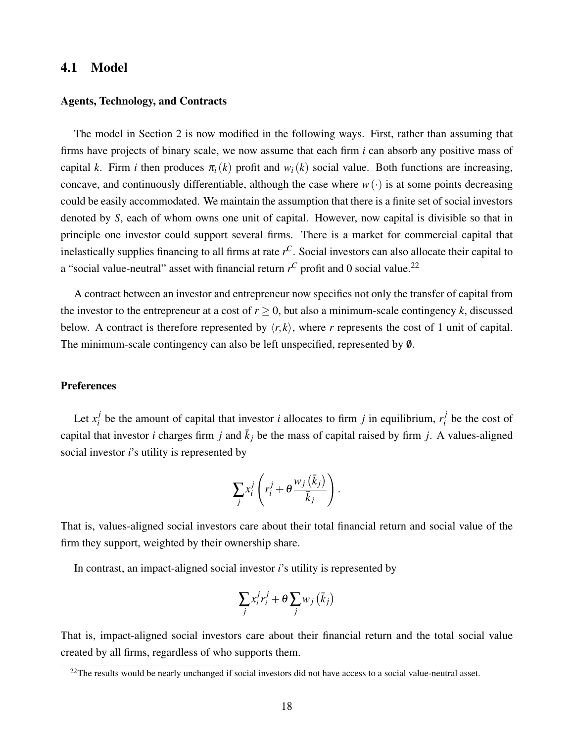## 4.1 Model

**Agents, Technology, and Contracts**

The model in Section 2 is now modified in the following ways. First, rather than assuming that firms have projects of binary scale, we now assume that each firm $i$ can absorb any positive mass of capital $k$. Firm $i$ then produces $\pi_i(k)$ profit and $w_i(k)$ social value. Both functions are increasing, concave, and continuously differentiable, although the case where $w(\cdot)$ is at some points decreasing could be easily accommodated. We maintain the assumption that there is a finite set of social investors denoted by $S$, each of whom owns one unit of capital. However, now capital is divisible so that in principle one investor could support several firms. There is a market for commercial capital that inelastically supplies financing to all firms at rate $r^C$. Social investors can also allocate their capital to a "social value-neutral" asset with financial return $r^C$ profit and 0 social value.[22]

A contract between an investor and entrepreneur now specifies not only the transfer of capital from the investor to the entrepreneur at a cost of $r \geq 0$, but also a minimum-scale contingency $k$, discussed below. A contract is therefore represented by $\langle r, k \rangle$, where $r$ represents the cost of 1 unit of capital. The minimum-scale contingency can also be left unspecified, represented by $\emptyset$.

**Preferences**

Let $x_i^j$ be the amount of capital that investor $i$ allocates to firm $j$ in equilibrium, $r_i^j$ be the cost of capital that investor $i$ charges firm $j$ and $\bar{k}_j$ be the mass of capital raised by firm $j$. A values-aligned social investor $i$'s utility is represented by

$$\sum_j x_i^j \left( r_i^j + \theta \frac{w_j\left(\bar{k}_j\right)}{\bar{k}_j} \right).$$

That is, values-aligned social investors care about their total financial return and social value of the firm they support, weighted by their ownership share.

In contrast, an impact-aligned social investor $i$'s utility is represented by

$$\sum_j x_i^j r_i^j + \theta \sum_j w_j\left(\bar{k}_j\right)$$

That is, impact-aligned social investors care about their financial return and the total social value created by all firms, regardless of who supports them.

[22] The results would be nearly unchanged if social investors did not have access to a social value-neutral asset.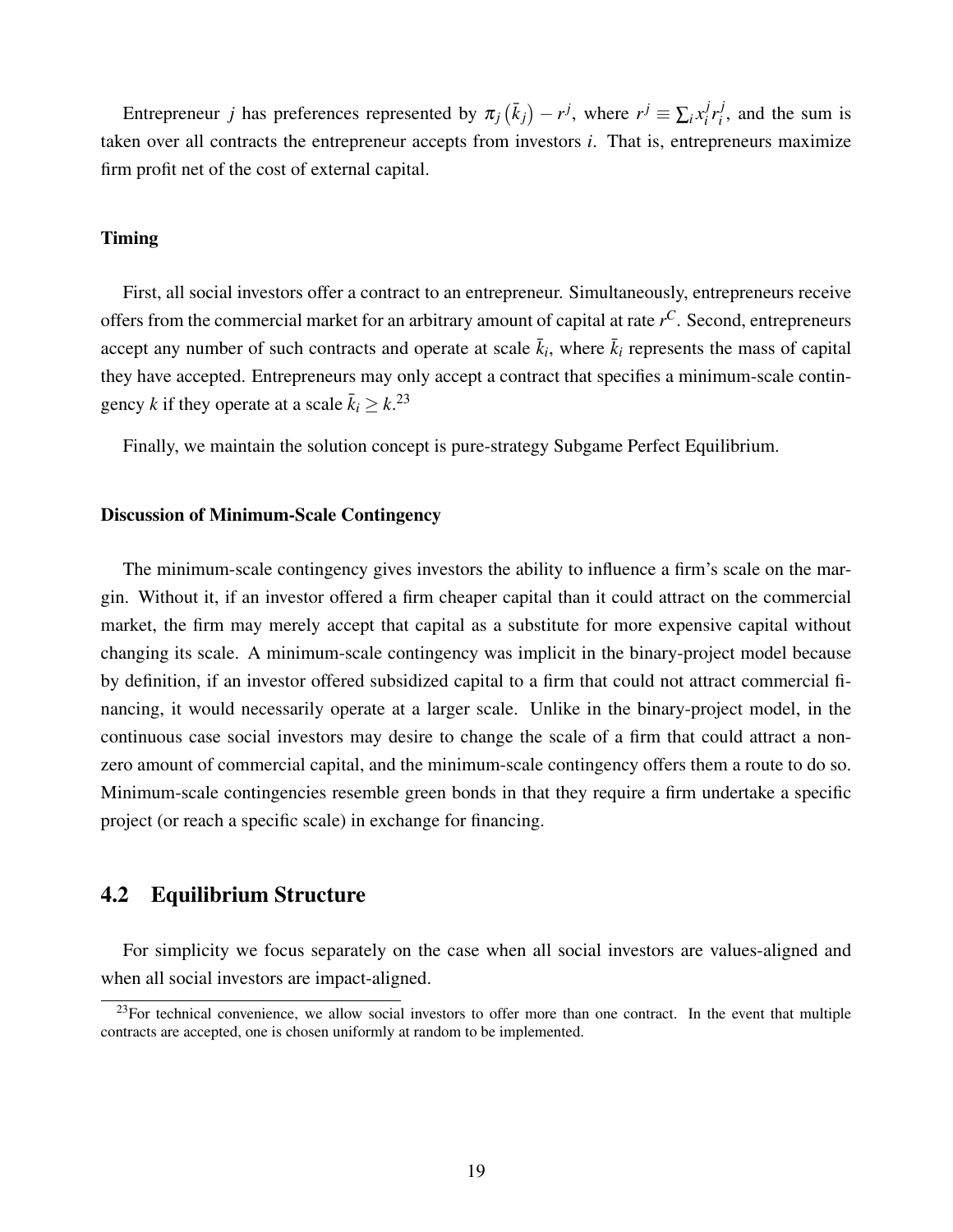Entrepreneur $j$ has preferences represented by $\pi_j\left(\bar{k}_j\right) - r^j$, where $r^j \equiv \sum_i x_i^j r_i^j$, and the sum is taken over all contracts the entrepreneur accepts from investors $i$. That is, entrepreneurs maximize firm profit net of the cost of external capital.

#### Timing

First, all social investors offer a contract to an entrepreneur. Simultaneously, entrepreneurs receive offers from the commercial market for an arbitrary amount of capital at rate $r^C$. Second, entrepreneurs accept any number of such contracts and operate at scale $\bar{k}_i$, where $\bar{k}_i$ represents the mass of capital they have accepted. Entrepreneurs may only accept a contract that specifies a minimum-scale contingency $k$ if they operate at a scale $\bar{k}_i \geq k$.[23]

Finally, we maintain the solution concept is pure-strategy Subgame Perfect Equilibrium.

#### Discussion of Minimum-Scale Contingency

The minimum-scale contingency gives investors the ability to influence a firm's scale on the margin. Without it, if an investor offered a firm cheaper capital than it could attract on the commercial market, the firm may merely accept that capital as a substitute for more expensive capital without changing its scale. A minimum-scale contingency was implicit in the binary-project model because by definition, if an investor offered subsidized capital to a firm that could not attract commercial financing, it would necessarily operate at a larger scale. Unlike in the binary-project model, in the continuous case social investors may desire to change the scale of a firm that could attract a non-zero amount of commercial capital, and the minimum-scale contingency offers them a route to do so. Minimum-scale contingencies resemble green bonds in that they require a firm undertake a specific project (or reach a specific scale) in exchange for financing.

## 4.2 Equilibrium Structure

For simplicity we focus separately on the case when all social investors are values-aligned and when all social investors are impact-aligned.

[23]For technical convenience, we allow social investors to offer more than one contract. In the event that multiple contracts are accepted, one is chosen uniformly at random to be implemented.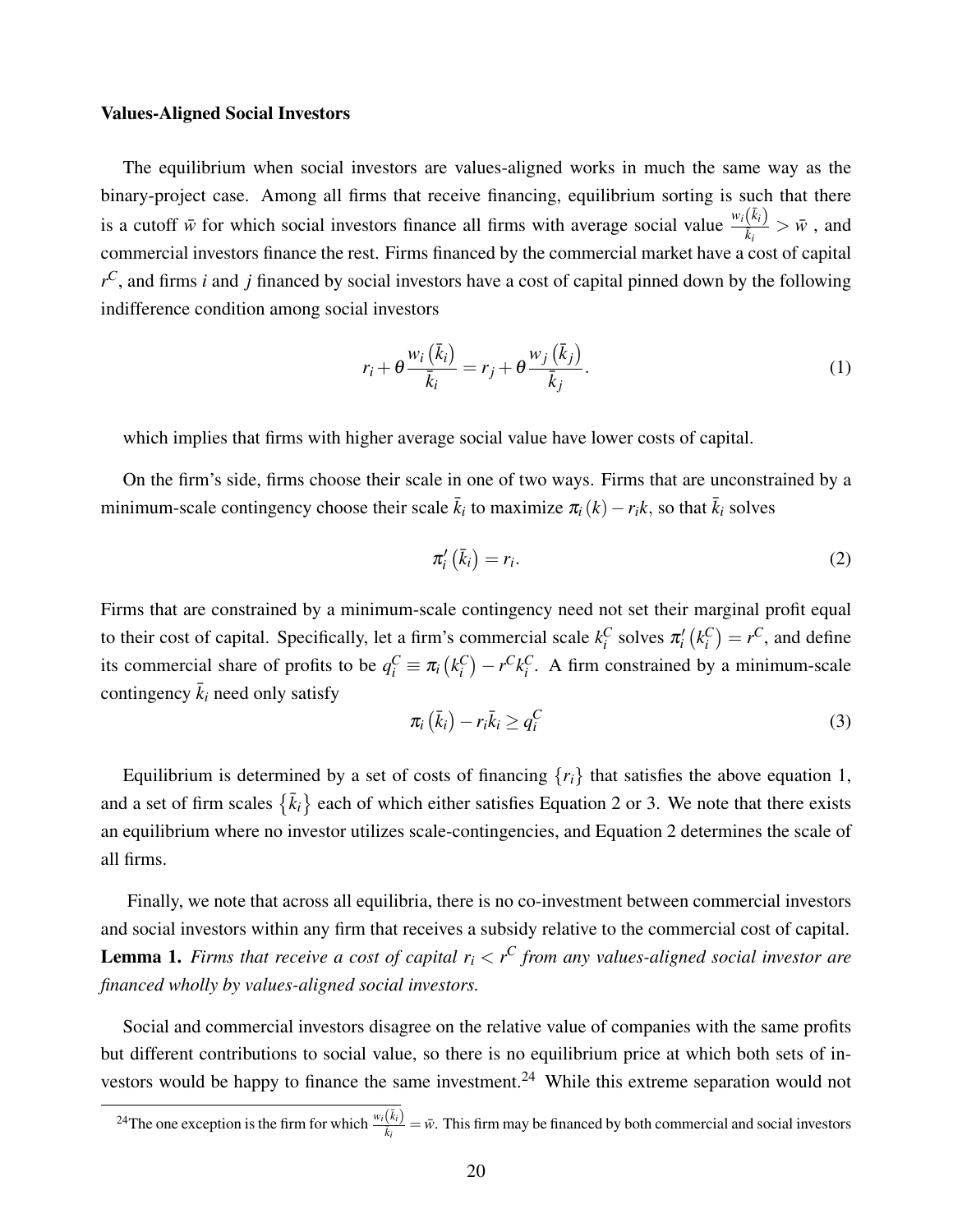**Values-Aligned Social Investors**

The equilibrium when social investors are values-aligned works in much the same way as the binary-project case. Among all firms that receive financing, equilibrium sorting is such that there is a cutoff $\bar{w}$ for which social investors finance all firms with average social value $\frac{w_i(\bar{k}_i)}{\bar{k}_i} > \bar{w}$ , and commercial investors finance the rest. Firms financed by the commercial market have a cost of capital $r^C$, and firms $i$ and $j$ financed by social investors have a cost of capital pinned down by the following indifference condition among social investors

$$r_i + \theta \frac{w_i(\bar{k}_i)}{\bar{k}_i} = r_j + \theta \frac{w_j(\bar{k}_j)}{\bar{k}_j}. \tag{1}$$

which implies that firms with higher average social value have lower costs of capital.

On the firm's side, firms choose their scale in one of two ways. Firms that are unconstrained by a minimum-scale contingency choose their scale $\bar{k}_i$ to maximize $\pi_i(k) - r_i k$, so that $\bar{k}_i$ solves

$$\pi_i'(\bar{k}_i) = r_i. \tag{2}$$

Firms that are constrained by a minimum-scale contingency need not set their marginal profit equal to their cost of capital. Specifically, let a firm's commercial scale $k_i^C$ solves $\pi_i'(k_i^C) = r^C$, and define its commercial share of profits to be $q_i^C \equiv \pi_i(k_i^C) - r^C k_i^C$. A firm constrained by a minimum-scale contingency $\bar{k}_i$ need only satisfy

$$\pi_i(\bar{k}_i) - r_i \bar{k}_i \geq q_i^C \tag{3}$$

Equilibrium is determined by a set of costs of financing $\{r_i\}$ that satisfies the above equation 1, and a set of firm scales $\{\bar{k}_i\}$ each of which either satisfies Equation 2 or 3. We note that there exists an equilibrium where no investor utilizes scale-contingencies, and Equation 2 determines the scale of all firms.

Finally, we note that across all equilibria, there is no co-investment between commercial investors and social investors within any firm that receives a subsidy relative to the commercial cost of capital.

**Lemma 1.** *Firms that receive a cost of capital $r_i < r^C$ from any values-aligned social investor are financed wholly by values-aligned social investors.*

Social and commercial investors disagree on the relative value of companies with the same profits but different contributions to social value, so there is no equilibrium price at which both sets of investors would be happy to finance the same investment.[24] While this extreme separation would not

[24] The one exception is the firm for which $\frac{w_i(\bar{k}_i)}{k_i} = \bar{w}$. This firm may be financed by both commercial and social investors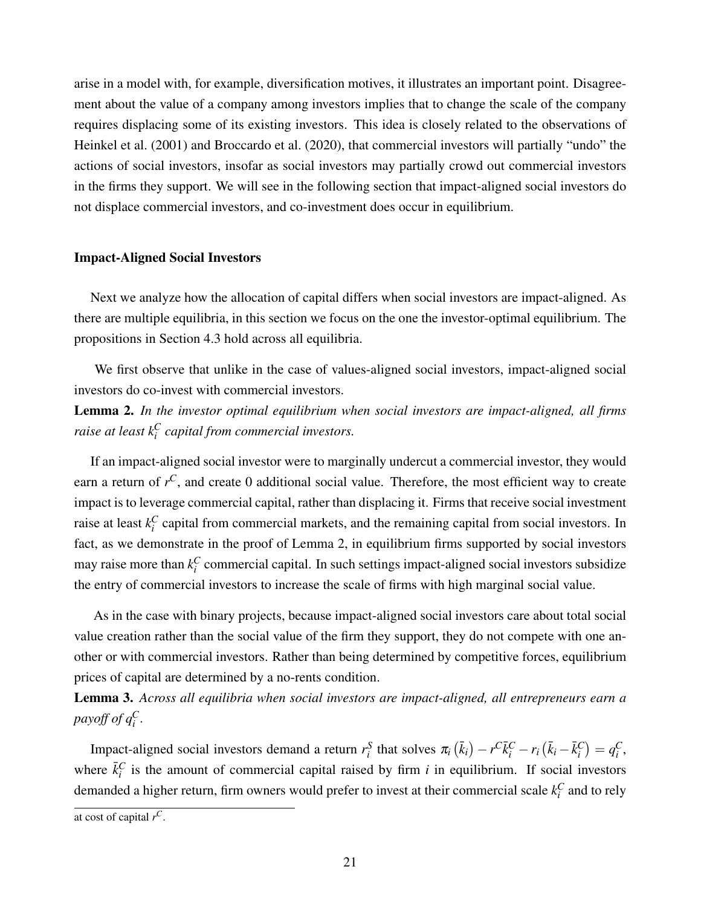arise in a model with, for example, diversification motives, it illustrates an important point. Disagreement about the value of a company among investors implies that to change the scale of the company requires displacing some of its existing investors. This idea is closely related to the observations of Heinkel et al. (2001) and Broccardo et al. (2020), that commercial investors will partially "undo" the actions of social investors, insofar as social investors may partially crowd out commercial investors in the firms they support. We will see in the following section that impact-aligned social investors do not displace commercial investors, and co-investment does occur in equilibrium.

### Impact-Aligned Social Investors

Next we analyze how the allocation of capital differs when social investors are impact-aligned. As there are multiple equilibria, in this section we focus on the one the investor-optimal equilibrium. The propositions in Section 4.3 hold across all equilibria.

We first observe that unlike in the case of values-aligned social investors, impact-aligned social investors do co-invest with commercial investors.

**Lemma 2.** *In the investor optimal equilibrium when social investors are impact-aligned, all firms raise at least $k_i^C$ capital from commercial investors.*

If an impact-aligned social investor were to marginally undercut a commercial investor, they would earn a return of $r^C$, and create 0 additional social value. Therefore, the most efficient way to create impact is to leverage commercial capital, rather than displacing it. Firms that receive social investment raise at least $k_i^C$ capital from commercial markets, and the remaining capital from social investors. In fact, as we demonstrate in the proof of Lemma 2, in equilibrium firms supported by social investors may raise more than $k_i^C$ commercial capital. In such settings impact-aligned social investors subsidize the entry of commercial investors to increase the scale of firms with high marginal social value.

As in the case with binary projects, because impact-aligned social investors care about total social value creation rather than the social value of the firm they support, they do not compete with one another or with commercial investors. Rather than being determined by competitive forces, equilibrium prices of capital are determined by a no-rents condition.

**Lemma 3.** *Across all equilibria when social investors are impact-aligned, all entrepreneurs earn a payoff of $q_i^C$.*

Impact-aligned social investors demand a return $r_i^S$ that solves $\pi_i\left(\bar{k}_i\right) - r^C\bar{k}_i^C - r_i\left(\bar{k}_i - \bar{k}_i^C\right) = q_i^C$, where $\bar{k}_i^C$ is the amount of commercial capital raised by firm $i$ in equilibrium. If social investors demanded a higher return, firm owners would prefer to invest at their commercial scale $k_i^C$ and to rely

at cost of capital $r^C$.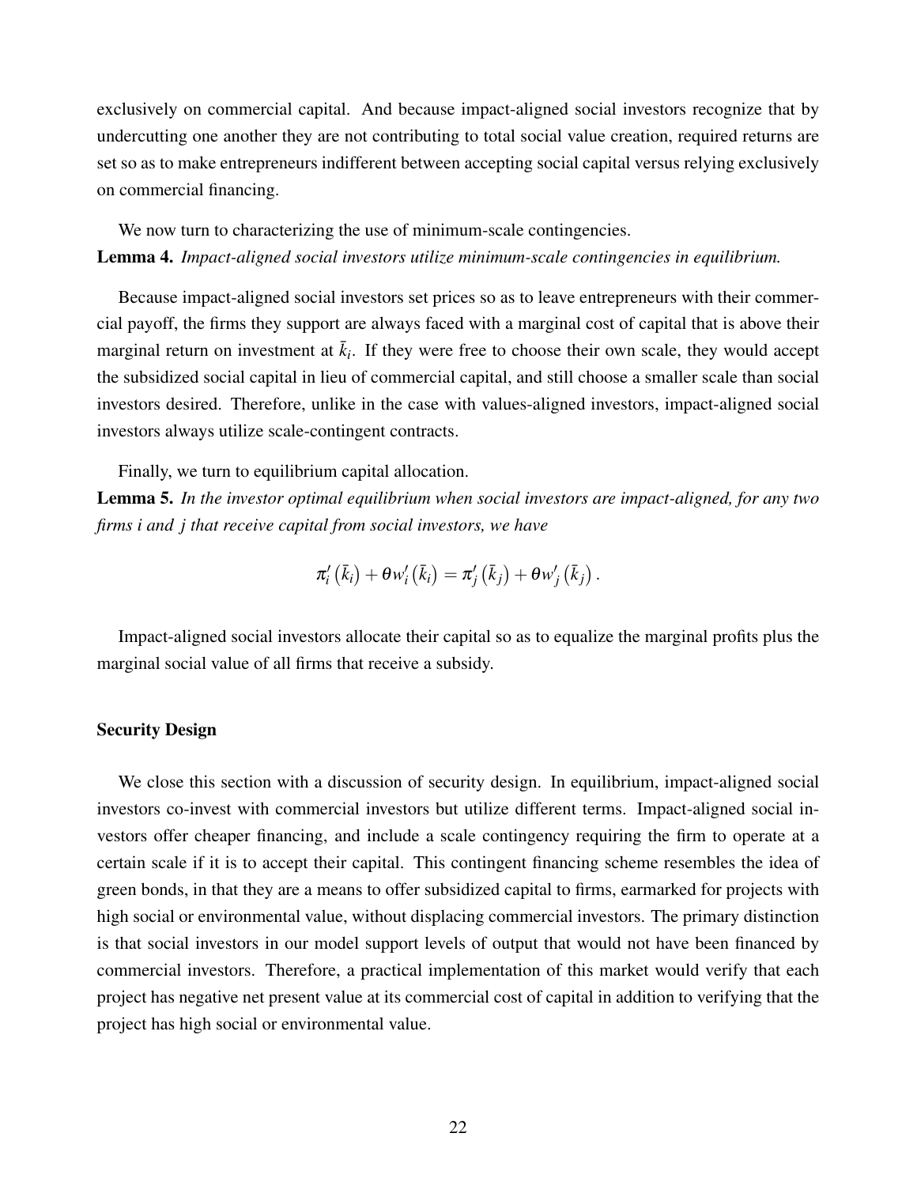exclusively on commercial capital. And because impact-aligned social investors recognize that by undercutting one another they are not contributing to total social value creation, required returns are set so as to make entrepreneurs indifferent between accepting social capital versus relying exclusively on commercial financing.

We now turn to characterizing the use of minimum-scale contingencies.

**Lemma 4.** *Impact-aligned social investors utilize minimum-scale contingencies in equilibrium.*

Because impact-aligned social investors set prices so as to leave entrepreneurs with their commercial payoff, the firms they support are always faced with a marginal cost of capital that is above their marginal return on investment at $\bar{k}_i$. If they were free to choose their own scale, they would accept the subsidized social capital in lieu of commercial capital, and still choose a smaller scale than social investors desired. Therefore, unlike in the case with values-aligned investors, impact-aligned social investors always utilize scale-contingent contracts.

Finally, we turn to equilibrium capital allocation.

**Lemma 5.** *In the investor optimal equilibrium when social investors are impact-aligned, for any two firms i and j that receive capital from social investors, we have*

$$\pi_i'\left(\bar{k}_i\right) + \theta w_i'\left(\bar{k}_i\right) = \pi_j'\left(\bar{k}_j\right) + \theta w_j'\left(\bar{k}_j\right).$$

Impact-aligned social investors allocate their capital so as to equalize the marginal profits plus the marginal social value of all firms that receive a subsidy.

### Security Design

We close this section with a discussion of security design. In equilibrium, impact-aligned social investors co-invest with commercial investors but utilize different terms. Impact-aligned social investors offer cheaper financing, and include a scale contingency requiring the firm to operate at a certain scale if it is to accept their capital. This contingent financing scheme resembles the idea of green bonds, in that they are a means to offer subsidized capital to firms, earmarked for projects with high social or environmental value, without displacing commercial investors. The primary distinction is that social investors in our model support levels of output that would not have been financed by commercial investors. Therefore, a practical implementation of this market would verify that each project has negative net present value at its commercial cost of capital in addition to verifying that the project has high social or environmental value.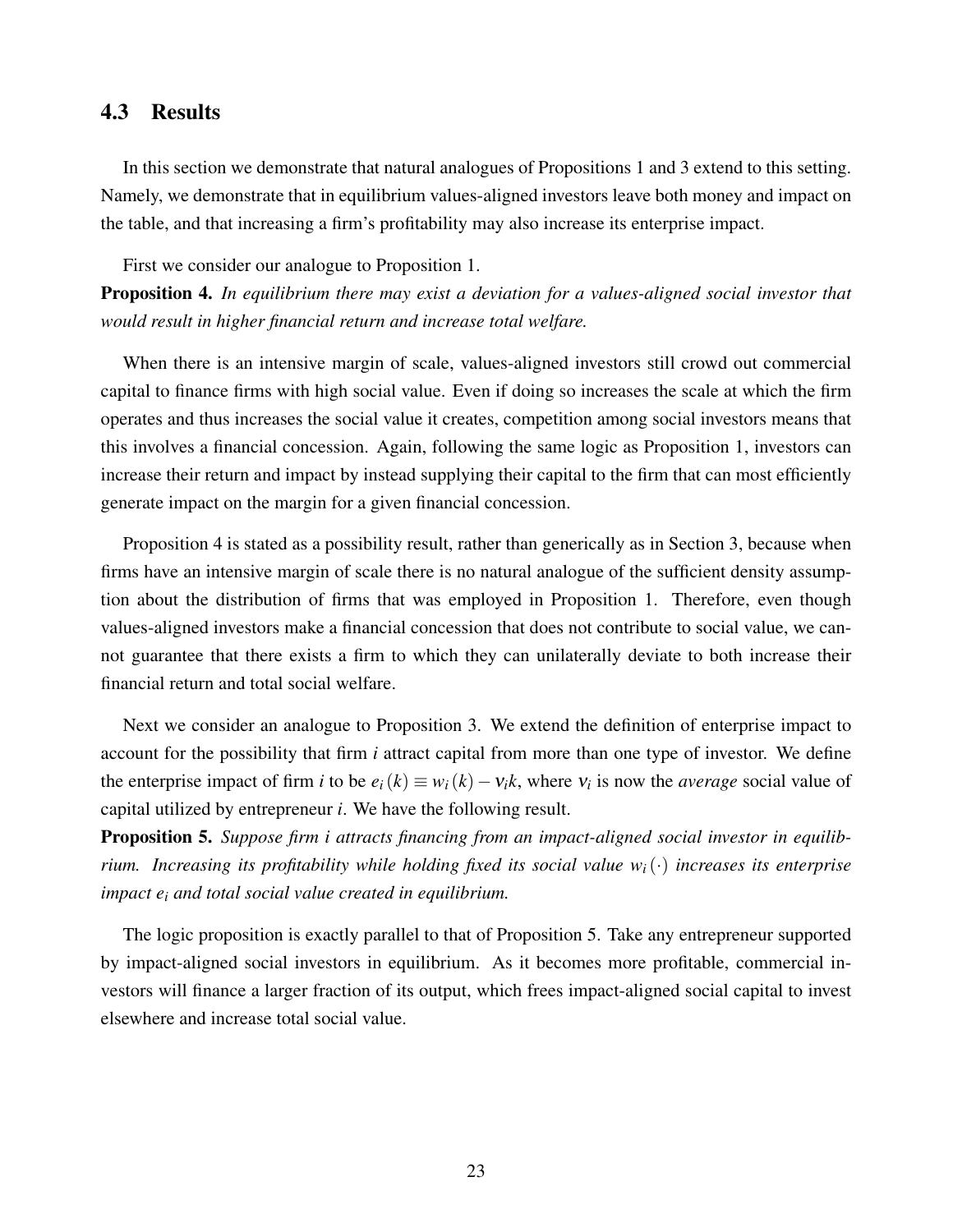### 4.3 Results

In this section we demonstrate that natural analogues of Propositions 1 and 3 extend to this setting. Namely, we demonstrate that in equilibrium values-aligned investors leave both money and impact on the table, and that increasing a firm's profitability may also increase its enterprise impact.

First we consider our analogue to Proposition 1.

**Proposition 4.** *In equilibrium there may exist a deviation for a values-aligned social investor that would result in higher financial return and increase total welfare.*

When there is an intensive margin of scale, values-aligned investors still crowd out commercial capital to finance firms with high social value. Even if doing so increases the scale at which the firm operates and thus increases the social value it creates, competition among social investors means that this involves a financial concession. Again, following the same logic as Proposition 1, investors can increase their return and impact by instead supplying their capital to the firm that can most efficiently generate impact on the margin for a given financial concession.

Proposition 4 is stated as a possibility result, rather than generically as in Section 3, because when firms have an intensive margin of scale there is no natural analogue of the sufficient density assumption about the distribution of firms that was employed in Proposition 1. Therefore, even though values-aligned investors make a financial concession that does not contribute to social value, we cannot guarantee that there exists a firm to which they can unilaterally deviate to both increase their financial return and total social welfare.

Next we consider an analogue to Proposition 3. We extend the definition of enterprise impact to account for the possibility that firm $i$ attract capital from more than one type of investor. We define the enterprise impact of firm $i$ to be $e_i(k) \equiv w_i(k) - \nu_i k$, where $\nu_i$ is now the *average* social value of capital utilized by entrepreneur $i$. We have the following result.

**Proposition 5.** *Suppose firm i attracts financing from an impact-aligned social investor in equilibrium. Increasing its profitability while holding fixed its social value $w_i(\cdot)$ increases its enterprise impact $e_i$ and total social value created in equilibrium.*

The logic proposition is exactly parallel to that of Proposition 5. Take any entrepreneur supported by impact-aligned social investors in equilibrium. As it becomes more profitable, commercial investors will finance a larger fraction of its output, which frees impact-aligned social capital to invest elsewhere and increase total social value.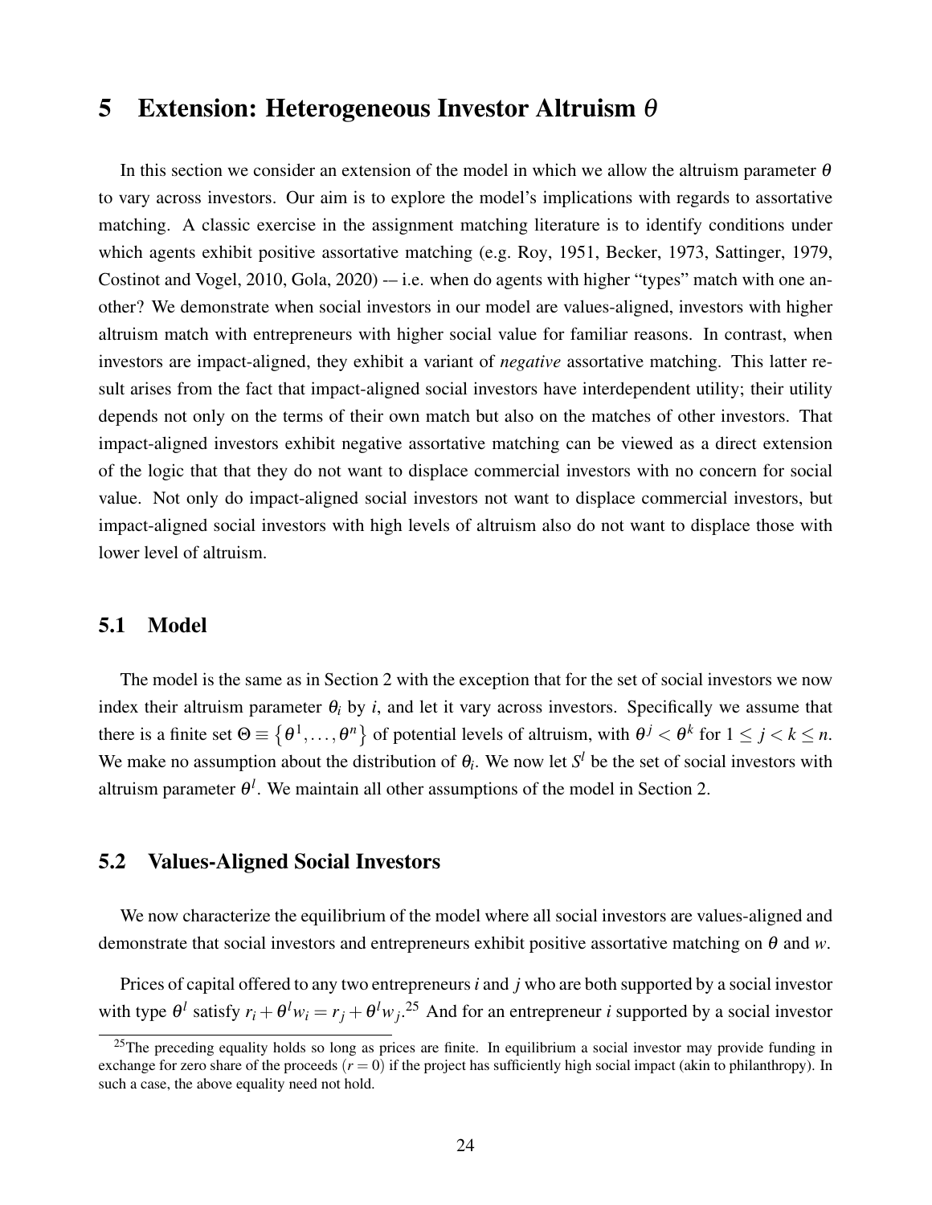# 5 Extension: Heterogeneous Investor Altruism $\theta$

In this section we consider an extension of the model in which we allow the altruism parameter $\theta$ to vary across investors. Our aim is to explore the model's implications with regards to assortative matching. A classic exercise in the assignment matching literature is to identify conditions under which agents exhibit positive assortative matching (e.g. Roy, 1951, Becker, 1973, Sattinger, 1979, Costinot and Vogel, 2010, Gola, 2020) -– i.e. when do agents with higher "types" match with one another? We demonstrate when social investors in our model are values-aligned, investors with higher altruism match with entrepreneurs with higher social value for familiar reasons. In contrast, when investors are impact-aligned, they exhibit a variant of *negative* assortative matching. This latter result arises from the fact that impact-aligned social investors have interdependent utility; their utility depends not only on the terms of their own match but also on the matches of other investors. That impact-aligned investors exhibit negative assortative matching can be viewed as a direct extension of the logic that that they do not want to displace commercial investors with no concern for social value. Not only do impact-aligned social investors not want to displace commercial investors, but impact-aligned social investors with high levels of altruism also do not want to displace those with lower level of altruism.

## 5.1 Model

The model is the same as in Section 2 with the exception that for the set of social investors we now index their altruism parameter $\theta_i$ by $i$, and let it vary across investors. Specifically we assume that there is a finite set $\Theta \equiv \{\theta^1, \ldots, \theta^n\}$ of potential levels of altruism, with $\theta^j < \theta^k$ for $1 \leq j < k \leq n$. We make no assumption about the distribution of $\theta_i$. We now let $S^l$ be the set of social investors with altruism parameter $\theta^l$. We maintain all other assumptions of the model in Section 2.

## 5.2 Values-Aligned Social Investors

We now characterize the equilibrium of the model where all social investors are values-aligned and demonstrate that social investors and entrepreneurs exhibit positive assortative matching on $\theta$ and $w$.

Prices of capital offered to any two entrepreneurs $i$ and $j$ who are both supported by a social investor with type $\theta^l$ satisfy $r_i + \theta^l w_i = r_j + \theta^l w_j$.[25] And for an entrepreneur $i$ supported by a social investor

[25]The preceding equality holds so long as prices are finite. In equilibrium a social investor may provide funding in exchange for zero share of the proceeds ($r = 0$) if the project has sufficiently high social impact (akin to philanthropy). In such a case, the above equality need not hold.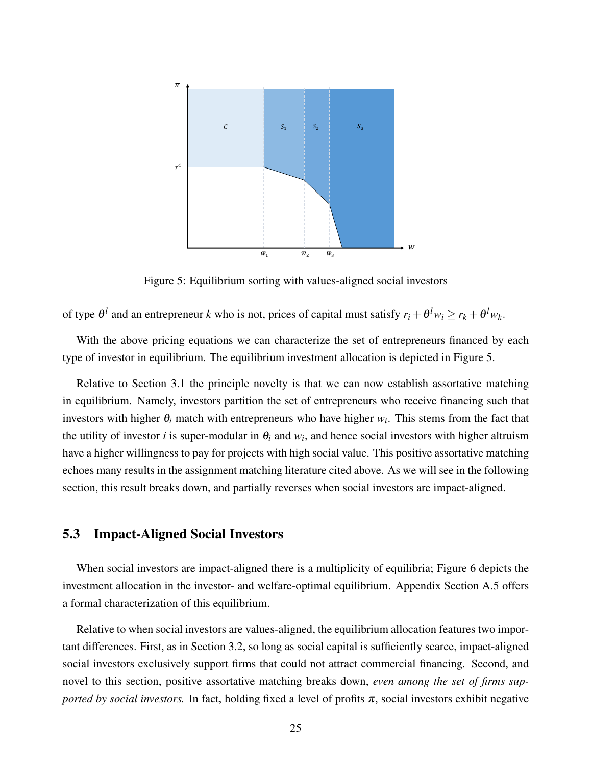Figure 5: Equilibrium sorting with values-aligned social investors

of type $\theta^l$ and an entrepreneur $k$ who is not, prices of capital must satisfy $r_i + \theta^l w_i \geq r_k + \theta^l w_k$.

With the above pricing equations we can characterize the set of entrepreneurs financed by each type of investor in equilibrium. The equilibrium investment allocation is depicted in Figure 5.

Relative to Section 3.1 the principle novelty is that we can now establish assortative matching in equilibrium. Namely, investors partition the set of entrepreneurs who receive financing such that investors with higher $\theta_i$ match with entrepreneurs who have higher $w_i$. This stems from the fact that the utility of investor $i$ is super-modular in $\theta_i$ and $w_i$, and hence social investors with higher altruism have a higher willingness to pay for projects with high social value. This positive assortative matching echoes many results in the assignment matching literature cited above. As we will see in the following section, this result breaks down, and partially reverses when social investors are impact-aligned.

## 5.3 Impact-Aligned Social Investors

When social investors are impact-aligned there is a multiplicity of equilibria; Figure 6 depicts the investment allocation in the investor- and welfare-optimal equilibrium. Appendix Section A.5 offers a formal characterization of this equilibrium.

Relative to when social investors are values-aligned, the equilibrium allocation features two important differences. First, as in Section 3.2, so long as social capital is sufficiently scarce, impact-aligned social investors exclusively support firms that could not attract commercial financing. Second, and novel to this section, positive assortative matching breaks down, *even among the set of firms supported by social investors.* In fact, holding fixed a level of profits $\pi$, social investors exhibit negative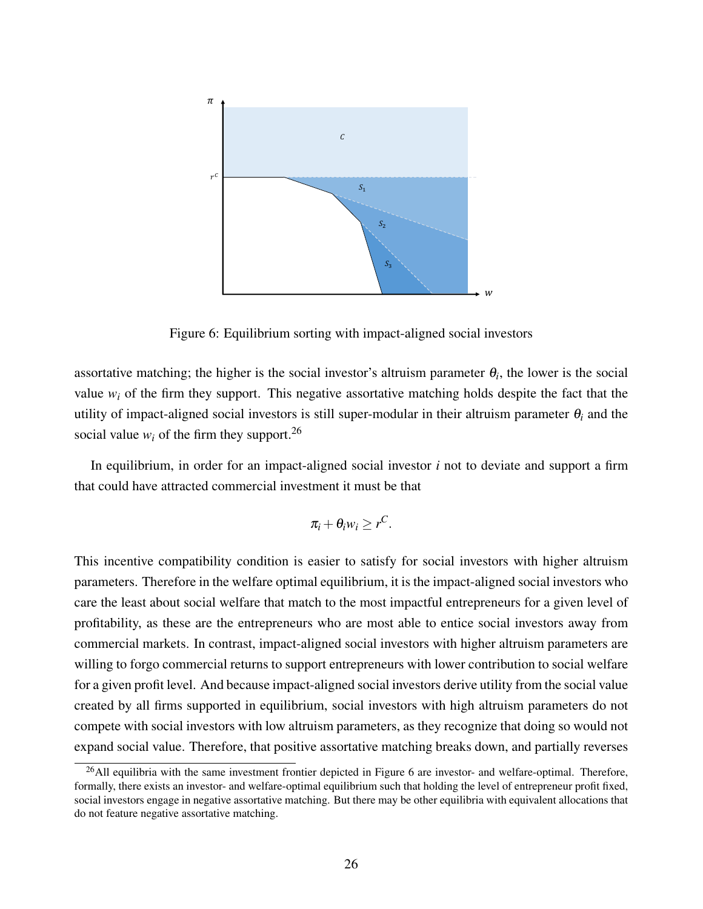Figure 6: Equilibrium sorting with impact-aligned social investors

assortative matching; the higher is the social investor's altruism parameter $\theta_i$, the lower is the social value $w_i$ of the firm they support. This negative assortative matching holds despite the fact that the utility of impact-aligned social investors is still super-modular in their altruism parameter $\theta_i$ and the social value $w_i$ of the firm they support.[26]

In equilibrium, in order for an impact-aligned social investor $i$ not to deviate and support a firm that could have attracted commercial investment it must be that

$$\pi_i + \theta_i w_i \geq r^C.$$

This incentive compatibility condition is easier to satisfy for social investors with higher altruism parameters. Therefore in the welfare optimal equilibrium, it is the impact-aligned social investors who care the least about social welfare that match to the most impactful entrepreneurs for a given level of profitability, as these are the entrepreneurs who are most able to entice social investors away from commercial markets. In contrast, impact-aligned social investors with higher altruism parameters are willing to forgo commercial returns to support entrepreneurs with lower contribution to social welfare for a given profit level. And because impact-aligned social investors derive utility from the social value created by all firms supported in equilibrium, social investors with high altruism parameters do not compete with social investors with low altruism parameters, as they recognize that doing so would not expand social value. Therefore, that positive assortative matching breaks down, and partially reverses

[26]All equilibria with the same investment frontier depicted in Figure 6 are investor- and welfare-optimal. Therefore, formally, there exists an investor- and welfare-optimal equilibrium such that holding the level of entrepreneur profit fixed, social investors engage in negative assortative matching. But there may be other equilibria with equivalent allocations that do not feature negative assortative matching.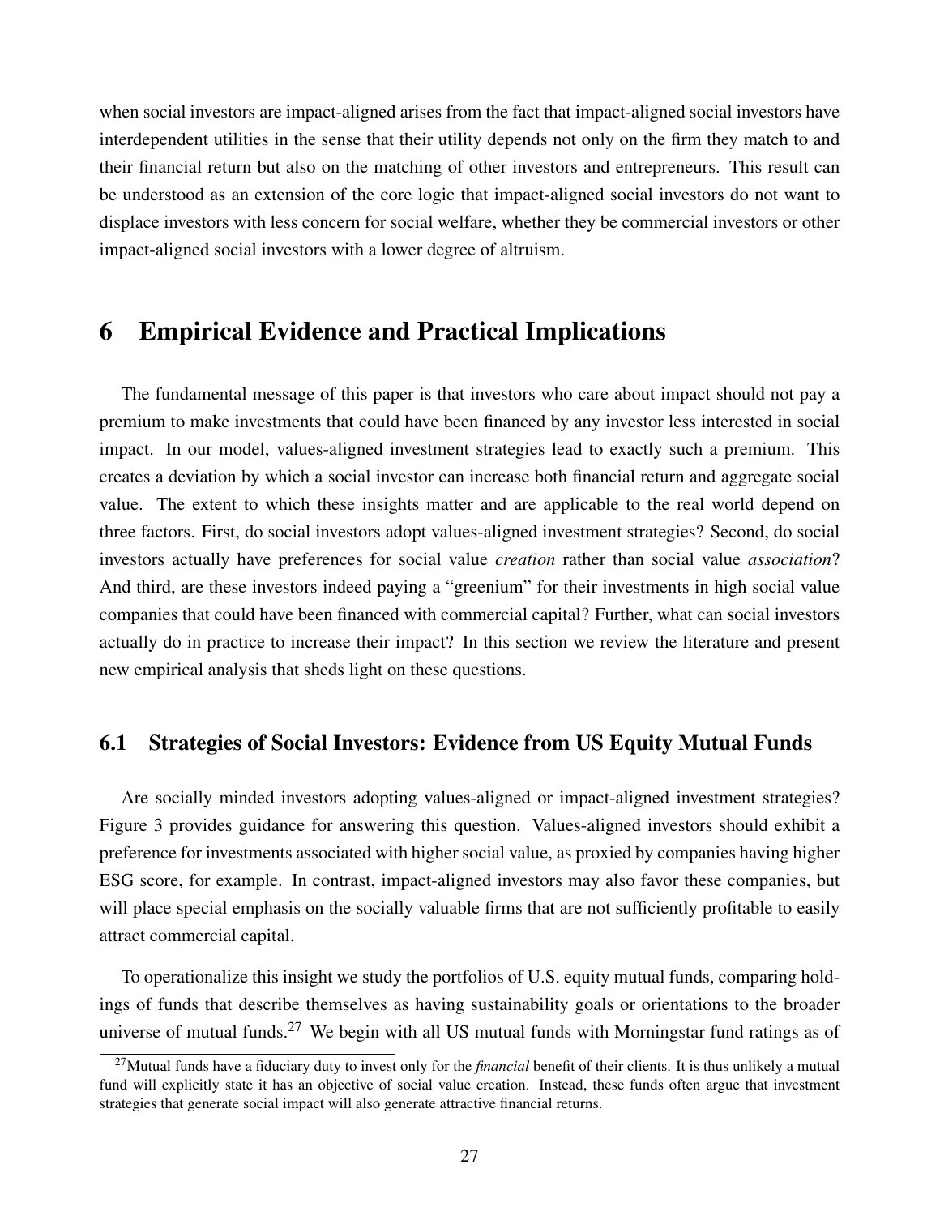when social investors are impact-aligned arises from the fact that impact-aligned social investors have interdependent utilities in the sense that their utility depends not only on the firm they match to and their financial return but also on the matching of other investors and entrepreneurs. This result can be understood as an extension of the core logic that impact-aligned social investors do not want to displace investors with less concern for social welfare, whether they be commercial investors or other impact-aligned social investors with a lower degree of altruism.

# 6 Empirical Evidence and Practical Implications

The fundamental message of this paper is that investors who care about impact should not pay a premium to make investments that could have been financed by any investor less interested in social impact. In our model, values-aligned investment strategies lead to exactly such a premium. This creates a deviation by which a social investor can increase both financial return and aggregate social value. The extent to which these insights matter and are applicable to the real world depend on three factors. First, do social investors adopt values-aligned investment strategies? Second, do social investors actually have preferences for social value *creation* rather than social value *association*? And third, are these investors indeed paying a "greenium" for their investments in high social value companies that could have been financed with commercial capital? Further, what can social investors actually do in practice to increase their impact? In this section we review the literature and present new empirical analysis that sheds light on these questions.

## 6.1 Strategies of Social Investors: Evidence from US Equity Mutual Funds

Are socially minded investors adopting values-aligned or impact-aligned investment strategies? Figure 3 provides guidance for answering this question. Values-aligned investors should exhibit a preference for investments associated with higher social value, as proxied by companies having higher ESG score, for example. In contrast, impact-aligned investors may also favor these companies, but will place special emphasis on the socially valuable firms that are not sufficiently profitable to easily attract commercial capital.

To operationalize this insight we study the portfolios of U.S. equity mutual funds, comparing holdings of funds that describe themselves as having sustainability goals or orientations to the broader universe of mutual funds.[27] We begin with all US mutual funds with Morningstar fund ratings as of

[27] Mutual funds have a fiduciary duty to invest only for the *financial* benefit of their clients. It is thus unlikely a mutual fund will explicitly state it has an objective of social value creation. Instead, these funds often argue that investment strategies that generate social impact will also generate attractive financial returns.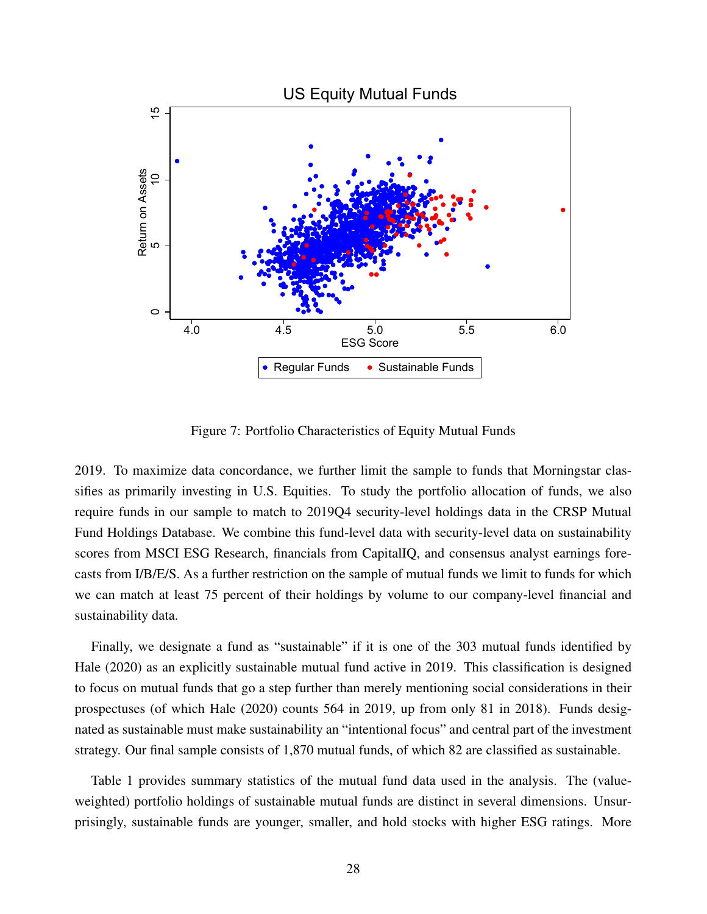Figure 7: Portfolio Characteristics of Equity Mutual Funds

2019. To maximize data concordance, we further limit the sample to funds that Morningstar classifies as primarily investing in U.S. Equities. To study the portfolio allocation of funds, we also require funds in our sample to match to 2019Q4 security-level holdings data in the CRSP Mutual Fund Holdings Database. We combine this fund-level data with security-level data on sustainability scores from MSCI ESG Research, financials from CapitalIQ, and consensus analyst earnings forecasts from I/B/E/S. As a further restriction on the sample of mutual funds we limit to funds for which we can match at least 75 percent of their holdings by volume to our company-level financial and sustainability data.

Finally, we designate a fund as "sustainable" if it is one of the 303 mutual funds identified by Hale (2020) as an explicitly sustainable mutual fund active in 2019. This classification is designed to focus on mutual funds that go a step further than merely mentioning social considerations in their prospectuses (of which Hale (2020) counts 564 in 2019, up from only 81 in 2018). Funds designated as sustainable must make sustainability an "intentional focus" and central part of the investment strategy. Our final sample consists of 1,870 mutual funds, of which 82 are classified as sustainable.

Table 1 provides summary statistics of the mutual fund data used in the analysis. The (value-weighted) portfolio holdings of sustainable mutual funds are distinct in several dimensions. Unsurprisingly, sustainable funds are younger, smaller, and hold stocks with higher ESG ratings. More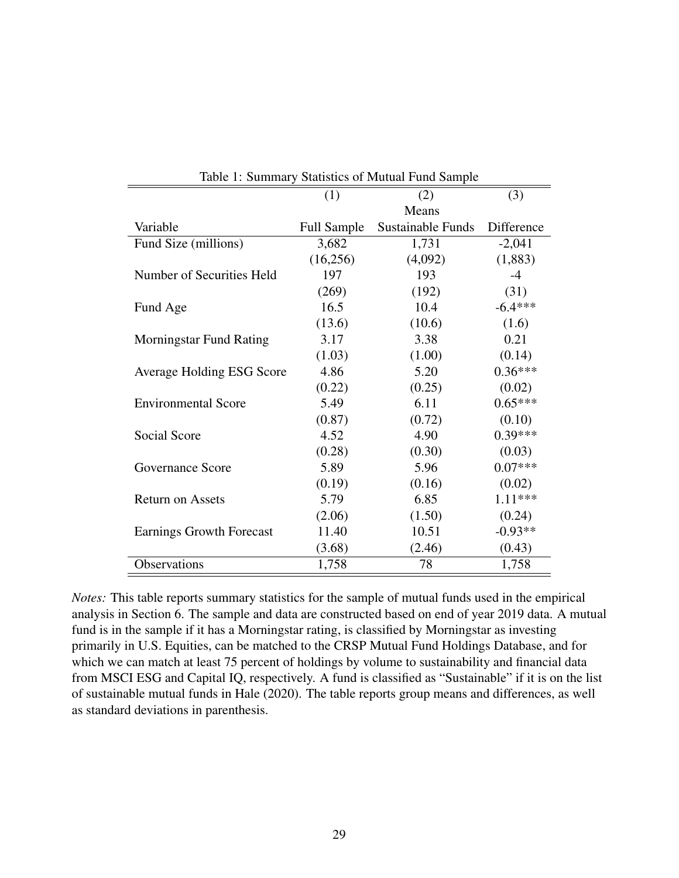Table 1: Summary Statistics of Mutual Fund Sample

| | (1) | (2) | (3) |
|---|---|---|---|
| | | Means | |
| Variable | Full Sample | Sustainable Funds | Difference |
| Fund Size (millions) | 3,682 | 1,731 | -2,041 |
| | (16,256) | (4,092) | (1,883) |
| Number of Securities Held | 197 | 193 | -4 |
| | (269) | (192) | (31) |
| Fund Age | 16.5 | 10.4 | -6.4*** |
| | (13.6) | (10.6) | (1.6) |
| Morningstar Fund Rating | 3.17 | 3.38 | 0.21 |
| | (1.03) | (1.00) | (0.14) |
| Average Holding ESG Score | 4.86 | 5.20 | 0.36*** |
| | (0.22) | (0.25) | (0.02) |
| Environmental Score | 5.49 | 6.11 | 0.65*** |
| | (0.87) | (0.72) | (0.10) |
| Social Score | 4.52 | 4.90 | 0.39*** |
| | (0.28) | (0.30) | (0.03) |
| Governance Score | 5.89 | 5.96 | 0.07*** |
| | (0.19) | (0.16) | (0.02) |
| Return on Assets | 5.79 | 6.85 | 1.11*** |
| | (2.06) | (1.50) | (0.24) |
| Earnings Growth Forecast | 11.40 | 10.51 | -0.93** |
| | (3.68) | (2.46) | (0.43) |
| Observations | 1,758 | 78 | 1,758 |

*Notes:* This table reports summary statistics for the sample of mutual funds used in the empirical analysis in Section 6. The sample and data are constructed based on end of year 2019 data. A mutual fund is in the sample if it has a Morningstar rating, is classified by Morningstar as investing primarily in U.S. Equities, can be matched to the CRSP Mutual Fund Holdings Database, and for which we can match at least 75 percent of holdings by volume to sustainability and financial data from MSCI ESG and Capital IQ, respectively. A fund is classified as "Sustainable" if it is on the list of sustainable mutual funds in Hale (2020). The table reports group means and differences, as well as standard deviations in parenthesis.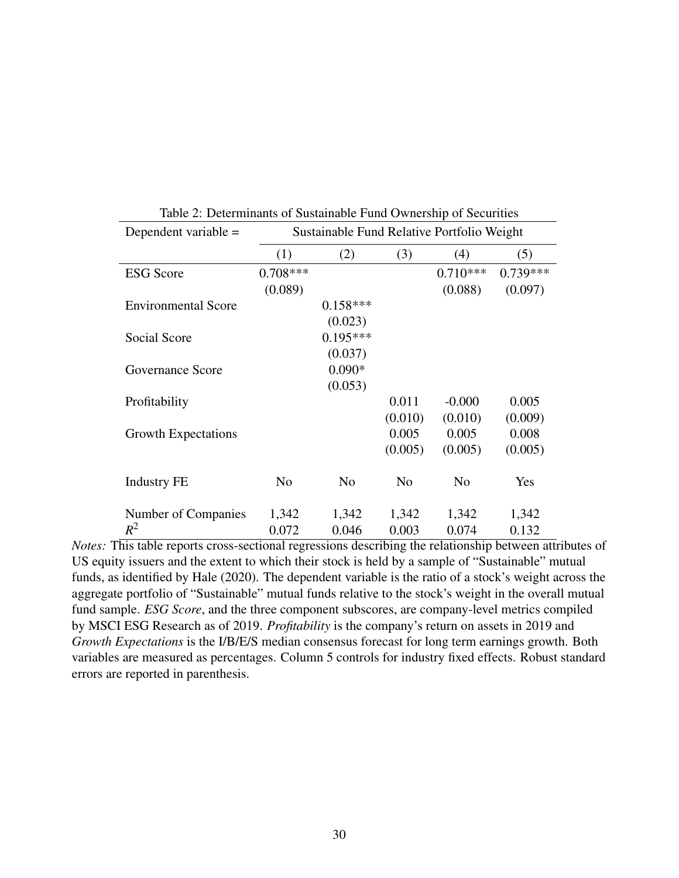Table 2: Determinants of Sustainable Fund Ownership of Securities

| Dependent variable = | Sustainable Fund Relative Portfolio Weight | | | | |
|---|---|---|---|---|---|
| | (1) | (2) | (3) | (4) | (5) |
| ESG Score | 0.708*** | | | 0.710*** | 0.739*** |
| | (0.089) | | | (0.088) | (0.097) |
| Environmental Score | | 0.158*** | | | |
| | | (0.023) | | | |
| Social Score | | 0.195*** | | | |
| | | (0.037) | | | |
| Governance Score | | 0.090* | | | |
| | | (0.053) | | | |
| Profitability | | | 0.011 | -0.000 | 0.005 |
| | | | (0.010) | (0.010) | (0.009) |
| Growth Expectations | | | 0.005 | 0.005 | 0.008 |
| | | | (0.005) | (0.005) | (0.005) |
| Industry FE | No | No | No | No | Yes |
| Number of Companies | 1,342 | 1,342 | 1,342 | 1,342 | 1,342 |
| $R^2$ | 0.072 | 0.046 | 0.003 | 0.074 | 0.132 |

*Notes:* This table reports cross-sectional regressions describing the relationship between attributes of US equity issuers and the extent to which their stock is held by a sample of "Sustainable" mutual funds, as identified by Hale (2020). The dependent variable is the ratio of a stock's weight across the aggregate portfolio of "Sustainable" mutual funds relative to the stock's weight in the overall mutual fund sample. *ESG Score*, and the three component subscores, are company-level metrics compiled by MSCI ESG Research as of 2019. *Profitability* is the company's return on assets in 2019 and *Growth Expectations* is the I/B/E/S median consensus forecast for long term earnings growth. Both variables are measured as percentages. Column 5 controls for industry fixed effects. Robust standard errors are reported in parenthesis.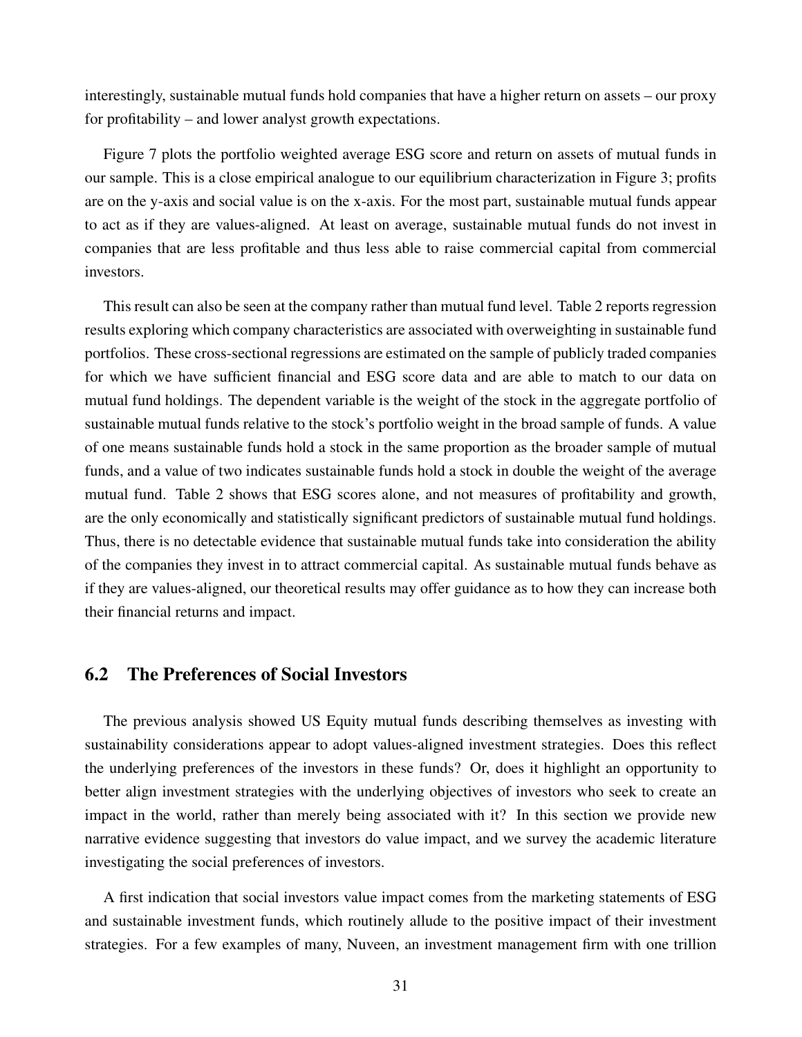interestingly, sustainable mutual funds hold companies that have a higher return on assets – our proxy for profitability – and lower analyst growth expectations.

Figure 7 plots the portfolio weighted average ESG score and return on assets of mutual funds in our sample. This is a close empirical analogue to our equilibrium characterization in Figure 3; profits are on the y-axis and social value is on the x-axis. For the most part, sustainable mutual funds appear to act as if they are values-aligned. At least on average, sustainable mutual funds do not invest in companies that are less profitable and thus less able to raise commercial capital from commercial investors.

This result can also be seen at the company rather than mutual fund level. Table 2 reports regression results exploring which company characteristics are associated with overweighting in sustainable fund portfolios. These cross-sectional regressions are estimated on the sample of publicly traded companies for which we have sufficient financial and ESG score data and are able to match to our data on mutual fund holdings. The dependent variable is the weight of the stock in the aggregate portfolio of sustainable mutual funds relative to the stock's portfolio weight in the broad sample of funds. A value of one means sustainable funds hold a stock in the same proportion as the broader sample of mutual funds, and a value of two indicates sustainable funds hold a stock in double the weight of the average mutual fund. Table 2 shows that ESG scores alone, and not measures of profitability and growth, are the only economically and statistically significant predictors of sustainable mutual fund holdings. Thus, there is no detectable evidence that sustainable mutual funds take into consideration the ability of the companies they invest in to attract commercial capital. As sustainable mutual funds behave as if they are values-aligned, our theoretical results may offer guidance as to how they can increase both their financial returns and impact.

## 6.2 The Preferences of Social Investors

The previous analysis showed US Equity mutual funds describing themselves as investing with sustainability considerations appear to adopt values-aligned investment strategies. Does this reflect the underlying preferences of the investors in these funds? Or, does it highlight an opportunity to better align investment strategies with the underlying objectives of investors who seek to create an impact in the world, rather than merely being associated with it? In this section we provide new narrative evidence suggesting that investors do value impact, and we survey the academic literature investigating the social preferences of investors.

A first indication that social investors value impact comes from the marketing statements of ESG and sustainable investment funds, which routinely allude to the positive impact of their investment strategies. For a few examples of many, Nuveen, an investment management firm with one trillion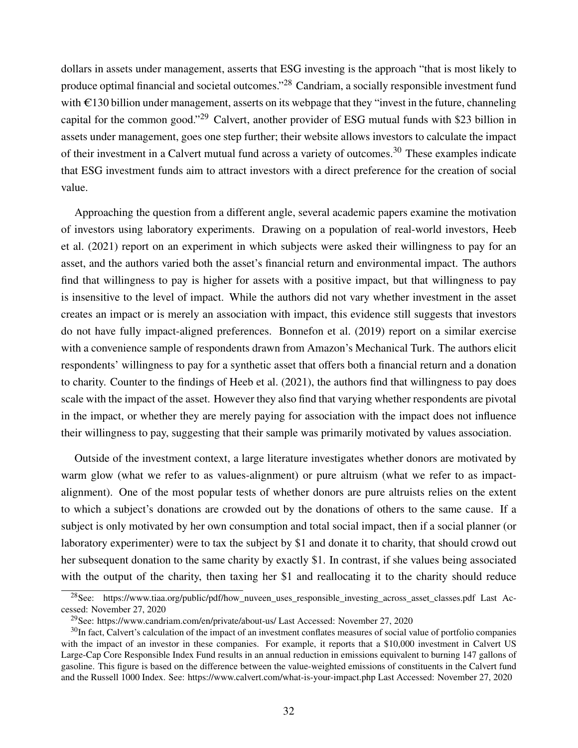dollars in assets under management, asserts that ESG investing is the approach "that is most likely to produce optimal financial and societal outcomes."[28] Candriam, a socially responsible investment fund with €130 billion under management, asserts on its webpage that they "invest in the future, channeling capital for the common good."[29] Calvert, another provider of ESG mutual funds with $23 billion in assets under management, goes one step further; their website allows investors to calculate the impact of their investment in a Calvert mutual fund across a variety of outcomes.[30] These examples indicate that ESG investment funds aim to attract investors with a direct preference for the creation of social value.

Approaching the question from a different angle, several academic papers examine the motivation of investors using laboratory experiments. Drawing on a population of real-world investors, Heeb et al. (2021) report on an experiment in which subjects were asked their willingness to pay for an asset, and the authors varied both the asset's financial return and environmental impact. The authors find that willingness to pay is higher for assets with a positive impact, but that willingness to pay is insensitive to the level of impact. While the authors did not vary whether investment in the asset creates an impact or is merely an association with impact, this evidence still suggests that investors do not have fully impact-aligned preferences. Bonnefon et al. (2019) report on a similar exercise with a convenience sample of respondents drawn from Amazon's Mechanical Turk. The authors elicit respondents' willingness to pay for a synthetic asset that offers both a financial return and a donation to charity. Counter to the findings of Heeb et al. (2021), the authors find that willingness to pay does scale with the impact of the asset. However they also find that varying whether respondents are pivotal in the impact, or whether they are merely paying for association with the impact does not influence their willingness to pay, suggesting that their sample was primarily motivated by values association.

Outside of the investment context, a large literature investigates whether donors are motivated by warm glow (what we refer to as values-alignment) or pure altruism (what we refer to as impact-alignment). One of the most popular tests of whether donors are pure altruists relies on the extent to which a subject's donations are crowded out by the donations of others to the same cause. If a subject is only motivated by her own consumption and total social impact, then if a social planner (or laboratory experimenter) were to tax the subject by $1 and donate it to charity, that should crowd out her subsequent donation to the same charity by exactly $1. In contrast, if she values being associated with the output of the charity, then taxing her $1 and reallocating it to the charity should reduce

[28] See: https://www.tiaa.org/public/pdf/how_nuveen_uses_responsible_investing_across_asset_classes.pdf Last Accessed: November 27, 2020

[29] See: https://www.candriam.com/en/private/about-us/ Last Accessed: November 27, 2020

[30] In fact, Calvert's calculation of the impact of an investment conflates measures of social value of portfolio companies with the impact of an investor in these companies. For example, it reports that a $10,000 investment in Calvert US Large-Cap Core Responsible Index Fund results in an annual reduction in emissions equivalent to burning 147 gallons of gasoline. This figure is based on the difference between the value-weighted emissions of constituents in the Calvert fund and the Russell 1000 Index. See: https://www.calvert.com/what-is-your-impact.php Last Accessed: November 27, 2020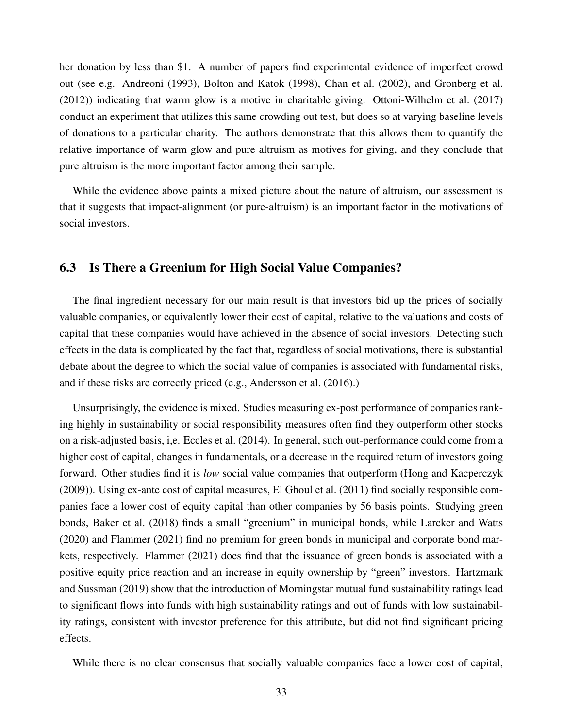her donation by less than \$1. A number of papers find experimental evidence of imperfect crowd out (see e.g. Andreoni (1993), Bolton and Katok (1998), Chan et al. (2002), and Gronberg et al. (2012)) indicating that warm glow is a motive in charitable giving. Ottoni-Wilhelm et al. (2017) conduct an experiment that utilizes this same crowding out test, but does so at varying baseline levels of donations to a particular charity. The authors demonstrate that this allows them to quantify the relative importance of warm glow and pure altruism as motives for giving, and they conclude that pure altruism is the more important factor among their sample.

While the evidence above paints a mixed picture about the nature of altruism, our assessment is that it suggests that impact-alignment (or pure-altruism) is an important factor in the motivations of social investors.

## 6.3 Is There a Greenium for High Social Value Companies?

The final ingredient necessary for our main result is that investors bid up the prices of socially valuable companies, or equivalently lower their cost of capital, relative to the valuations and costs of capital that these companies would have achieved in the absence of social investors. Detecting such effects in the data is complicated by the fact that, regardless of social motivations, there is substantial debate about the degree to which the social value of companies is associated with fundamental risks, and if these risks are correctly priced (e.g., Andersson et al. (2016).)

Unsurprisingly, the evidence is mixed. Studies measuring ex-post performance of companies ranking highly in sustainability or social responsibility measures often find they outperform other stocks on a risk-adjusted basis, i,e. Eccles et al. (2014). In general, such out-performance could come from a higher cost of capital, changes in fundamentals, or a decrease in the required return of investors going forward. Other studies find it is *low* social value companies that outperform (Hong and Kacperczyk (2009)). Using ex-ante cost of capital measures, El Ghoul et al. (2011) find socially responsible companies face a lower cost of equity capital than other companies by 56 basis points. Studying green bonds, Baker et al. (2018) finds a small "greenium" in municipal bonds, while Larcker and Watts (2020) and Flammer (2021) find no premium for green bonds in municipal and corporate bond markets, respectively. Flammer (2021) does find that the issuance of green bonds is associated with a positive equity price reaction and an increase in equity ownership by "green" investors. Hartzmark and Sussman (2019) show that the introduction of Morningstar mutual fund sustainability ratings lead to significant flows into funds with high sustainability ratings and out of funds with low sustainability ratings, consistent with investor preference for this attribute, but did not find significant pricing effects.

While there is no clear consensus that socially valuable companies face a lower cost of capital,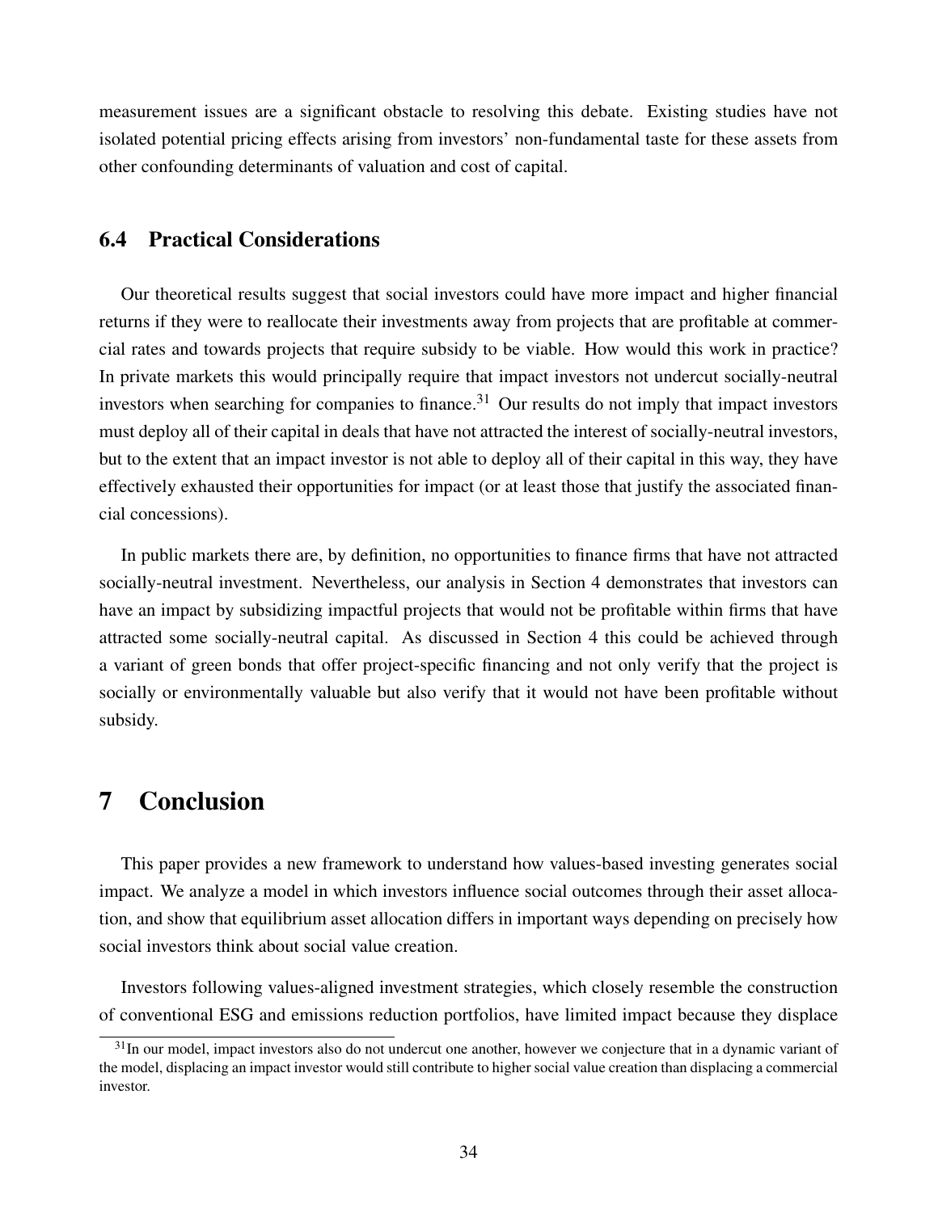measurement issues are a significant obstacle to resolving this debate. Existing studies have not isolated potential pricing effects arising from investors' non-fundamental taste for these assets from other confounding determinants of valuation and cost of capital.

## 6.4 Practical Considerations

Our theoretical results suggest that social investors could have more impact and higher financial returns if they were to reallocate their investments away from projects that are profitable at commercial rates and towards projects that require subsidy to be viable. How would this work in practice? In private markets this would principally require that impact investors not undercut socially-neutral investors when searching for companies to finance.[31] Our results do not imply that impact investors must deploy all of their capital in deals that have not attracted the interest of socially-neutral investors, but to the extent that an impact investor is not able to deploy all of their capital in this way, they have effectively exhausted their opportunities for impact (or at least those that justify the associated financial concessions).

In public markets there are, by definition, no opportunities to finance firms that have not attracted socially-neutral investment. Nevertheless, our analysis in Section 4 demonstrates that investors can have an impact by subsidizing impactful projects that would not be profitable within firms that have attracted some socially-neutral capital. As discussed in Section 4 this could be achieved through a variant of green bonds that offer project-specific financing and not only verify that the project is socially or environmentally valuable but also verify that it would not have been profitable without subsidy.

# 7 Conclusion

This paper provides a new framework to understand how values-based investing generates social impact. We analyze a model in which investors influence social outcomes through their asset allocation, and show that equilibrium asset allocation differs in important ways depending on precisely how social investors think about social value creation.

Investors following values-aligned investment strategies, which closely resemble the construction of conventional ESG and emissions reduction portfolios, have limited impact because they displace

[31] In our model, impact investors also do not undercut one another, however we conjecture that in a dynamic variant of the model, displacing an impact investor would still contribute to higher social value creation than displacing a commercial investor.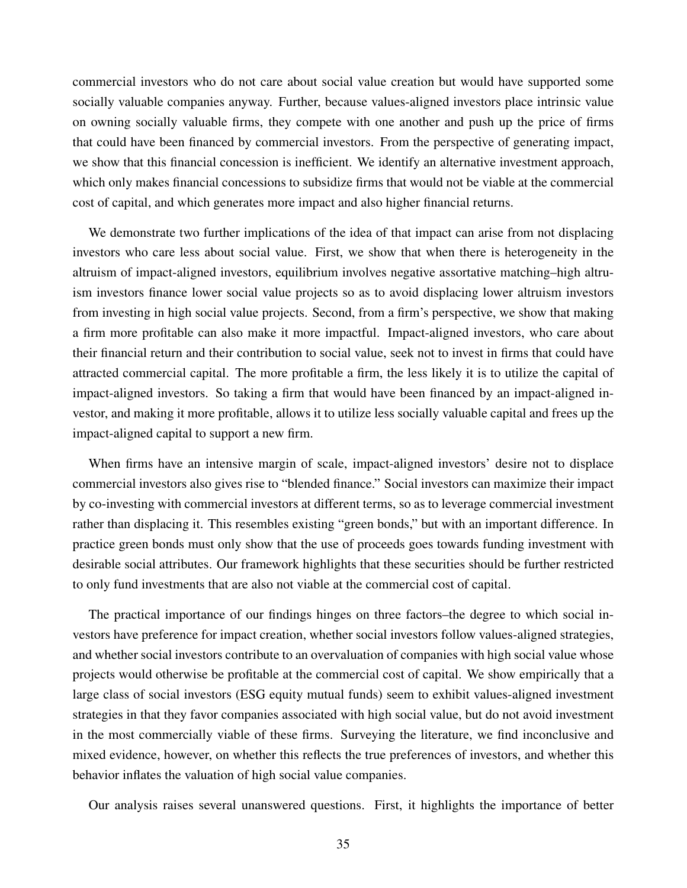commercial investors who do not care about social value creation but would have supported some socially valuable companies anyway. Further, because values-aligned investors place intrinsic value on owning socially valuable firms, they compete with one another and push up the price of firms that could have been financed by commercial investors. From the perspective of generating impact, we show that this financial concession is inefficient. We identify an alternative investment approach, which only makes financial concessions to subsidize firms that would not be viable at the commercial cost of capital, and which generates more impact and also higher financial returns.

We demonstrate two further implications of the idea of that impact can arise from not displacing investors who care less about social value. First, we show that when there is heterogeneity in the altruism of impact-aligned investors, equilibrium involves negative assortative matching–high altruism investors finance lower social value projects so as to avoid displacing lower altruism investors from investing in high social value projects. Second, from a firm's perspective, we show that making a firm more profitable can also make it more impactful. Impact-aligned investors, who care about their financial return and their contribution to social value, seek not to invest in firms that could have attracted commercial capital. The more profitable a firm, the less likely it is to utilize the capital of impact-aligned investors. So taking a firm that would have been financed by an impact-aligned investor, and making it more profitable, allows it to utilize less socially valuable capital and frees up the impact-aligned capital to support a new firm.

When firms have an intensive margin of scale, impact-aligned investors' desire not to displace commercial investors also gives rise to "blended finance." Social investors can maximize their impact by co-investing with commercial investors at different terms, so as to leverage commercial investment rather than displacing it. This resembles existing "green bonds," but with an important difference. In practice green bonds must only show that the use of proceeds goes towards funding investment with desirable social attributes. Our framework highlights that these securities should be further restricted to only fund investments that are also not viable at the commercial cost of capital.

The practical importance of our findings hinges on three factors–the degree to which social investors have preference for impact creation, whether social investors follow values-aligned strategies, and whether social investors contribute to an overvaluation of companies with high social value whose projects would otherwise be profitable at the commercial cost of capital. We show empirically that a large class of social investors (ESG equity mutual funds) seem to exhibit values-aligned investment strategies in that they favor companies associated with high social value, but do not avoid investment in the most commercially viable of these firms. Surveying the literature, we find inconclusive and mixed evidence, however, on whether this reflects the true preferences of investors, and whether this behavior inflates the valuation of high social value companies.

Our analysis raises several unanswered questions. First, it highlights the importance of better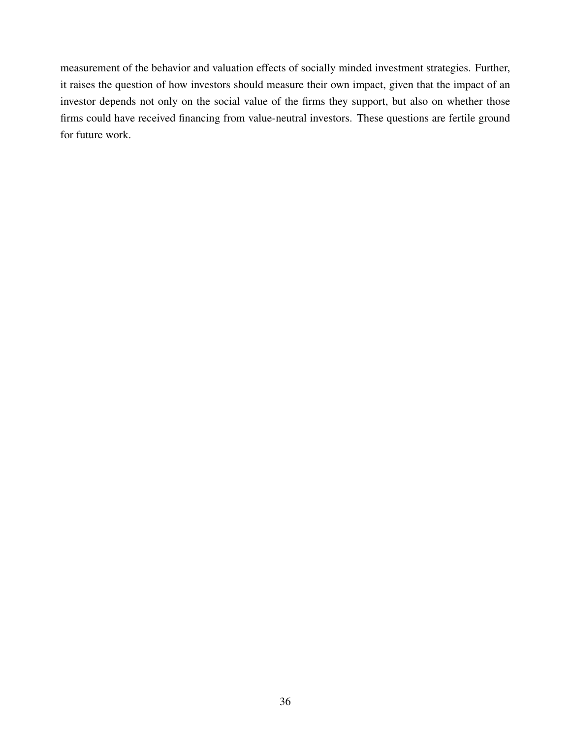measurement of the behavior and valuation effects of socially minded investment strategies. Further, it raises the question of how investors should measure their own impact, given that the impact of an investor depends not only on the social value of the firms they support, but also on whether those firms could have received financing from value-neutral investors. These questions are fertile ground for future work.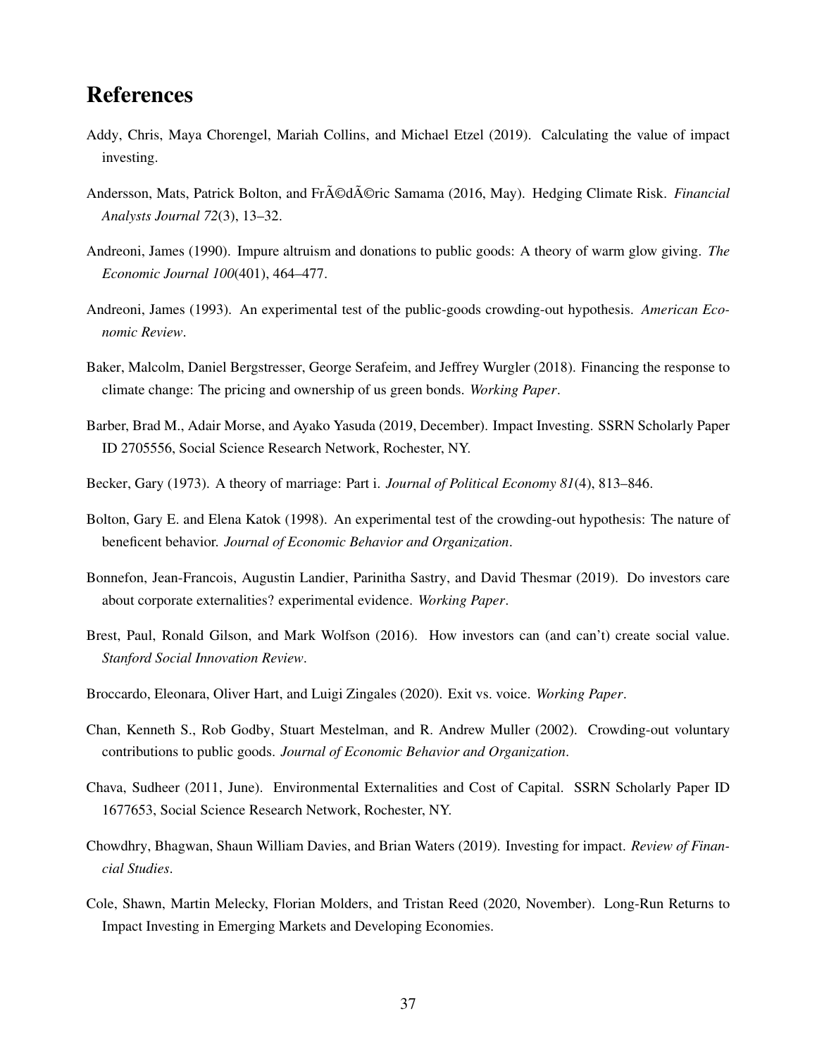# References

Addy, Chris, Maya Chorengel, Mariah Collins, and Michael Etzel (2019). Calculating the value of impact investing.

Andersson, Mats, Patrick Bolton, and FrÃ©dÃ©ric Samama (2016, May). Hedging Climate Risk. *Financial Analysts Journal 72*(3), 13–32.

Andreoni, James (1990). Impure altruism and donations to public goods: A theory of warm glow giving. *The Economic Journal 100*(401), 464–477.

Andreoni, James (1993). An experimental test of the public-goods crowding-out hypothesis. *American Economic Review*.

Baker, Malcolm, Daniel Bergstresser, George Serafeim, and Jeffrey Wurgler (2018). Financing the response to climate change: The pricing and ownership of us green bonds. *Working Paper*.

Barber, Brad M., Adair Morse, and Ayako Yasuda (2019, December). Impact Investing. SSRN Scholarly Paper ID 2705556, Social Science Research Network, Rochester, NY.

Becker, Gary (1973). A theory of marriage: Part i. *Journal of Political Economy 81*(4), 813–846.

Bolton, Gary E. and Elena Katok (1998). An experimental test of the crowding-out hypothesis: The nature of beneficent behavior. *Journal of Economic Behavior and Organization*.

Bonnefon, Jean-Francois, Augustin Landier, Parinitha Sastry, and David Thesmar (2019). Do investors care about corporate externalities? experimental evidence. *Working Paper*.

Brest, Paul, Ronald Gilson, and Mark Wolfson (2016). How investors can (and can't) create social value. *Stanford Social Innovation Review*.

Broccardo, Eleonara, Oliver Hart, and Luigi Zingales (2020). Exit vs. voice. *Working Paper*.

Chan, Kenneth S., Rob Godby, Stuart Mestelman, and R. Andrew Muller (2002). Crowding-out voluntary contributions to public goods. *Journal of Economic Behavior and Organization*.

Chava, Sudheer (2011, June). Environmental Externalities and Cost of Capital. SSRN Scholarly Paper ID 1677653, Social Science Research Network, Rochester, NY.

Chowdhry, Bhagwan, Shaun William Davies, and Brian Waters (2019). Investing for impact. *Review of Financial Studies*.

Cole, Shawn, Martin Melecky, Florian Molders, and Tristan Reed (2020, November). Long-Run Returns to Impact Investing in Emerging Markets and Developing Economies.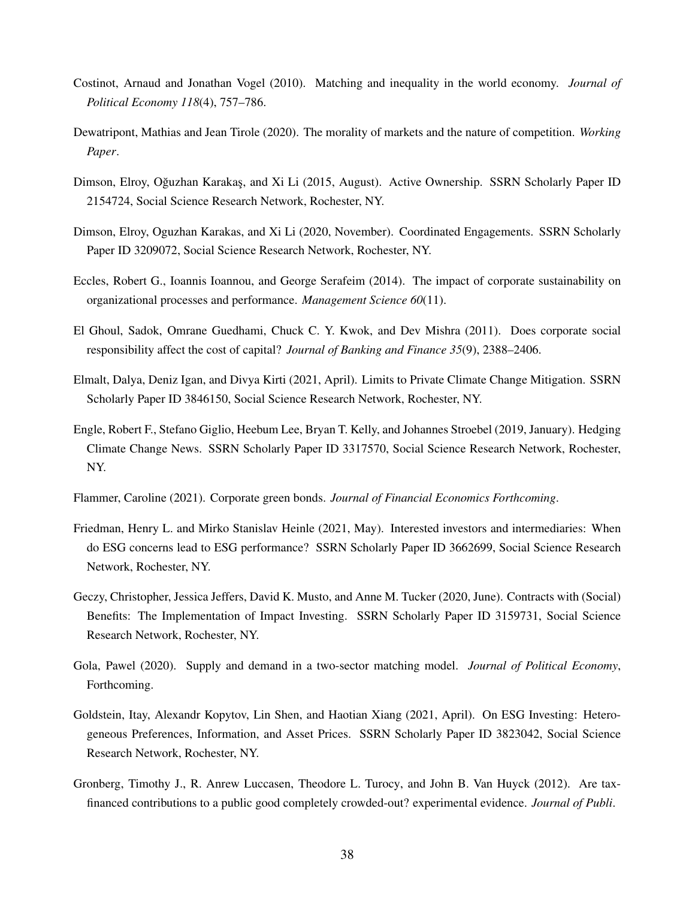Costinot, Arnaud and Jonathan Vogel (2010). Matching and inequality in the world economy. *Journal of Political Economy 118*(4), 757–786.

Dewatripont, Mathias and Jean Tirole (2020). The morality of markets and the nature of competition. *Working Paper*.

Dimson, Elroy, Oğuzhan Karakaş, and Xi Li (2015, August). Active Ownership. SSRN Scholarly Paper ID 2154724, Social Science Research Network, Rochester, NY.

Dimson, Elroy, Oguzhan Karakas, and Xi Li (2020, November). Coordinated Engagements. SSRN Scholarly Paper ID 3209072, Social Science Research Network, Rochester, NY.

Eccles, Robert G., Ioannis Ioannou, and George Serafeim (2014). The impact of corporate sustainability on organizational processes and performance. *Management Science 60*(11).

El Ghoul, Sadok, Omrane Guedhami, Chuck C. Y. Kwok, and Dev Mishra (2011). Does corporate social responsibility affect the cost of capital? *Journal of Banking and Finance 35*(9), 2388–2406.

Elmalt, Dalya, Deniz Igan, and Divya Kirti (2021, April). Limits to Private Climate Change Mitigation. SSRN Scholarly Paper ID 3846150, Social Science Research Network, Rochester, NY.

Engle, Robert F., Stefano Giglio, Heebum Lee, Bryan T. Kelly, and Johannes Stroebel (2019, January). Hedging Climate Change News. SSRN Scholarly Paper ID 3317570, Social Science Research Network, Rochester, NY.

Flammer, Caroline (2021). Corporate green bonds. *Journal of Financial Economics Forthcoming*.

Friedman, Henry L. and Mirko Stanislav Heinle (2021, May). Interested investors and intermediaries: When do ESG concerns lead to ESG performance? SSRN Scholarly Paper ID 3662699, Social Science Research Network, Rochester, NY.

Geczy, Christopher, Jessica Jeffers, David K. Musto, and Anne M. Tucker (2020, June). Contracts with (Social) Benefits: The Implementation of Impact Investing. SSRN Scholarly Paper ID 3159731, Social Science Research Network, Rochester, NY.

Gola, Pawel (2020). Supply and demand in a two-sector matching model. *Journal of Political Economy*, Forthcoming.

Goldstein, Itay, Alexandr Kopytov, Lin Shen, and Haotian Xiang (2021, April). On ESG Investing: Heterogeneous Preferences, Information, and Asset Prices. SSRN Scholarly Paper ID 3823042, Social Science Research Network, Rochester, NY.

Gronberg, Timothy J., R. Anrew Luccasen, Theodore L. Turocy, and John B. Van Huyck (2012). Are tax-financed contributions to a public good completely crowded-out? experimental evidence. *Journal of Publi*.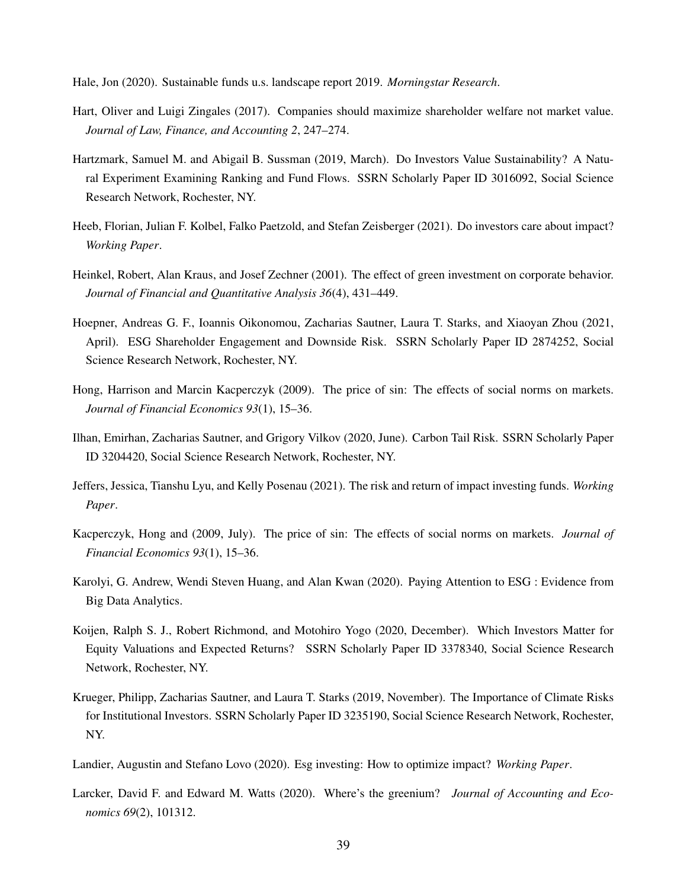Hale, Jon (2020). Sustainable funds u.s. landscape report 2019. *Morningstar Research*.

Hart, Oliver and Luigi Zingales (2017). Companies should maximize shareholder welfare not market value. *Journal of Law, Finance, and Accounting 2*, 247–274.

Hartzmark, Samuel M. and Abigail B. Sussman (2019, March). Do Investors Value Sustainability? A Natural Experiment Examining Ranking and Fund Flows. SSRN Scholarly Paper ID 3016092, Social Science Research Network, Rochester, NY.

Heeb, Florian, Julian F. Kolbel, Falko Paetzold, and Stefan Zeisberger (2021). Do investors care about impact? *Working Paper*.

Heinkel, Robert, Alan Kraus, and Josef Zechner (2001). The effect of green investment on corporate behavior. *Journal of Financial and Quantitative Analysis 36*(4), 431–449.

Hoepner, Andreas G. F., Ioannis Oikonomou, Zacharias Sautner, Laura T. Starks, and Xiaoyan Zhou (2021, April). ESG Shareholder Engagement and Downside Risk. SSRN Scholarly Paper ID 2874252, Social Science Research Network, Rochester, NY.

Hong, Harrison and Marcin Kacperczyk (2009). The price of sin: The effects of social norms on markets. *Journal of Financial Economics 93*(1), 15–36.

Ilhan, Emirhan, Zacharias Sautner, and Grigory Vilkov (2020, June). Carbon Tail Risk. SSRN Scholarly Paper ID 3204420, Social Science Research Network, Rochester, NY.

Jeffers, Jessica, Tianshu Lyu, and Kelly Posenau (2021). The risk and return of impact investing funds. *Working Paper*.

Kacperczyk, Hong and (2009, July). The price of sin: The effects of social norms on markets. *Journal of Financial Economics 93*(1), 15–36.

Karolyi, G. Andrew, Wendi Steven Huang, and Alan Kwan (2020). Paying Attention to ESG : Evidence from Big Data Analytics.

Koijen, Ralph S. J., Robert Richmond, and Motohiro Yogo (2020, December). Which Investors Matter for Equity Valuations and Expected Returns? SSRN Scholarly Paper ID 3378340, Social Science Research Network, Rochester, NY.

Krueger, Philipp, Zacharias Sautner, and Laura T. Starks (2019, November). The Importance of Climate Risks for Institutional Investors. SSRN Scholarly Paper ID 3235190, Social Science Research Network, Rochester, NY.

Landier, Augustin and Stefano Lovo (2020). Esg investing: How to optimize impact? *Working Paper*.

Larcker, David F. and Edward M. Watts (2020). Where's the greenium? *Journal of Accounting and Economics 69*(2), 101312.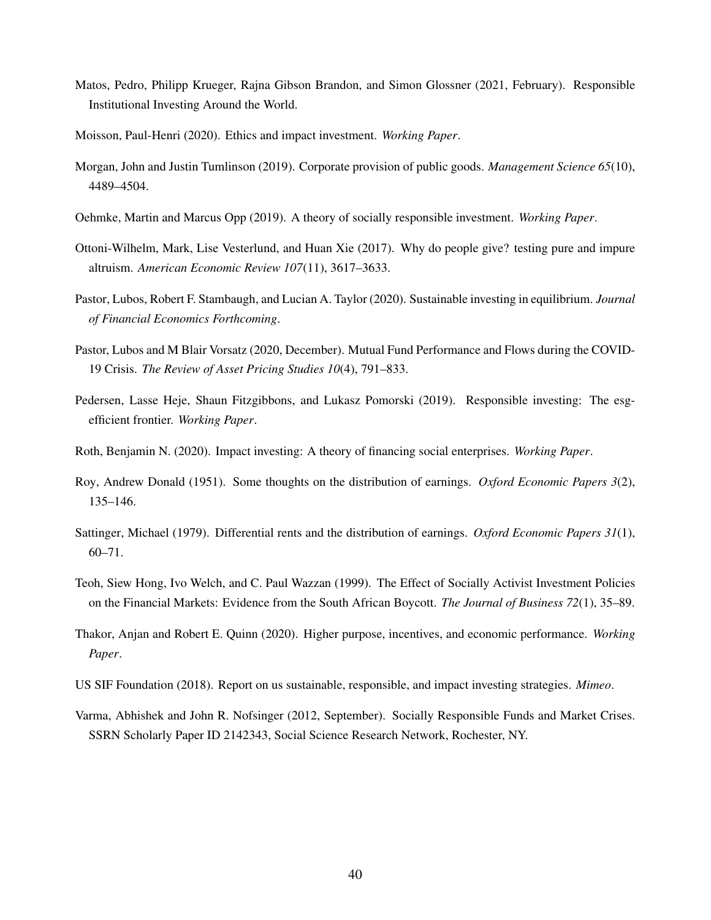Matos, Pedro, Philipp Krueger, Rajna Gibson Brandon, and Simon Glossner (2021, February). Responsible Institutional Investing Around the World.

Moisson, Paul-Henri (2020). Ethics and impact investment. *Working Paper*.

Morgan, John and Justin Tumlinson (2019). Corporate provision of public goods. *Management Science 65*(10), 4489–4504.

Oehmke, Martin and Marcus Opp (2019). A theory of socially responsible investment. *Working Paper*.

Ottoni-Wilhelm, Mark, Lise Vesterlund, and Huan Xie (2017). Why do people give? testing pure and impure altruism. *American Economic Review 107*(11), 3617–3633.

Pastor, Lubos, Robert F. Stambaugh, and Lucian A. Taylor (2020). Sustainable investing in equilibrium. *Journal of Financial Economics Forthcoming*.

Pastor, Lubos and M Blair Vorsatz (2020, December). Mutual Fund Performance and Flows during the COVID-19 Crisis. *The Review of Asset Pricing Studies 10*(4), 791–833.

Pedersen, Lasse Heje, Shaun Fitzgibbons, and Lukasz Pomorski (2019). Responsible investing: The esg-efficient frontier. *Working Paper*.

Roth, Benjamin N. (2020). Impact investing: A theory of financing social enterprises. *Working Paper*.

Roy, Andrew Donald (1951). Some thoughts on the distribution of earnings. *Oxford Economic Papers 3*(2), 135–146.

Sattinger, Michael (1979). Differential rents and the distribution of earnings. *Oxford Economic Papers 31*(1), 60–71.

Teoh, Siew Hong, Ivo Welch, and C. Paul Wazzan (1999). The Effect of Socially Activist Investment Policies on the Financial Markets: Evidence from the South African Boycott. *The Journal of Business 72*(1), 35–89.

Thakor, Anjan and Robert E. Quinn (2020). Higher purpose, incentives, and economic performance. *Working Paper*.

US SIF Foundation (2018). Report on us sustainable, responsible, and impact investing strategies. *Mimeo*.

Varma, Abhishek and John R. Nofsinger (2012, September). Socially Responsible Funds and Market Crises. SSRN Scholarly Paper ID 2142343, Social Science Research Network, Rochester, NY.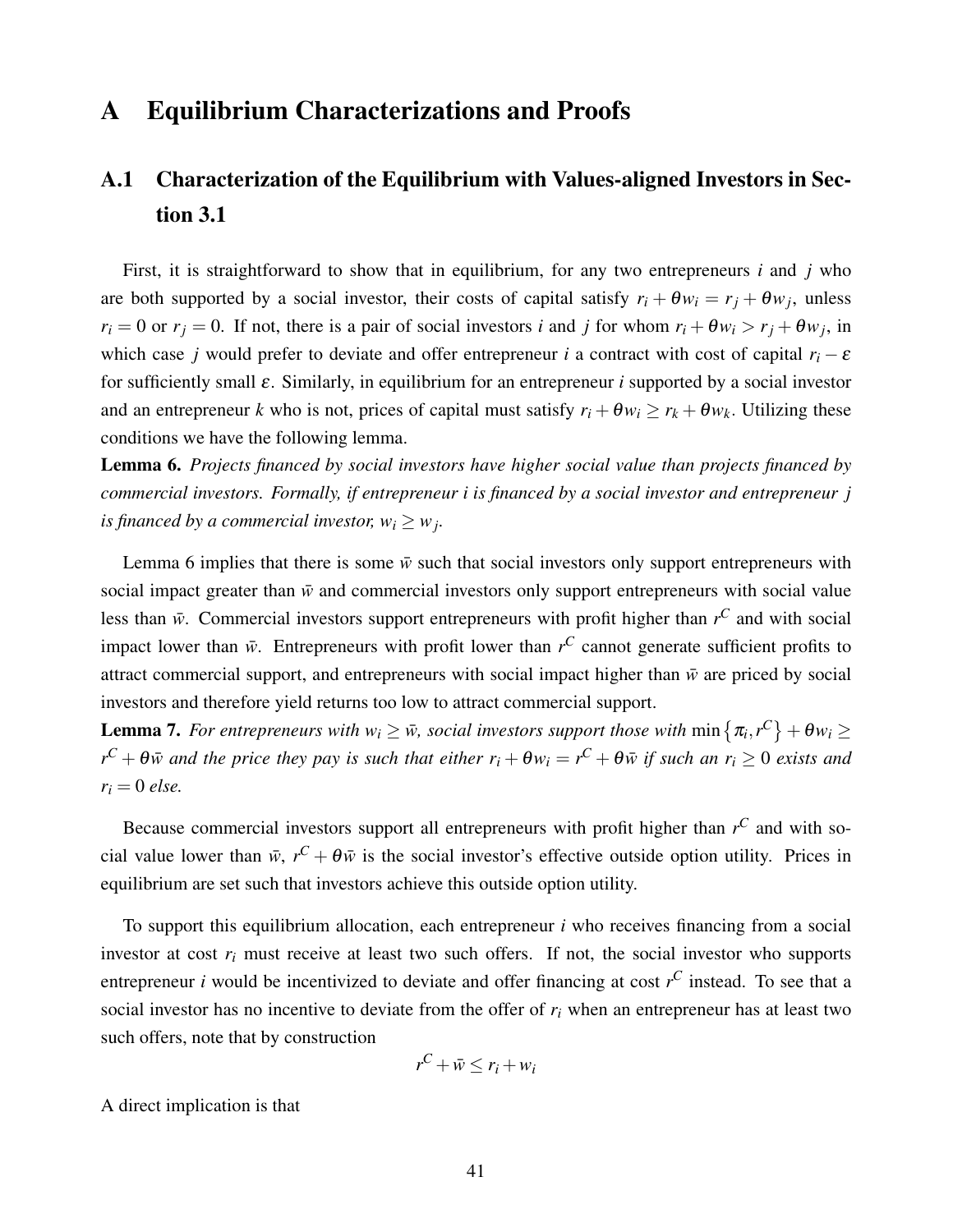# A Equilibrium Characterizations and Proofs

## A.1 Characterization of the Equilibrium with Values-aligned Investors in Section 3.1

First, it is straightforward to show that in equilibrium, for any two entrepreneurs $i$ and $j$ who are both supported by a social investor, their costs of capital satisfy $r_i + \theta w_i = r_j + \theta w_j$, unless $r_i = 0$ or $r_j = 0$. If not, there is a pair of social investors $i$ and $j$ for whom $r_i + \theta w_i > r_j + \theta w_j$, in which case $j$ would prefer to deviate and offer entrepreneur $i$ a contract with cost of capital $r_i - \varepsilon$ for sufficiently small $\varepsilon$. Similarly, in equilibrium for an entrepreneur $i$ supported by a social investor and an entrepreneur $k$ who is not, prices of capital must satisfy $r_i + \theta w_i \geq r_k + \theta w_k$. Utilizing these conditions we have the following lemma.

**Lemma 6.** *Projects financed by social investors have higher social value than projects financed by commercial investors. Formally, if entrepreneur i is financed by a social investor and entrepreneur j is financed by a commercial investor,* $w_i \geq w_j$.

Lemma 6 implies that there is some $\bar{w}$ such that social investors only support entrepreneurs with social impact greater than $\bar{w}$ and commercial investors only support entrepreneurs with social value less than $\bar{w}$. Commercial investors support entrepreneurs with profit higher than $r^C$ and with social impact lower than $\bar{w}$. Entrepreneurs with profit lower than $r^C$ cannot generate sufficient profits to attract commercial support, and entrepreneurs with social impact higher than $\bar{w}$ are priced by social investors and therefore yield returns too low to attract commercial support.

**Lemma 7.** *For entrepreneurs with* $w_i \geq \bar{w}$*, social investors support those with* $\min\{\pi_i, r^C\} + \theta w_i \geq r^C + \theta \bar{w}$ *and the price they pay is such that either* $r_i + \theta w_i = r^C + \theta \bar{w}$ *if such an* $r_i \geq 0$ *exists and* $r_i = 0$ *else.*

Because commercial investors support all entrepreneurs with profit higher than $r^C$ and with social value lower than $\bar{w}$, $r^C + \theta \bar{w}$ is the social investor's effective outside option utility. Prices in equilibrium are set such that investors achieve this outside option utility.

To support this equilibrium allocation, each entrepreneur $i$ who receives financing from a social investor at cost $r_i$ must receive at least two such offers. If not, the social investor who supports entrepreneur $i$ would be incentivized to deviate and offer financing at cost $r^C$ instead. To see that a social investor has no incentive to deviate from the offer of $r_i$ when an entrepreneur has at least two such offers, note that by construction

$$r^C + \bar{w} \leq r_i + w_i$$

A direct implication is that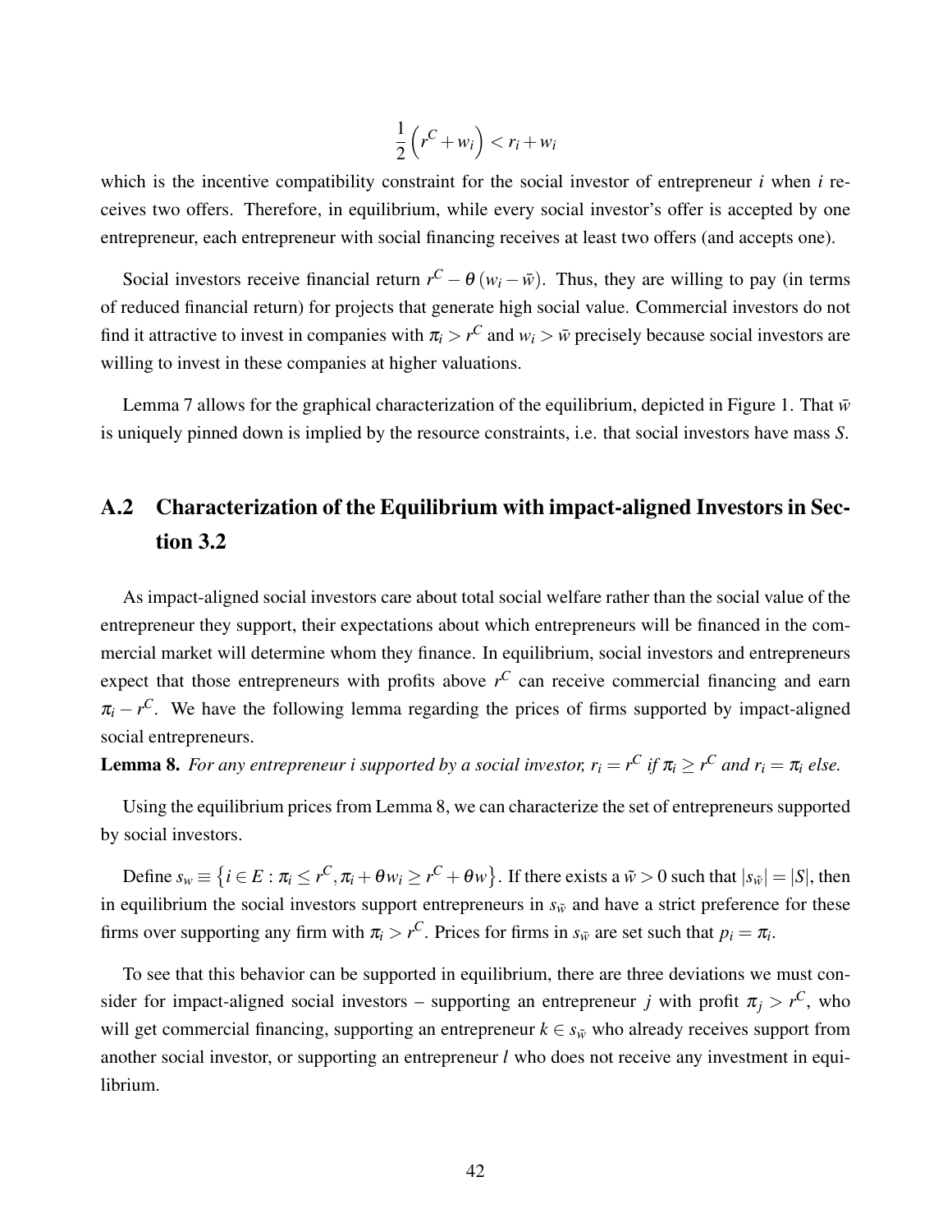$$\frac{1}{2}\left(r^C + w_i\right) < r_i + w_i$$

which is the incentive compatibility constraint for the social investor of entrepreneur $i$ when $i$ receives two offers. Therefore, in equilibrium, while every social investor's offer is accepted by one entrepreneur, each entrepreneur with social financing receives at least two offers (and accepts one).

Social investors receive financial return $r^C - \theta\left(w_i - \bar{w}\right)$. Thus, they are willing to pay (in terms of reduced financial return) for projects that generate high social value. Commercial investors do not find it attractive to invest in companies with $\pi_i > r^C$ and $w_i > \bar{w}$ precisely because social investors are willing to invest in these companies at higher valuations.

Lemma 7 allows for the graphical characterization of the equilibrium, depicted in Figure 1. That $\bar{w}$ is uniquely pinned down is implied by the resource constraints, i.e. that social investors have mass $S$.

## A.2 Characterization of the Equilibrium with impact-aligned Investors in Section 3.2

As impact-aligned social investors care about total social welfare rather than the social value of the entrepreneur they support, their expectations about which entrepreneurs will be financed in the commercial market will determine whom they finance. In equilibrium, social investors and entrepreneurs expect that those entrepreneurs with profits above $r^C$ can receive commercial financing and earn $\pi_i - r^C$. We have the following lemma regarding the prices of firms supported by impact-aligned social entrepreneurs.

**Lemma 8.** *For any entrepreneur i supported by a social investor, $r_i = r^C$ if $\pi_i \geq r^C$ and $r_i = \pi_i$ else.*

Using the equilibrium prices from Lemma 8, we can characterize the set of entrepreneurs supported by social investors.

Define $s_w \equiv \left\{i \in E : \pi_i \leq r^C, \pi_i + \theta w_i \geq r^C + \theta w\right\}$. If there exists a $\tilde{w} > 0$ such that $|s_{\tilde{w}}| = |S|$, then in equilibrium the social investors support entrepreneurs in $s_{\tilde{w}}$ and have a strict preference for these firms over supporting any firm with $\pi_i > r^C$. Prices for firms in $s_{\tilde{w}}$ are set such that $p_i = \pi_i$.

To see that this behavior can be supported in equilibrium, there are three deviations we must consider for impact-aligned social investors – supporting an entrepreneur $j$ with profit $\pi_j > r^C$, who will get commercial financing, supporting an entrepreneur $k \in s_{\tilde{w}}$ who already receives support from another social investor, or supporting an entrepreneur $l$ who does not receive any investment in equilibrium.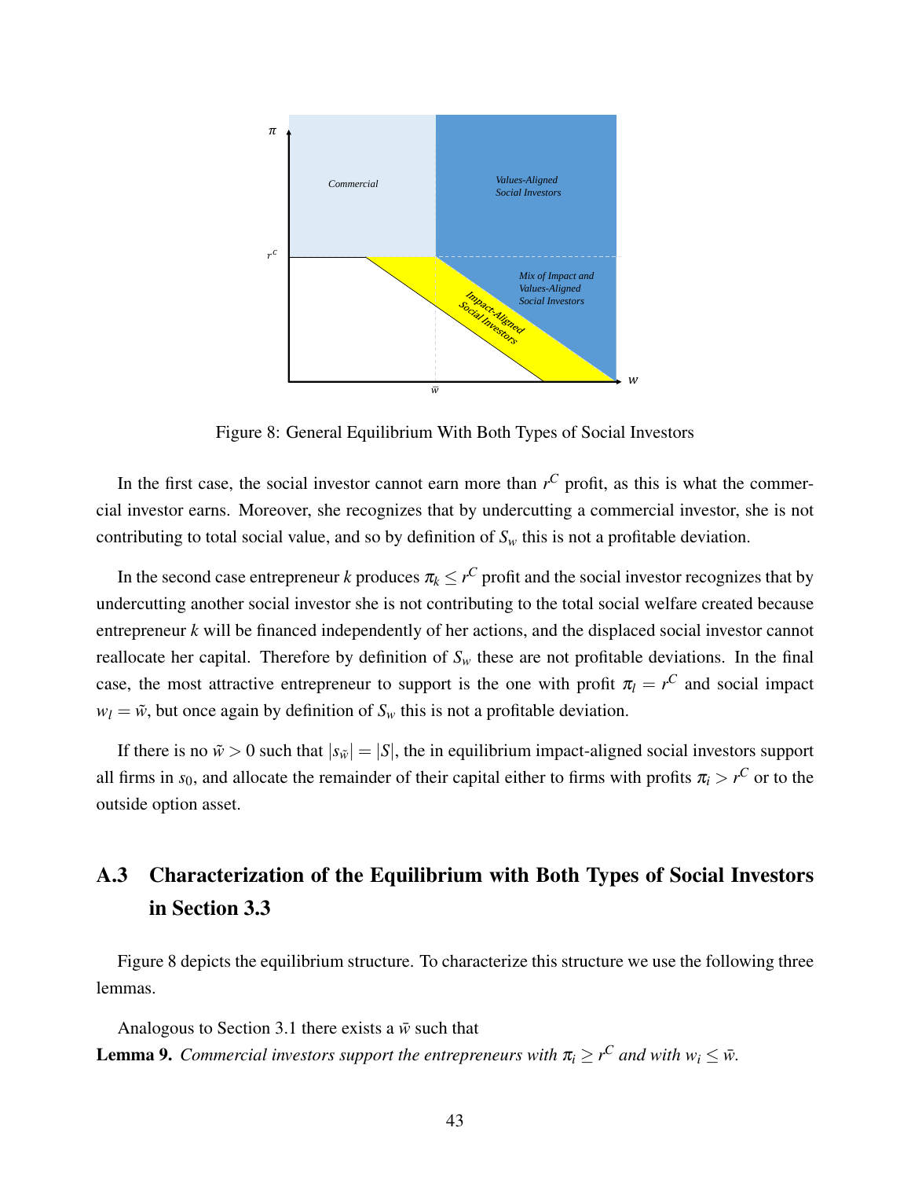Figure 8: General Equilibrium With Both Types of Social Investors

In the first case, the social investor cannot earn more than $r^C$ profit, as this is what the commercial investor earns. Moreover, she recognizes that by undercutting a commercial investor, she is not contributing to total social value, and so by definition of $S_w$ this is not a profitable deviation.

In the second case entrepreneur $k$ produces $\pi_k \leq r^C$ profit and the social investor recognizes that by undercutting another social investor she is not contributing to the total social welfare created because entrepreneur $k$ will be financed independently of her actions, and the displaced social investor cannot reallocate her capital. Therefore by definition of $S_w$ these are not profitable deviations. In the final case, the most attractive entrepreneur to support is the one with profit $\pi_l = r^C$ and social impact $w_l = \tilde{w}$, but once again by definition of $S_w$ this is not a profitable deviation.

If there is no $\tilde{w} > 0$ such that $|s_{\tilde{w}}| = |S|$, the in equilibrium impact-aligned social investors support all firms in $s_0$, and allocate the remainder of their capital either to firms with profits $\pi_i > r^C$ or to the outside option asset.

## A.3 Characterization of the Equilibrium with Both Types of Social Investors in Section 3.3

Figure 8 depicts the equilibrium structure. To characterize this structure we use the following three lemmas.

Analogous to Section 3.1 there exists a $\bar{w}$ such that

**Lemma 9.** *Commercial investors support the entrepreneurs with $\pi_i \geq r^C$ and with $w_i \leq \bar{w}$.*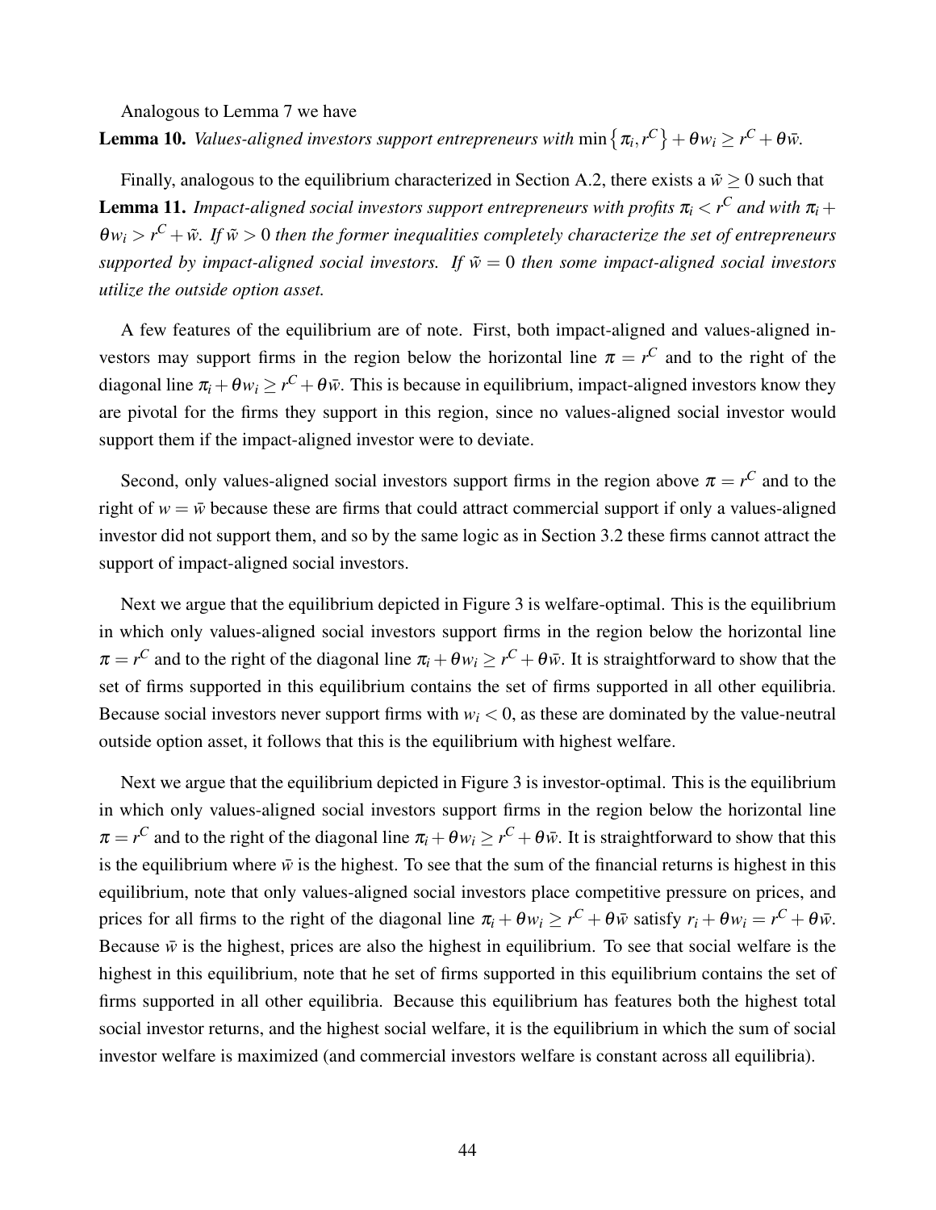Analogous to Lemma 7 we have

**Lemma 10.** *Values-aligned investors support entrepreneurs with* $\min\{\pi_i, r^C\} + \theta w_i \geq r^C + \theta \bar{w}$.

Finally, analogous to the equilibrium characterized in Section A.2, there exists a $\tilde{w} \geq 0$ such that

**Lemma 11.** *Impact-aligned social investors support entrepreneurs with profits* $\pi_i < r^C$ *and with* $\pi_i + \theta w_i > r^C + \tilde{w}$. *If* $\tilde{w} > 0$ *then the former inequalities completely characterize the set of entrepreneurs supported by impact-aligned social investors. If* $\tilde{w} = 0$ *then some impact-aligned social investors utilize the outside option asset.*

A few features of the equilibrium are of note. First, both impact-aligned and values-aligned investors may support firms in the region below the horizontal line $\pi = r^C$ and to the right of the diagonal line $\pi_i + \theta w_i \geq r^C + \theta \bar{w}$. This is because in equilibrium, impact-aligned investors know they are pivotal for the firms they support in this region, since no values-aligned social investor would support them if the impact-aligned investor were to deviate.

Second, only values-aligned social investors support firms in the region above $\pi = r^C$ and to the right of $w = \bar{w}$ because these are firms that could attract commercial support if only a values-aligned investor did not support them, and so by the same logic as in Section 3.2 these firms cannot attract the support of impact-aligned social investors.

Next we argue that the equilibrium depicted in Figure 3 is welfare-optimal. This is the equilibrium in which only values-aligned social investors support firms in the region below the horizontal line $\pi = r^C$ and to the right of the diagonal line $\pi_i + \theta w_i \geq r^C + \theta \bar{w}$. It is straightforward to show that the set of firms supported in this equilibrium contains the set of firms supported in all other equilibria. Because social investors never support firms with $w_i < 0$, as these are dominated by the value-neutral outside option asset, it follows that this is the equilibrium with highest welfare.

Next we argue that the equilibrium depicted in Figure 3 is investor-optimal. This is the equilibrium in which only values-aligned social investors support firms in the region below the horizontal line $\pi = r^C$ and to the right of the diagonal line $\pi_i + \theta w_i \geq r^C + \theta \bar{w}$. It is straightforward to show that this is the equilibrium where $\bar{w}$ is the highest. To see that the sum of the financial returns is highest in this equilibrium, note that only values-aligned social investors place competitive pressure on prices, and prices for all firms to the right of the diagonal line $\pi_i + \theta w_i \geq r^C + \theta \bar{w}$ satisfy $r_i + \theta w_i = r^C + \theta \bar{w}$. Because $\bar{w}$ is the highest, prices are also the highest in equilibrium. To see that social welfare is the highest in this equilibrium, note that he set of firms supported in this equilibrium contains the set of firms supported in all other equilibria. Because this equilibrium has features both the highest total social investor returns, and the highest social welfare, it is the equilibrium in which the sum of social investor welfare is maximized (and commercial investors welfare is constant across all equilibria).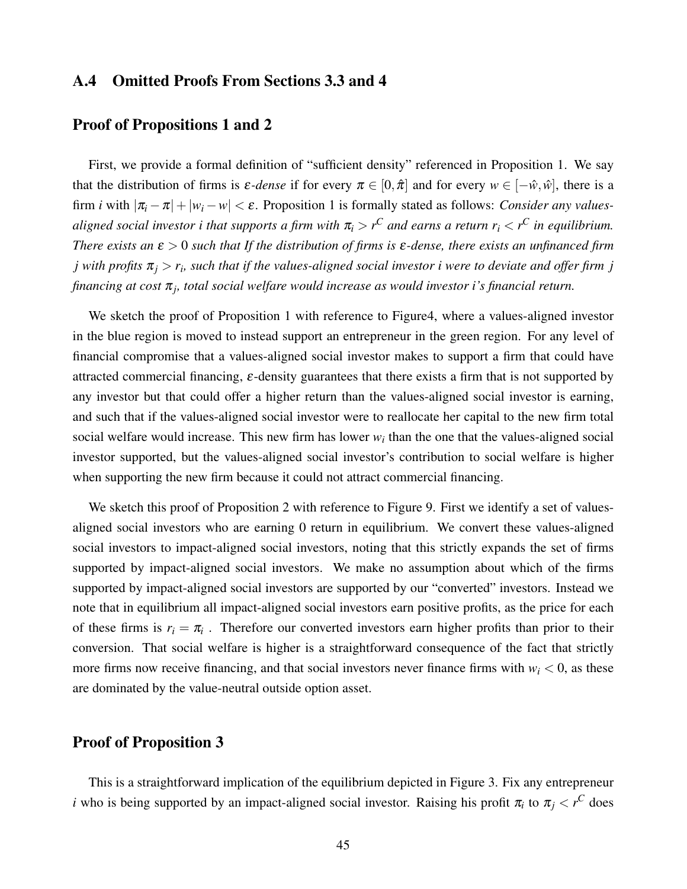## A.4 Omitted Proofs From Sections 3.3 and 4

### Proof of Propositions 1 and 2

First, we provide a formal definition of "sufficient density" referenced in Proposition 1. We say that the distribution of firms is $\varepsilon$-*dense* if for every $\pi \in [0, \hat{\pi}]$ and for every $w \in [-\hat{w}, \hat{w}]$, there is a firm $i$ with $|\pi_i - \pi| + |w_i - w| < \varepsilon$. Proposition 1 is formally stated as follows: *Consider any values-aligned social investor $i$ that supports a firm with $\pi_i > r^C$ and earns a return $r_i < r^C$ in equilibrium. There exists an $\varepsilon > 0$ such that If the distribution of firms is $\varepsilon$-dense, there exists an unfinanced firm $j$ with profits $\pi_j > r_i$, such that if the values-aligned social investor $i$ were to deviate and offer firm $j$ financing at cost $\pi_j$, total social welfare would increase as would investor $i$'s financial return.*

We sketch the proof of Proposition 1 with reference to Figure4, where a values-aligned investor in the blue region is moved to instead support an entrepreneur in the green region. For any level of financial compromise that a values-aligned social investor makes to support a firm that could have attracted commercial financing, $\varepsilon$-density guarantees that there exists a firm that is not supported by any investor but that could offer a higher return than the values-aligned social investor is earning, and such that if the values-aligned social investor were to reallocate her capital to the new firm total social welfare would increase. This new firm has lower $w_i$ than the one that the values-aligned social investor supported, but the values-aligned social investor's contribution to social welfare is higher when supporting the new firm because it could not attract commercial financing.

We sketch this proof of Proposition 2 with reference to Figure 9. First we identify a set of values-aligned social investors who are earning 0 return in equilibrium. We convert these values-aligned social investors to impact-aligned social investors, noting that this strictly expands the set of firms supported by impact-aligned social investors. We make no assumption about which of the firms supported by impact-aligned social investors are supported by our "converted" investors. Instead we note that in equilibrium all impact-aligned social investors earn positive profits, as the price for each of these firms is $r_i = \pi_i$ . Therefore our converted investors earn higher profits than prior to their conversion. That social welfare is higher is a straightforward consequence of the fact that strictly more firms now receive financing, and that social investors never finance firms with $w_i < 0$, as these are dominated by the value-neutral outside option asset.

### Proof of Proposition 3

This is a straightforward implication of the equilibrium depicted in Figure 3. Fix any entrepreneur $i$ who is being supported by an impact-aligned social investor. Raising his profit $\pi_i$ to $\pi_j < r^C$ does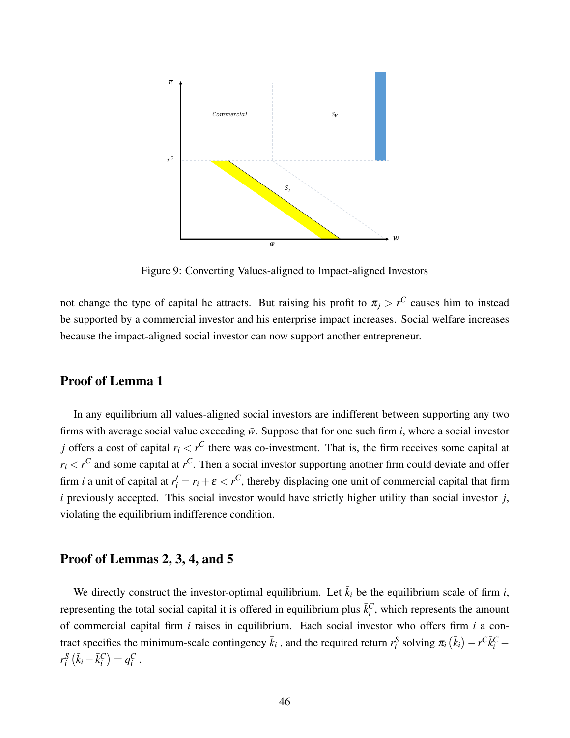Figure 9: Converting Values-aligned to Impact-aligned Investors

not change the type of capital he attracts. But raising his profit to $\pi_j > r^C$ causes him to instead be supported by a commercial investor and his enterprise impact increases. Social welfare increases because the impact-aligned social investor can now support another entrepreneur.

## Proof of Lemma 1

In any equilibrium all values-aligned social investors are indifferent between supporting any two firms with average social value exceeding $\bar{w}$. Suppose that for one such firm $i$, where a social investor $j$ offers a cost of capital $r_i < r^C$ there was co-investment. That is, the firm receives some capital at $r_i < r^C$ and some capital at $r^C$. Then a social investor supporting another firm could deviate and offer firm $i$ a unit of capital at $r_i' = r_i + \varepsilon < r^C$, thereby displacing one unit of commercial capital that firm $i$ previously accepted. This social investor would have strictly higher utility than social investor $j$, violating the equilibrium indifference condition.

## Proof of Lemmas 2, 3, 4, and 5

We directly construct the investor-optimal equilibrium. Let $\bar{k}_i$ be the equilibrium scale of firm $i$, representing the total social capital it is offered in equilibrium plus $\bar{k}_i^C$, which represents the amount of commercial capital firm $i$ raises in equilibrium. Each social investor who offers firm $i$ a contract specifies the minimum-scale contingency $\bar{k}_i$ , and the required return $r_i^S$ solving $\pi_i\left(\bar{k}_i\right) - r^C\bar{k}_i^C - r_i^S\left(\bar{k}_i - \bar{k}_i^C\right) = q_i^C$ .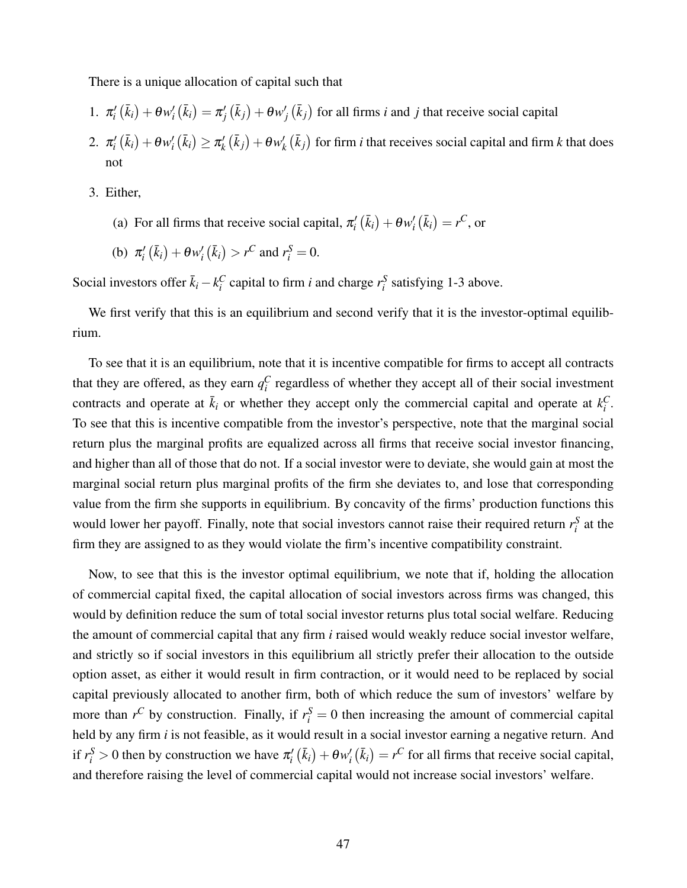There is a unique allocation of capital such that

1. $\pi_i'\left(\bar{k}_i\right) + \theta w_i'\left(\bar{k}_i\right) = \pi_j'\left(\bar{k}_j\right) + \theta w_j'\left(\bar{k}_j\right)$ for all firms $i$ and $j$ that receive social capital
2. $\pi_i'\left(\bar{k}_i\right) + \theta w_i'\left(\bar{k}_i\right) \geq \pi_k'\left(\bar{k}_j\right) + \theta w_k'\left(\bar{k}_j\right)$ for firm $i$ that receives social capital and firm $k$ that does not
3. Either,
   (a) For all firms that receive social capital, $\pi_i'\left(\bar{k}_i\right) + \theta w_i'\left(\bar{k}_i\right) = r^C$, or
   (b) $\pi_i'\left(\bar{k}_i\right) + \theta w_i'\left(\bar{k}_i\right) > r^C$ and $r_i^S = 0$.

Social investors offer $\bar{k}_i - k_i^C$ capital to firm $i$ and charge $r_i^S$ satisfying 1-3 above.

We first verify that this is an equilibrium and second verify that it is the investor-optimal equilibrium.

To see that it is an equilibrium, note that it is incentive compatible for firms to accept all contracts that they are offered, as they earn $q_i^C$ regardless of whether they accept all of their social investment contracts and operate at $\bar{k}_i$ or whether they accept only the commercial capital and operate at $k_i^C$. To see that this is incentive compatible from the investor's perspective, note that the marginal social return plus the marginal profits are equalized across all firms that receive social investor financing, and higher than all of those that do not. If a social investor were to deviate, she would gain at most the marginal social return plus marginal profits of the firm she deviates to, and lose that corresponding value from the firm she supports in equilibrium. By concavity of the firms' production functions this would lower her payoff. Finally, note that social investors cannot raise their required return $r_i^S$ at the firm they are assigned to as they would violate the firm's incentive compatibility constraint.

Now, to see that this is the investor optimal equilibrium, we note that if, holding the allocation of commercial capital fixed, the capital allocation of social investors across firms was changed, this would by definition reduce the sum of total social investor returns plus total social welfare. Reducing the amount of commercial capital that any firm $i$ raised would weakly reduce social investor welfare, and strictly so if social investors in this equilibrium all strictly prefer their allocation to the outside option asset, as either it would result in firm contraction, or it would need to be replaced by social capital previously allocated to another firm, both of which reduce the sum of investors' welfare by more than $r^C$ by construction. Finally, if $r_i^S = 0$ then increasing the amount of commercial capital held by any firm $i$ is not feasible, as it would result in a social investor earning a negative return. And if $r_i^S > 0$ then by construction we have $\pi_i'\left(\bar{k}_i\right) + \theta w_i'\left(\bar{k}_i\right) = r^C$ for all firms that receive social capital, and therefore raising the level of commercial capital would not increase social investors' welfare.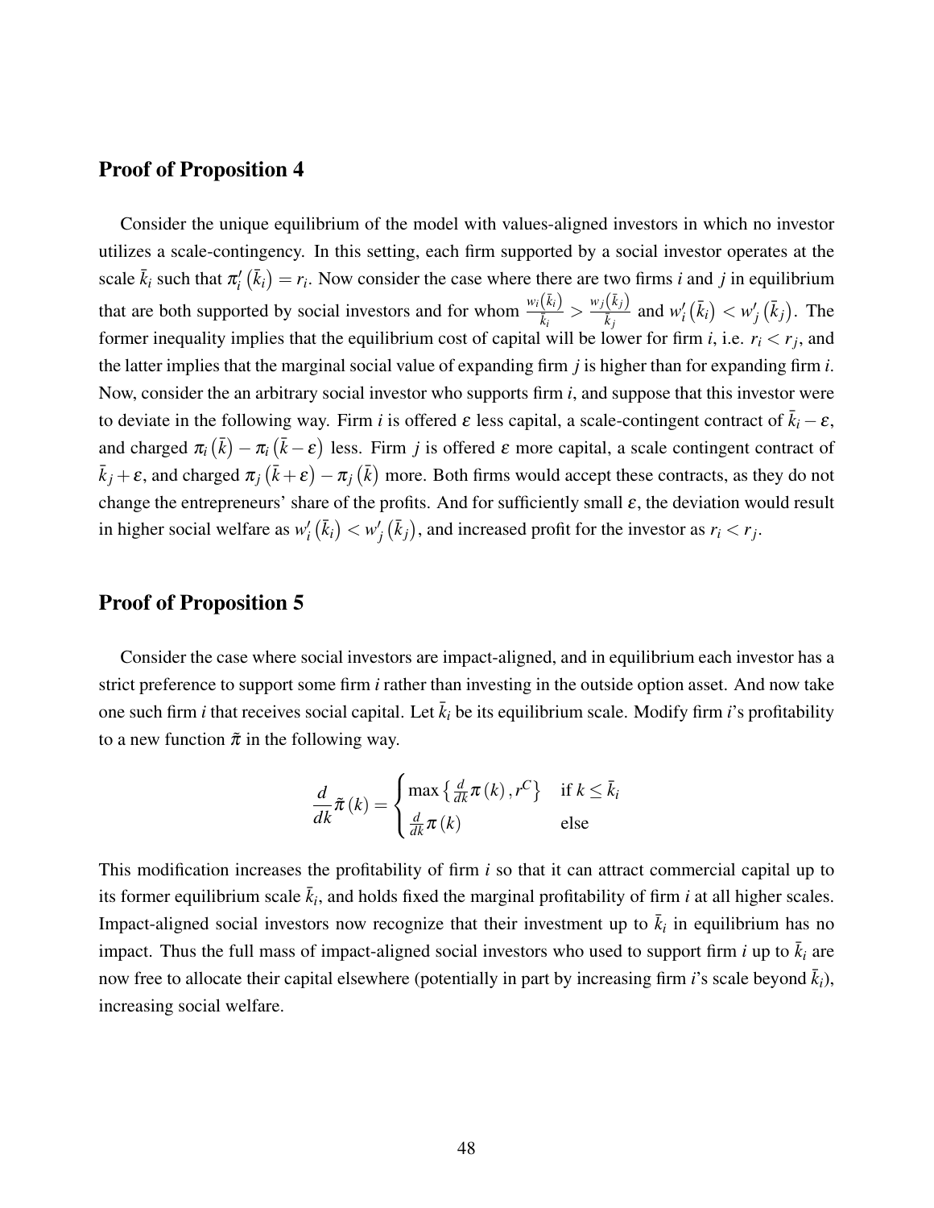## Proof of Proposition 4

Consider the unique equilibrium of the model with values-aligned investors in which no investor utilizes a scale-contingency. In this setting, each firm supported by a social investor operates at the scale $\bar{k}_i$ such that $\pi_i'(\bar{k}_i) = r_i$. Now consider the case where there are two firms $i$ and $j$ in equilibrium that are both supported by social investors and for whom $\frac{w_i(\bar{k}_i)}{\bar{k}_i} > \frac{w_j(\bar{k}_j)}{\bar{k}_j}$ and $w_i'(\bar{k}_i) < w_j'(\bar{k}_j)$. The former inequality implies that the equilibrium cost of capital will be lower for firm $i$, i.e. $r_i < r_j$, and the latter implies that the marginal social value of expanding firm $j$ is higher than for expanding firm $i$. Now, consider the an arbitrary social investor who supports firm $i$, and suppose that this investor were to deviate in the following way. Firm $i$ is offered $\varepsilon$ less capital, a scale-contingent contract of $\bar{k}_i - \varepsilon$, and charged $\pi_i(\bar{k}) - \pi_i(\bar{k} - \varepsilon)$ less. Firm $j$ is offered $\varepsilon$ more capital, a scale contingent contract of $\bar{k}_j + \varepsilon$, and charged $\pi_j(\bar{k} + \varepsilon) - \pi_j(\bar{k})$ more. Both firms would accept these contracts, as they do not change the entrepreneurs' share of the profits. And for sufficiently small $\varepsilon$, the deviation would result in higher social welfare as $w_i'(\bar{k}_i) < w_j'(\bar{k}_j)$, and increased profit for the investor as $r_i < r_j$.

## Proof of Proposition 5

Consider the case where social investors are impact-aligned, and in equilibrium each investor has a strict preference to support some firm $i$ rather than investing in the outside option asset. And now take one such firm $i$ that receives social capital. Let $\bar{k}_i$ be its equilibrium scale. Modify firm $i$'s profitability to a new function $\tilde{\pi}$ in the following way.

$$\frac{d}{dk}\tilde{\pi}(k) = \begin{cases} \max\left\{\frac{d}{dk}\pi(k), r^C\right\} & \text{if } k \leq \bar{k}_i \\ \frac{d}{dk}\pi(k) & \text{else} \end{cases}$$

This modification increases the profitability of firm $i$ so that it can attract commercial capital up to its former equilibrium scale $\bar{k}_i$, and holds fixed the marginal profitability of firm $i$ at all higher scales. Impact-aligned social investors now recognize that their investment up to $\bar{k}_i$ in equilibrium has no impact. Thus the full mass of impact-aligned social investors who used to support firm $i$ up to $\bar{k}_i$ are now free to allocate their capital elsewhere (potentially in part by increasing firm $i$'s scale beyond $\bar{k}_i$), increasing social welfare.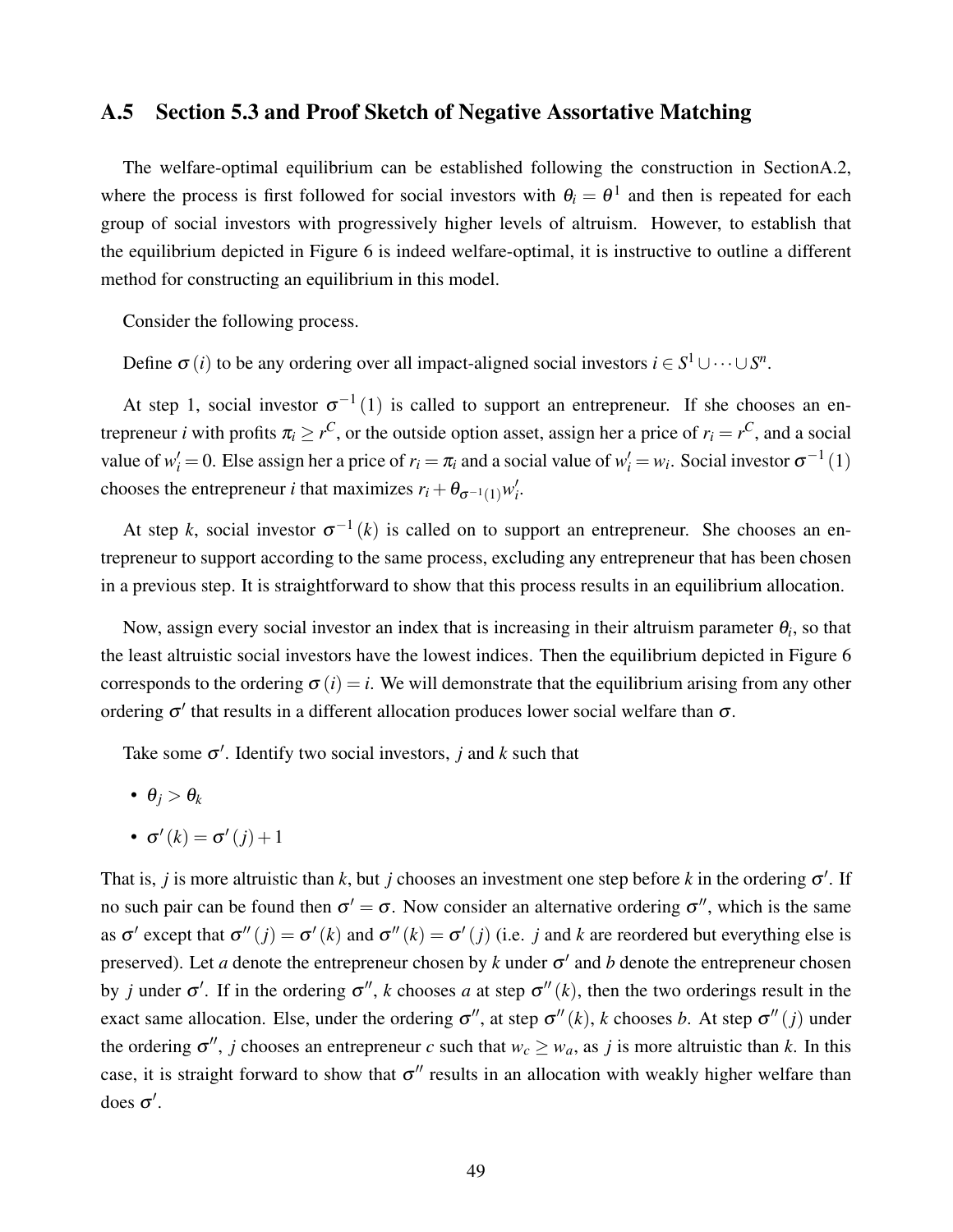## A.5 Section 5.3 and Proof Sketch of Negative Assortative Matching

The welfare-optimal equilibrium can be established following the construction in SectionA.2, where the process is first followed for social investors with $\theta_i = \theta^1$ and then is repeated for each group of social investors with progressively higher levels of altruism. However, to establish that the equilibrium depicted in Figure 6 is indeed welfare-optimal, it is instructive to outline a different method for constructing an equilibrium in this model.

Consider the following process.

Define $\sigma(i)$ to be any ordering over all impact-aligned social investors $i \in S^1 \cup \cdots \cup S^n$.

At step 1, social investor $\sigma^{-1}(1)$ is called to support an entrepreneur. If she chooses an entrepreneur $i$ with profits $\pi_i \geq r^C$, or the outside option asset, assign her a price of $r_i = r^C$, and a social value of $w_i' = 0$. Else assign her a price of $r_i = \pi_i$ and a social value of $w_i' = w_i$. Social investor $\sigma^{-1}(1)$ chooses the entrepreneur $i$ that maximizes $r_i + \theta_{\sigma^{-1}(1)} w_i'$.

At step $k$, social investor $\sigma^{-1}(k)$ is called on to support an entrepreneur. She chooses an entrepreneur to support according to the same process, excluding any entrepreneur that has been chosen in a previous step. It is straightforward to show that this process results in an equilibrium allocation.

Now, assign every social investor an index that is increasing in their altruism parameter $\theta_i$, so that the least altruistic social investors have the lowest indices. Then the equilibrium depicted in Figure 6 corresponds to the ordering $\sigma(i) = i$. We will demonstrate that the equilibrium arising from any other ordering $\sigma'$ that results in a different allocation produces lower social welfare than $\sigma$.

Take some $\sigma'$. Identify two social investors, $j$ and $k$ such that

- $\theta_j > \theta_k$
- $\sigma'(k) = \sigma'(j) + 1$

That is, $j$ is more altruistic than $k$, but $j$ chooses an investment one step before $k$ in the ordering $\sigma'$. If no such pair can be found then $\sigma' = \sigma$. Now consider an alternative ordering $\sigma''$, which is the same as $\sigma'$ except that $\sigma''(j) = \sigma'(k)$ and $\sigma''(k) = \sigma'(j)$ (i.e. $j$ and $k$ are reordered but everything else is preserved). Let $a$ denote the entrepreneur chosen by $k$ under $\sigma'$ and $b$ denote the entrepreneur chosen by $j$ under $\sigma'$. If in the ordering $\sigma''$, $k$ chooses $a$ at step $\sigma''(k)$, then the two orderings result in the exact same allocation. Else, under the ordering $\sigma''$, at step $\sigma''(k)$, $k$ chooses $b$. At step $\sigma''(j)$ under the ordering $\sigma''$, $j$ chooses an entrepreneur $c$ such that $w_c \geq w_a$, as $j$ is more altruistic than $k$. In this case, it is straight forward to show that $\sigma''$ results in an allocation with weakly higher welfare than does $\sigma'$.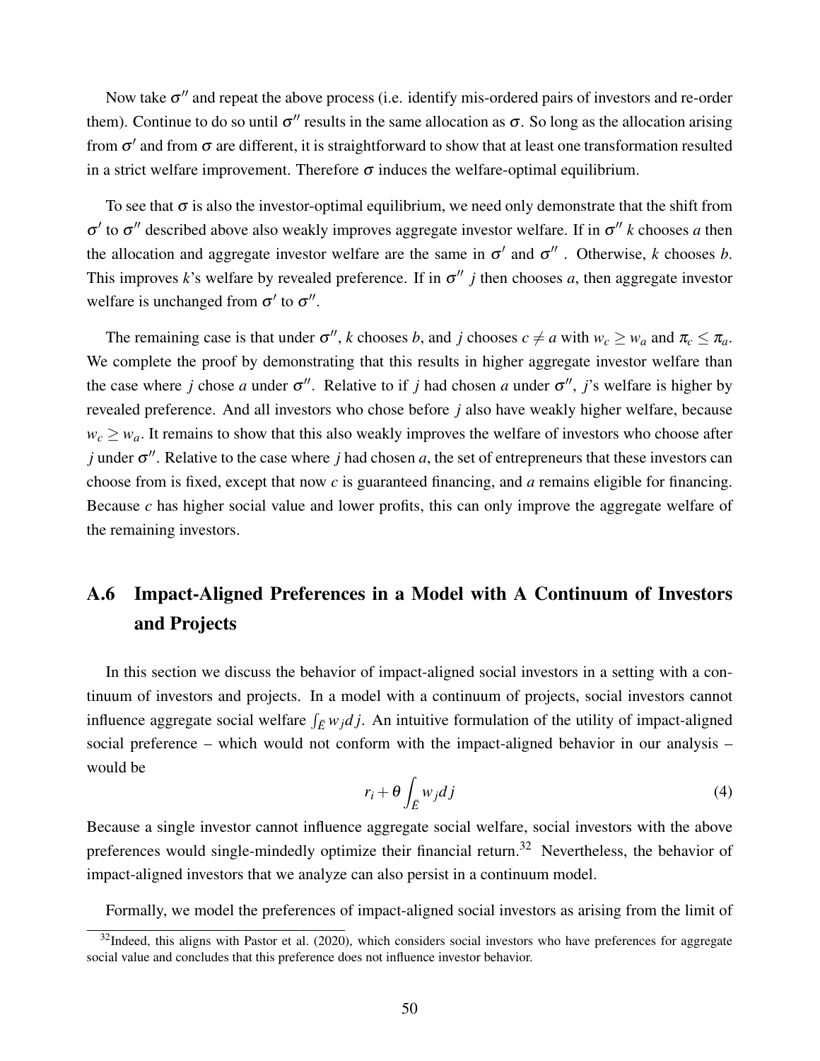Now take $\sigma''$ and repeat the above process (i.e. identify mis-ordered pairs of investors and re-order them). Continue to do so until $\sigma''$ results in the same allocation as $\sigma$. So long as the allocation arising from $\sigma'$ and from $\sigma$ are different, it is straightforward to show that at least one transformation resulted in a strict welfare improvement. Therefore $\sigma$ induces the welfare-optimal equilibrium.

To see that $\sigma$ is also the investor-optimal equilibrium, we need only demonstrate that the shift from $\sigma'$ to $\sigma''$ described above also weakly improves aggregate investor welfare. If in $\sigma''$ $k$ chooses $a$ then the allocation and aggregate investor welfare are the same in $\sigma'$ and $\sigma''$ . Otherwise, $k$ chooses $b$. This improves $k$'s welfare by revealed preference. If in $\sigma''$ $j$ then chooses $a$, then aggregate investor welfare is unchanged from $\sigma'$ to $\sigma''$.

The remaining case is that under $\sigma''$, $k$ chooses $b$, and $j$ chooses $c \neq a$ with $w_c \geq w_a$ and $\pi_c \leq \pi_a$. We complete the proof by demonstrating that this results in higher aggregate investor welfare than the case where $j$ chose $a$ under $\sigma''$. Relative to if $j$ had chosen $a$ under $\sigma''$, $j$'s welfare is higher by revealed preference. And all investors who chose before $j$ also have weakly higher welfare, because $w_c \geq w_a$. It remains to show that this also weakly improves the welfare of investors who choose after $j$ under $\sigma''$. Relative to the case where $j$ had chosen $a$, the set of entrepreneurs that these investors can choose from is fixed, except that now $c$ is guaranteed financing, and $a$ remains eligible for financing. Because $c$ has higher social value and lower profits, this can only improve the aggregate welfare of the remaining investors.

## A.6 Impact-Aligned Preferences in a Model with A Continuum of Investors and Projects

In this section we discuss the behavior of impact-aligned social investors in a setting with a continuum of investors and projects. In a model with a continuum of projects, social investors cannot influence aggregate social welfare $\int_{\bar{E}} w_j dj$. An intuitive formulation of the utility of impact-aligned social preference – which would not conform with the impact-aligned behavior in our analysis – would be

$$r_i + \theta \int_{\bar{E}} w_j dj \tag{4}$$

Because a single investor cannot influence aggregate social welfare, social investors with the above preferences would single-mindedly optimize their financial return.[32] Nevertheless, the behavior of impact-aligned investors that we analyze can also persist in a continuum model.

Formally, we model the preferences of impact-aligned social investors as arising from the limit of

[32] Indeed, this aligns with Pastor et al. (2020), which considers social investors who have preferences for aggregate social value and concludes that this preference does not influence investor behavior.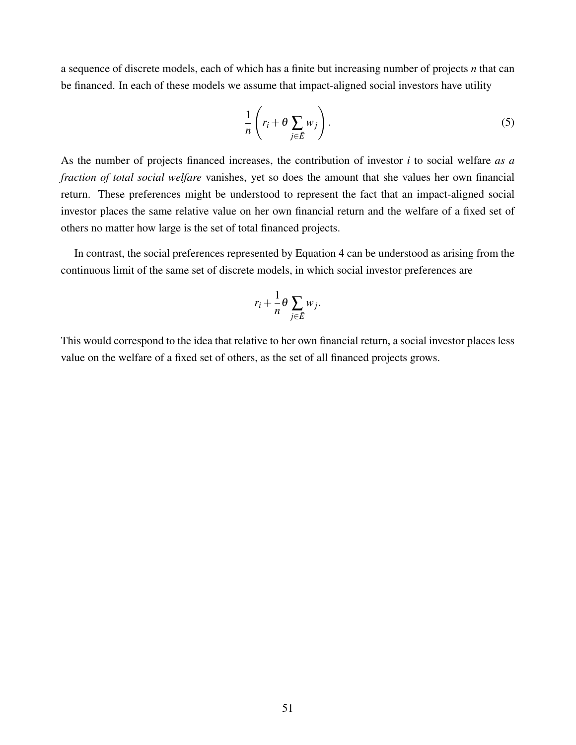a sequence of discrete models, each of which has a finite but increasing number of projects $n$ that can be financed. In each of these models we assume that impact-aligned social investors have utility

$$\frac{1}{n}\left(r_i + \theta \sum_{j \in \bar{E}} w_j\right). \tag{5}$$

As the number of projects financed increases, the contribution of investor $i$ to social welfare *as a fraction of total social welfare* vanishes, yet so does the amount that she values her own financial return. These preferences might be understood to represent the fact that an impact-aligned social investor places the same relative value on her own financial return and the welfare of a fixed set of others no matter how large is the set of total financed projects.

In contrast, the social preferences represented by Equation 4 can be understood as arising from the continuous limit of the same set of discrete models, in which social investor preferences are

$$r_i + \frac{1}{n}\theta \sum_{j \in \bar{E}} w_j.$$

This would correspond to the idea that relative to her own financial return, a social investor places less value on the welfare of a fixed set of others, as the set of all financed projects grows.